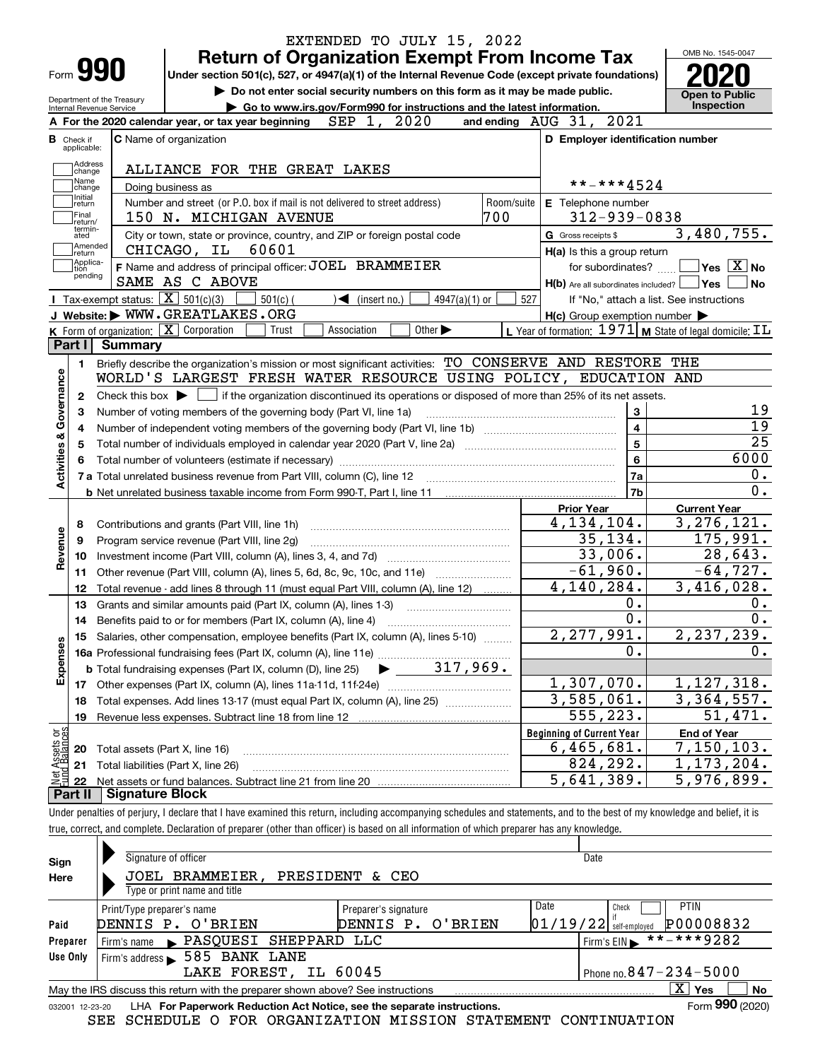EXTENDED TO JULY 15, 2022

# Form 990 — Return of Organization Exempt From Income Tax (2020)

Under section 501(c), 527, or 4947(a)(1) of the Internal Revenue Code (except private foundations)

▶ Do not enter social security numbers on this form as it may be made public.

▶ Go to www.irs.gov/Form990 for instructions and the latest information.

Department of the Treasury, Internal Revenue Service

OMB No. 1545-0047 — Open to Public Inspection

**A** For the 2020 calendar year, or tax year beginning SEP 1, 2020 and ending AUG 31, 2021

**B** Check if applicable: Address change, Name change, Initial return, Final return/terminated, Amended return, Application pending

**C** Name of organization: ALLIANCE FOR THE GREAT LAKES

Doing business as

Number and street (or P.O. box if mail is not delivered to street address): 150 N. MICHIGAN AVENUE — Room/suite: 700

City or town, state or province, country, and ZIP or foreign postal code: CHICAGO, IL 60601

**D** Employer identification number: **-***4524

**E** Telephone number: 312-939-0838

**G** Gross receipts $ 3,480,755.

**F** Name and address of principal officer: JOEL BRAMMEIER, SAME AS C ABOVE

**H(a)** Is this a group return for subordinates? [ ] Yes [X] No

**H(b)** Are all subordinates included? [ ] Yes [ ] No — If "No," attach a list. See instructions

**H(c)** Group exemption number ▶

**I** Tax-exempt status: [X] 501(c)(3) [ ] 501(c) ( ) ◀ (insert no.) [ ] 4947(a)(1) or [ ] 527

**J** Website: ▶ WWW.GREATLAKES.ORG

**K** Form of organization: [X] Corporation [ ] Trust [ ] Association [ ] Other ▶

**L** Year of formation: 1971 **M** State of legal domicile: IL

## Part I Summary

1 Briefly describe the organization's mission or most significant activities: TO CONSERVE AND RESTORE THE WORLD'S LARGEST FRESH WATER RESOURCE USING POLICY, EDUCATION AND

2 Check this box ▶ [ ] if the organization discontinued its operations or disposed of more than 25% of its net assets.

**Activities & Governance**

| Line | Description | | Value |
|---|---|---|---|
| 3 | Number of voting members of the governing body (Part VI, line 1a) | 3 | 19 |
| 4 | Number of independent voting members of the governing body (Part VI, line 1b) | 4 | 19 |
| 5 | Total number of individuals employed in calendar year 2020 (Part V, line 2a) | 5 | 25 |
| 6 | Total number of volunteers (estimate if necessary) | 6 | 6000 |
| 7a | Total unrelated business revenue from Part VIII, column (C), line 12 | 7a | 0. |
| 7b | Net unrelated business taxable income from Form 990-T, Part I, line 11 | 7b | 0. |

| Line | Description | Prior Year | Current Year |
|---|---|---|---|
| **Revenue** | | | |
| 8 | Contributions and grants (Part VIII, line 1h) | 4,134,104. | 3,276,121. |
| 9 | Program service revenue (Part VIII, line 2g) | 35,134. | 175,991. |
| 10 | Investment income (Part VIII, column (A), lines 3, 4, and 7d) | 33,006. | 28,643. |
| 11 | Other revenue (Part VIII, column (A), lines 5, 6d, 8c, 9c, 10c, and 11e) | -61,960. | -64,727. |
| 12 | Total revenue - add lines 8 through 11 (must equal Part VIII, column (A), line 12) | 4,140,284. | 3,416,028. |
| **Expenses** | | | |
| 13 | Grants and similar amounts paid (Part IX, column (A), lines 1-3) | 0. | 0. |
| 14 | Benefits paid to or for members (Part IX, column (A), line 4) | 0. | 0. |
| 15 | Salaries, other compensation, employee benefits (Part IX, column (A), lines 5-10) | 2,277,991. | 2,237,239. |
| 16a | Professional fundraising fees (Part IX, column (A), line 11e) | 0. | 0. |
| b | Total fundraising expenses (Part IX, column (D), line 25) ▶ 317,969. | | |
| 17 | Other expenses (Part IX, column (A), lines 11a-11d, 11f-24e) | 1,307,070. | 1,127,318. |
| 18 | Total expenses. Add lines 13-17 (must equal Part IX, column (A), line 25) | 3,585,061. | 3,364,557. |
| 19 | Revenue less expenses. Subtract line 18 from line 12 | 555,223. | 51,471. |
| **Net Assets or Fund Balances** | | **Beginning of Current Year** | **End of Year** |
| 20 | Total assets (Part X, line 16) | 6,465,681. | 7,150,103. |
| 21 | Total liabilities (Part X, line 26) | 824,292. | 1,173,204. |
| 22 | Net assets or fund balances. Subtract line 21 from line 20 | 5,641,389. | 5,976,899. |

## Part II Signature Block

Under penalties of perjury, I declare that I have examined this return, including accompanying schedules and statements, and to the best of my knowledge and belief, it is true, correct, and complete. Declaration of preparer (other than officer) is based on all information of which preparer has any knowledge.

**Sign Here**

Signature of officer — Date

JOEL BRAMMEIER, PRESIDENT & CEO

Type or print name and title

**Paid Preparer Use Only**

| Print/Type preparer's name | Preparer's signature | Date | Check if self-employed | PTIN |
|---|---|---|---|---|
| DENNIS P. O'BRIEN | DENNIS P. O'BRIEN | 01/19/22 | [ ] | P00008832 |

Firm's name ▶ PASQUESI SHEPPARD LLC — Firm's EIN ▶ **-***9282

Firm's address ▶ 585 BANK LANE, LAKE FOREST, IL 60045 — Phone no. 847-234-5000

May the IRS discuss this return with the preparer shown above? See instructions [X] Yes [ ] No

032001 12-23-20 LHA For Paperwork Reduction Act Notice, see the separate instructions. Form 990 (2020)

SEE SCHEDULE O FOR ORGANIZATION MISSION STATEMENT CONTINUATION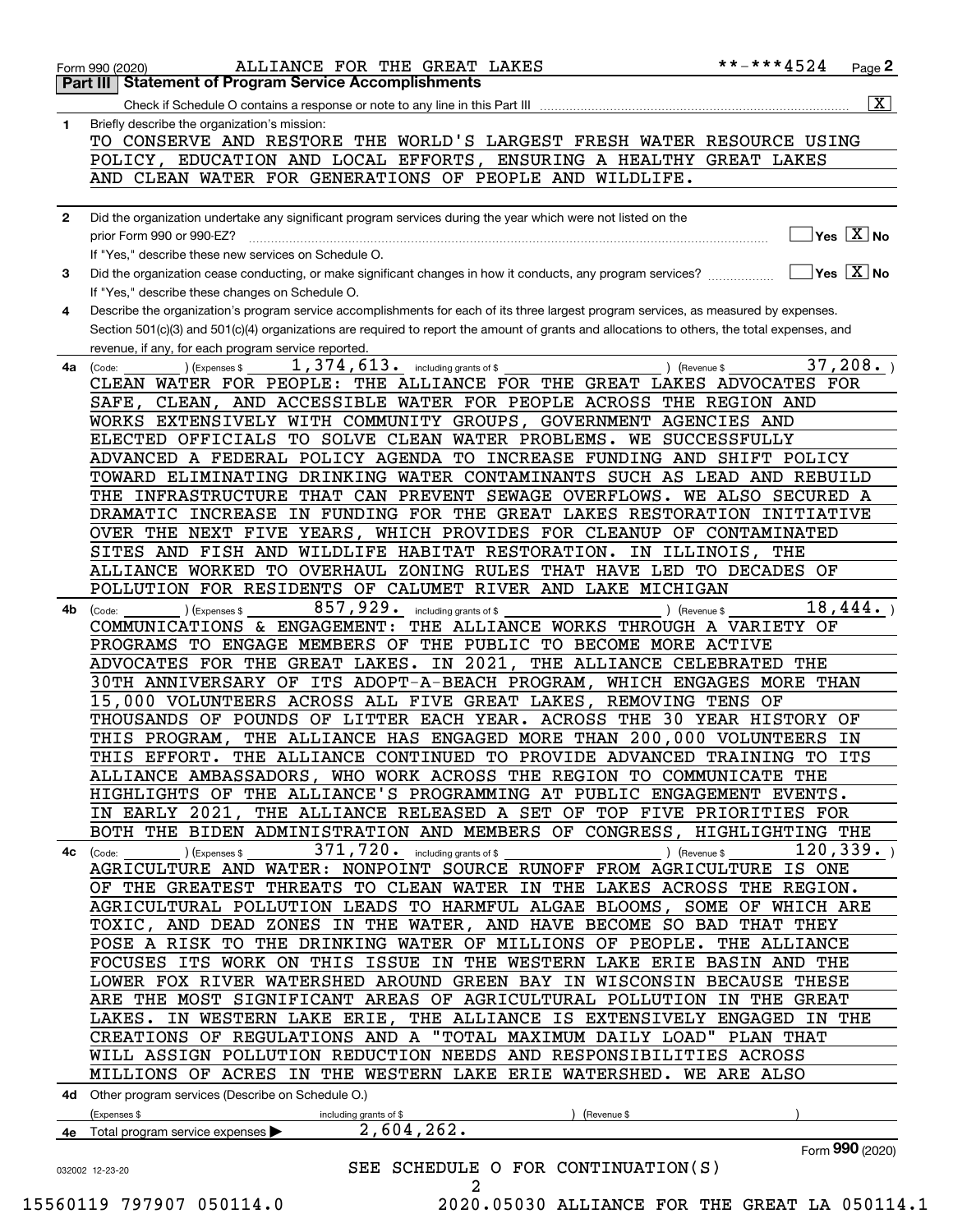Form 990 (2020) ALLIANCE FOR THE GREAT LAKES **-***4524 Page 2

## Part III Statement of Program Service Accomplishments

Check if Schedule O contains a response or note to any line in this Part III [X]

**1** Briefly describe the organization's mission:

TO CONSERVE AND RESTORE THE WORLD'S LARGEST FRESH WATER RESOURCE USING POLICY, EDUCATION AND LOCAL EFFORTS, ENSURING A HEALTHY GREAT LAKES AND CLEAN WATER FOR GENERATIONS OF PEOPLE AND WILDLIFE.

**2** Did the organization undertake any significant program services during the year which were not listed on the prior Form 990 or 990-EZ? [ ] Yes [X] No

If "Yes," describe these new services on Schedule O.

**3** Did the organization cease conducting, or make significant changes in how it conducts, any program services? [ ] Yes [X] No

If "Yes," describe these changes on Schedule O.

**4** Describe the organization's program service accomplishments for each of its three largest program services, as measured by expenses. Section 501(c)(3) and 501(c)(4) organizations are required to report the amount of grants and allocations to others, the total expenses, and revenue, if any, for each program service reported.

**4a** (Code: ) (Expenses $ 1,374,613. including grants of $ ) (Revenue $ 37,208. )

CLEAN WATER FOR PEOPLE: THE ALLIANCE FOR THE GREAT LAKES ADVOCATES FOR SAFE, CLEAN, AND ACCESSIBLE WATER FOR PEOPLE ACROSS THE REGION AND WORKS EXTENSIVELY WITH COMMUNITY GROUPS, GOVERNMENT AGENCIES AND ELECTED OFFICIALS TO SOLVE CLEAN WATER PROBLEMS. WE SUCCESSFULLY ADVANCED A FEDERAL POLICY AGENDA TO INCREASE FUNDING AND SHIFT POLICY TOWARD ELIMINATING DRINKING WATER CONTAMINANTS SUCH AS LEAD AND REBUILD THE INFRASTRUCTURE THAT CAN PREVENT SEWAGE OVERFLOWS. WE ALSO SECURED A DRAMATIC INCREASE IN FUNDING FOR THE GREAT LAKES RESTORATION INITIATIVE OVER THE NEXT FIVE YEARS, WHICH PROVIDES FOR CLEANUP OF CONTAMINATED SITES AND FISH AND WILDLIFE HABITAT RESTORATION. IN ILLINOIS, THE ALLIANCE WORKED TO OVERHAUL ZONING RULES THAT HAVE LED TO DECADES OF POLLUTION FOR RESIDENTS OF CALUMET RIVER AND LAKE MICHIGAN

**4b** (Code: ) (Expenses $ 857,929. including grants of $ ) (Revenue $ 18,444. )

COMMUNICATIONS & ENGAGEMENT: THE ALLIANCE WORKS THROUGH A VARIETY OF PROGRAMS TO ENGAGE MEMBERS OF THE PUBLIC TO BECOME MORE ACTIVE ADVOCATES FOR THE GREAT LAKES. IN 2021, THE ALLIANCE CELEBRATED THE 30TH ANNIVERSARY OF ITS ADOPT-A-BEACH PROGRAM, WHICH ENGAGES MORE THAN 15,000 VOLUNTEERS ACROSS ALL FIVE GREAT LAKES, REMOVING TENS OF THOUSANDS OF POUNDS OF LITTER EACH YEAR. ACROSS THE 30 YEAR HISTORY OF THIS PROGRAM, THE ALLIANCE HAS ENGAGED MORE THAN 200,000 VOLUNTEERS IN THIS EFFORT. THE ALLIANCE CONTINUED TO PROVIDE ADVANCED TRAINING TO ITS ALLIANCE AMBASSADORS, WHO WORK ACROSS THE REGION TO COMMUNICATE THE HIGHLIGHTS OF THE ALLIANCE'S PROGRAMMING AT PUBLIC ENGAGEMENT EVENTS. IN EARLY 2021, THE ALLIANCE RELEASED A SET OF TOP FIVE PRIORITIES FOR BOTH THE BIDEN ADMINISTRATION AND MEMBERS OF CONGRESS, HIGHLIGHTING THE

**4c** (Code: ) (Expenses $ 371,720. including grants of $ ) (Revenue $ 120,339. )

AGRICULTURE AND WATER: NONPOINT SOURCE RUNOFF FROM AGRICULTURE IS ONE OF THE GREATEST THREATS TO CLEAN WATER IN THE LAKES ACROSS THE REGION. AGRICULTURAL POLLUTION LEADS TO HARMFUL ALGAE BLOOMS, SOME OF WHICH ARE TOXIC, AND DEAD ZONES IN THE WATER, AND HAVE BECOME SO BAD THAT THEY POSE A RISK TO THE DRINKING WATER OF MILLIONS OF PEOPLE. THE ALLIANCE FOCUSES ITS WORK ON THIS ISSUE IN THE WESTERN LAKE ERIE BASIN AND THE LOWER FOX RIVER WATERSHED AROUND GREEN BAY IN WISCONSIN BECAUSE THESE ARE THE MOST SIGNIFICANT AREAS OF AGRICULTURAL POLLUTION IN THE GREAT LAKES. IN WESTERN LAKE ERIE, THE ALLIANCE IS EXTENSIVELY ENGAGED IN THE CREATIONS OF REGULATIONS AND A "TOTAL MAXIMUM DAILY LOAD" PLAN THAT WILL ASSIGN POLLUTION REDUCTION NEEDS AND RESPONSIBILITIES ACROSS MILLIONS OF ACRES IN THE WESTERN LAKE ERIE WATERSHED. WE ARE ALSO

**4d** Other program services (Describe on Schedule O.)

(Expenses $ including grants of $ ) (Revenue $ )

**4e** Total program service expenses ▶ 2,604,262.

Form **990** (2020)

SEE SCHEDULE O FOR CONTINUATION(S)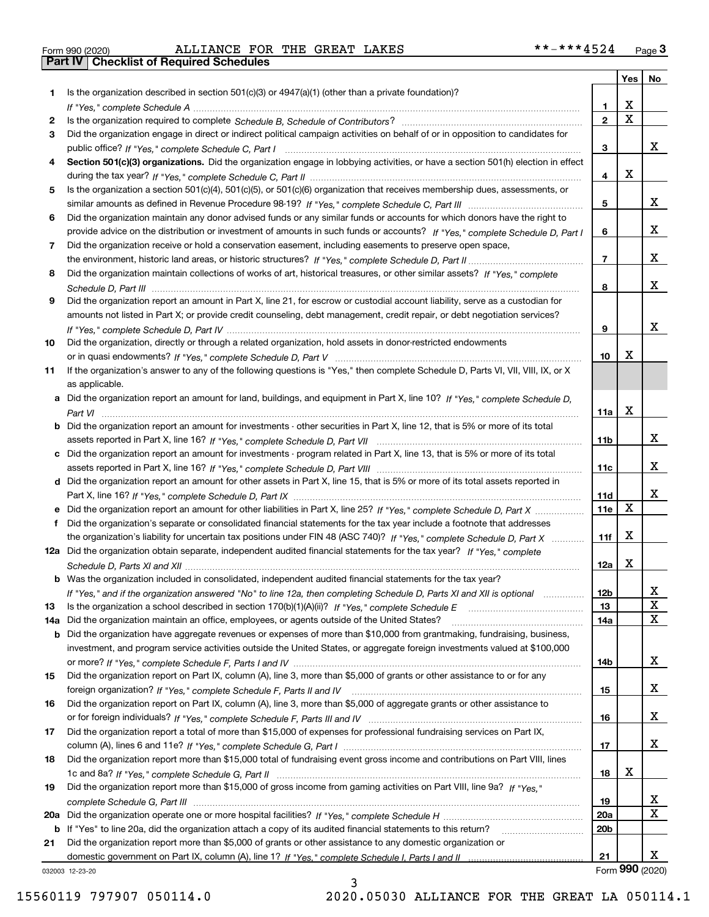Form 990 (2020) ALLIANCE FOR THE GREAT LAKES **-***4524

## Part IV Checklist of Required Schedules

| | | | Yes | No |
|---|---|---|---|---|
| 1 | Is the organization described in section 501(c)(3) or 4947(a)(1) (other than a private foundation)? *If "Yes," complete Schedule A* | 1 | X | |
| 2 | Is the organization required to complete *Schedule B, Schedule of Contributors*? | 2 | X | |
| 3 | Did the organization engage in direct or indirect political campaign activities on behalf of or in opposition to candidates for public office? *If "Yes," complete Schedule C, Part I* | 3 | | X |
| 4 | **Section 501(c)(3) organizations.** Did the organization engage in lobbying activities, or have a section 501(h) election in effect during the tax year? *If "Yes," complete Schedule C, Part II* | 4 | X | |
| 5 | Is the organization a section 501(c)(4), 501(c)(5), or 501(c)(6) organization that receives membership dues, assessments, or similar amounts as defined in Revenue Procedure 98-19? *If "Yes," complete Schedule C, Part III* | 5 | | X |
| 6 | Did the organization maintain any donor advised funds or any similar funds or accounts for which donors have the right to provide advice on the distribution or investment of amounts in such funds or accounts? *If "Yes," complete Schedule D, Part I* | 6 | | X |
| 7 | Did the organization receive or hold a conservation easement, including easements to preserve open space, the environment, historic land areas, or historic structures? *If "Yes," complete Schedule D, Part II* | 7 | | X |
| 8 | Did the organization maintain collections of works of art, historical treasures, or other similar assets? *If "Yes," complete Schedule D, Part III* | 8 | | X |
| 9 | Did the organization report an amount in Part X, line 21, for escrow or custodial account liability, serve as a custodian for amounts not listed in Part X; or provide credit counseling, debt management, credit repair, or debt negotiation services? *If "Yes," complete Schedule D, Part IV* | 9 | | X |
| 10 | Did the organization, directly or through a related organization, hold assets in donor-restricted endowments or in quasi endowments? *If "Yes," complete Schedule D, Part V* | 10 | X | |
| 11 | If the organization's answer to any of the following questions is "Yes," then complete Schedule D, Parts VI, VII, VIII, IX, or X as applicable. | | | |
| a | Did the organization report an amount for land, buildings, and equipment in Part X, line 10? *If "Yes," complete Schedule D, Part VI* | 11a | X | |
| b | Did the organization report an amount for investments - other securities in Part X, line 12, that is 5% or more of its total assets reported in Part X, line 16? *If "Yes," complete Schedule D, Part VII* | 11b | | X |
| c | Did the organization report an amount for investments - program related in Part X, line 13, that is 5% or more of its total assets reported in Part X, line 16? *If "Yes," complete Schedule D, Part VIII* | 11c | | X |
| d | Did the organization report an amount for other assets in Part X, line 15, that is 5% or more of its total assets reported in Part X, line 16? *If "Yes," complete Schedule D, Part IX* | 11d | | X |
| e | Did the organization report an amount for other liabilities in Part X, line 25? *If "Yes," complete Schedule D, Part X* | 11e | X | |
| f | Did the organization's separate or consolidated financial statements for the tax year include a footnote that addresses the organization's liability for uncertain tax positions under FIN 48 (ASC 740)? *If "Yes," complete Schedule D, Part X* | 11f | X | |
| 12a | Did the organization obtain separate, independent audited financial statements for the tax year? *If "Yes," complete Schedule D, Parts XI and XII* | 12a | X | |
| b | Was the organization included in consolidated, independent audited financial statements for the tax year? *If "Yes," and if the organization answered "No" to line 12a, then completing Schedule D, Parts XI and XII is optional* | 12b | | X |
| 13 | Is the organization a school described in section 170(b)(1)(A)(ii)? *If "Yes," complete Schedule E* | 13 | | X |
| 14a | Did the organization maintain an office, employees, or agents outside of the United States? | 14a | | X |
| b | Did the organization have aggregate revenues or expenses of more than $10,000 from grantmaking, fundraising, business, investment, and program service activities outside the United States, or aggregate foreign investments valued at $100,000 or more? *If "Yes," complete Schedule F, Parts I and IV* | 14b | | X |
| 15 | Did the organization report on Part IX, column (A), line 3, more than $5,000 of grants or other assistance to or for any foreign organization? *If "Yes," complete Schedule F, Parts II and IV* | 15 | | X |
| 16 | Did the organization report on Part IX, column (A), line 3, more than $5,000 of aggregate grants or other assistance to or for foreign individuals? *If "Yes," complete Schedule F, Parts III and IV* | 16 | | X |
| 17 | Did the organization report a total of more than $15,000 of expenses for professional fundraising services on Part IX, column (A), lines 6 and 11e? *If "Yes," complete Schedule G, Part I* | 17 | | X |
| 18 | Did the organization report more than $15,000 total of fundraising event gross income and contributions on Part VIII, lines 1c and 8a? *If "Yes," complete Schedule G, Part II* | 18 | X | |
| 19 | Did the organization report more than $15,000 of gross income from gaming activities on Part VIII, line 9a? *If "Yes," complete Schedule G, Part III* | 19 | | X |
| 20a | Did the organization operate one or more hospital facilities? *If "Yes," complete Schedule H* | 20a | | X |
| b | If "Yes" to line 20a, did the organization attach a copy of its audited financial statements to this return? | 20b | | |
| 21 | Did the organization report more than $5,000 of grants or other assistance to any domestic organization or domestic government on Part IX, column (A), line 1? *If "Yes," complete Schedule I, Parts I and II* | 21 | | X |

032003 12-23-20 Form **990** (2020)

15560119 797907 050114.0 2020.05030 ALLIANCE FOR THE GREAT LA 050114.1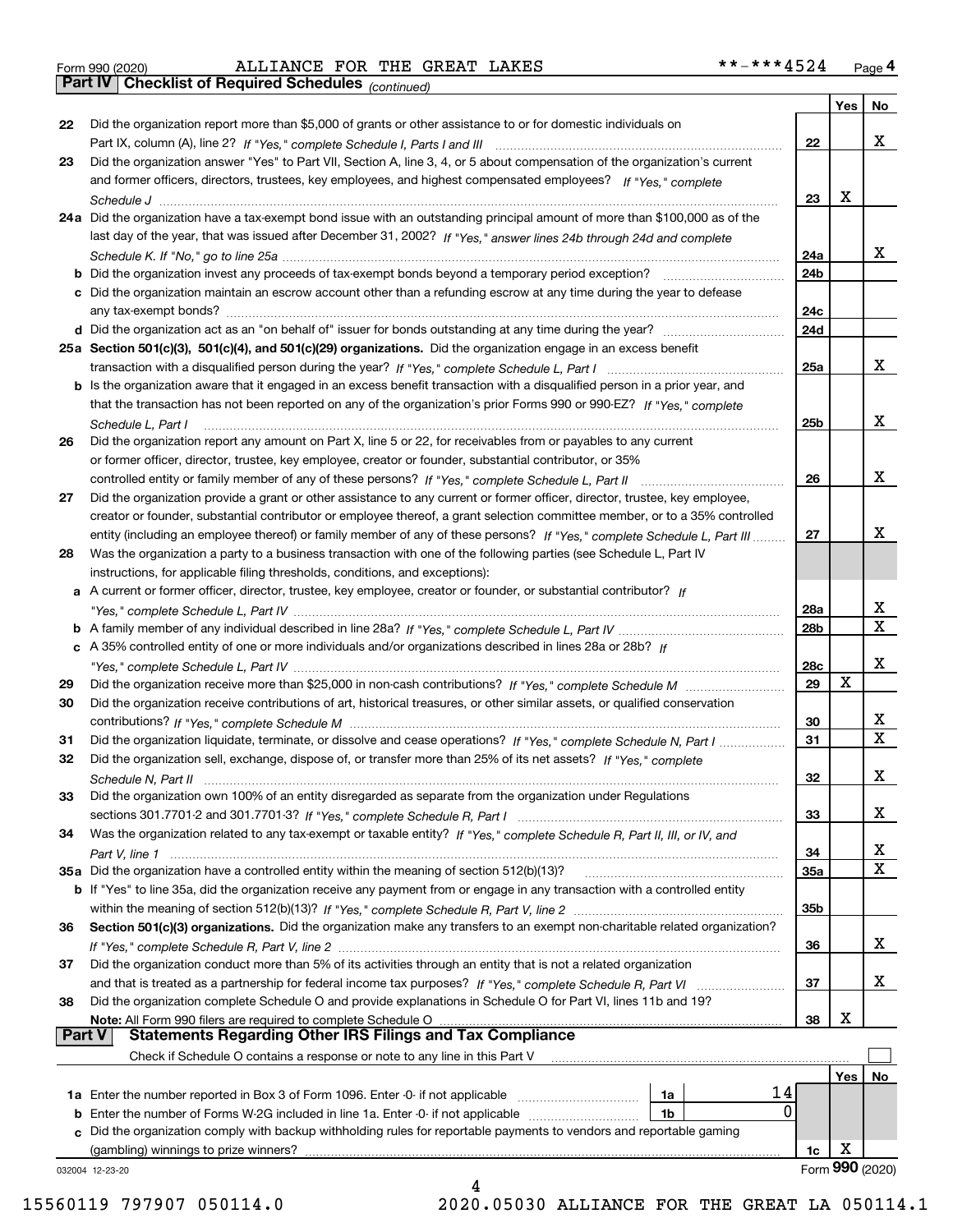Form 990 (2020) ALLIANCE FOR THE GREAT LAKES **-***4524 Page 4

## Part IV Checklist of Required Schedules *(continued)*

| | | | Yes | No |
|---|---|---|---|---|
| 22 | Did the organization report more than $5,000 of grants or other assistance to or for domestic individuals on Part IX, column (A), line 2? *If "Yes," complete Schedule I, Parts I and III* | 22 | | X |
| 23 | Did the organization answer "Yes" to Part VII, Section A, line 3, 4, or 5 about compensation of the organization's current and former officers, directors, trustees, key employees, and highest compensated employees? *If "Yes," complete Schedule J* | 23 | X | |
| 24a | Did the organization have a tax-exempt bond issue with an outstanding principal amount of more than $100,000 as of the last day of the year, that was issued after December 31, 2002? *If "Yes," answer lines 24b through 24d and complete Schedule K. If "No," go to line 25a* | 24a | | X |
| b | Did the organization invest any proceeds of tax-exempt bonds beyond a temporary period exception? | 24b | | |
| c | Did the organization maintain an escrow account other than a refunding escrow at any time during the year to defease any tax-exempt bonds? | 24c | | |
| d | Did the organization act as an "on behalf of" issuer for bonds outstanding at any time during the year? | 24d | | |
| 25a | **Section 501(c)(3), 501(c)(4), and 501(c)(29) organizations.** Did the organization engage in an excess benefit transaction with a disqualified person during the year? *If "Yes," complete Schedule L, Part I* | 25a | | X |
| b | Is the organization aware that it engaged in an excess benefit transaction with a disqualified person in a prior year, and that the transaction has not been reported on any of the organization's prior Forms 990 or 990-EZ? *If "Yes," complete Schedule L, Part I* | 25b | | X |
| 26 | Did the organization report any amount on Part X, line 5 or 22, for receivables from or payables to any current or former officer, director, trustee, key employee, creator or founder, substantial contributor, or 35% controlled entity or family member of any of these persons? *If "Yes," complete Schedule L, Part II* | 26 | | X |
| 27 | Did the organization provide a grant or other assistance to any current or former officer, director, trustee, key employee, creator or founder, substantial contributor or employee thereof, a grant selection committee member, or to a 35% controlled entity (including an employee thereof) or family member of any of these persons? *If "Yes," complete Schedule L, Part III* | 27 | | X |
| 28 | Was the organization a party to a business transaction with one of the following parties (see Schedule L, Part IV instructions, for applicable filing thresholds, conditions, and exceptions): | | | |
| a | A current or former officer, director, trustee, key employee, creator or founder, or substantial contributor? *If "Yes," complete Schedule L, Part IV* | 28a | | X |
| b | A family member of any individual described in line 28a? *If "Yes," complete Schedule L, Part IV* | 28b | | X |
| c | A 35% controlled entity of one or more individuals and/or organizations described in lines 28a or 28b? *If "Yes," complete Schedule L, Part IV* | 28c | | X |
| 29 | Did the organization receive more than $25,000 in non-cash contributions? *If "Yes," complete Schedule M* | 29 | X | |
| 30 | Did the organization receive contributions of art, historical treasures, or other similar assets, or qualified conservation contributions? *If "Yes," complete Schedule M* | 30 | | X |
| 31 | Did the organization liquidate, terminate, or dissolve and cease operations? *If "Yes," complete Schedule N, Part I* | 31 | | X |
| 32 | Did the organization sell, exchange, dispose of, or transfer more than 25% of its net assets? *If "Yes," complete Schedule N, Part II* | 32 | | X |
| 33 | Did the organization own 100% of an entity disregarded as separate from the organization under Regulations sections 301.7701-2 and 301.7701-3? *If "Yes," complete Schedule R, Part I* | 33 | | X |
| 34 | Was the organization related to any tax-exempt or taxable entity? *If "Yes," complete Schedule R, Part II, III, or IV, and Part V, line 1* | 34 | | X |
| 35a | Did the organization have a controlled entity within the meaning of section 512(b)(13)? | 35a | | X |
| b | If "Yes" to line 35a, did the organization receive any payment from or engage in any transaction with a controlled entity within the meaning of section 512(b)(13)? *If "Yes," complete Schedule R, Part V, line 2* | 35b | | |
| 36 | **Section 501(c)(3) organizations.** Did the organization make any transfers to an exempt non-charitable related organization? *If "Yes," complete Schedule R, Part V, line 2* | 36 | | X |
| 37 | Did the organization conduct more than 5% of its activities through an entity that is not a related organization and that is treated as a partnership for federal income tax purposes? *If "Yes," complete Schedule R, Part VI* | 37 | | X |
| 38 | Did the organization complete Schedule O and provide explanations in Schedule O for Part VI, lines 11b and 19? **Note:** All Form 990 filers are required to complete Schedule O | 38 | X | |

## Part V Statements Regarding Other IRS Filings and Tax Compliance

Check if Schedule O contains a response or note to any line in this Part V ☐

| | | | | | Yes | No |
|---|---|---|---|---|---|---|
| 1a | Enter the number reported in Box 3 of Form 1096. Enter -0- if not applicable | 1a | 14 | | | |
| b | Enter the number of Forms W-2G included in line 1a. Enter -0- if not applicable | 1b | 0 | | | |
| c | Did the organization comply with backup withholding rules for reportable payments to vendors and reportable gaming (gambling) winnings to prize winners? | | | 1c | X | |

032004 12-23-20

Form **990** (2020)

15560119 797907 050114.0 2020.05030 ALLIANCE FOR THE GREAT LA 050114.1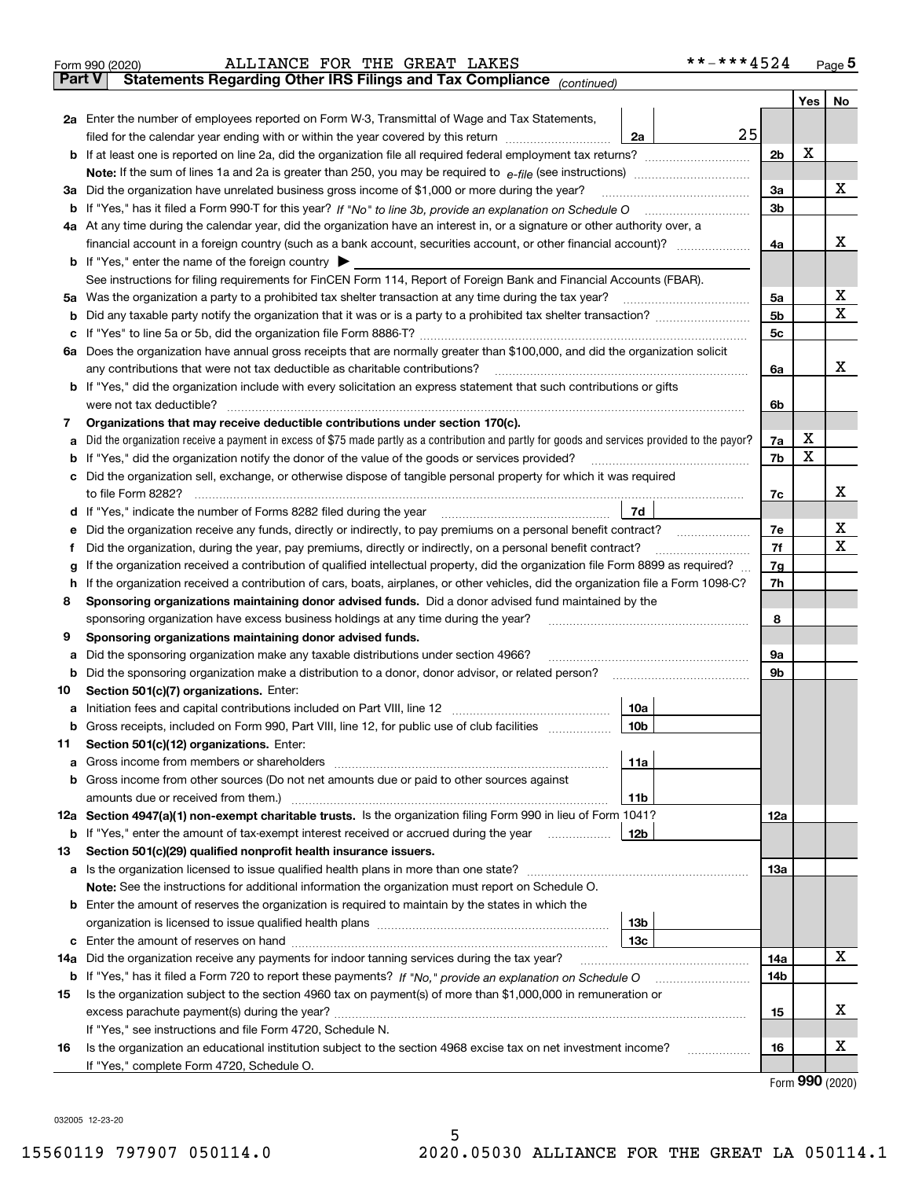Form 990 (2020) ALLIANCE FOR THE GREAT LAKES **-***4524 Page 5

**Part V Statements Regarding Other IRS Filings and Tax Compliance** *(continued)*

| | | | | | Yes | No |
|---|---|---|---|---|---|---|
| **2a** | Enter the number of employees reported on Form W-3, Transmittal of Wage and Tax Statements, filed for the calendar year ending with or within the year covered by this return | 2a | 25 | | | |
| **b** | If at least one is reported on line 2a, did the organization file all required federal employment tax returns? | | | 2b | X | |
| | **Note:** If the sum of lines 1a and 2a is greater than 250, you may be required to *e-file* (see instructions) | | | | | |
| **3a** | Did the organization have unrelated business gross income of $1,000 or more during the year? | | | 3a | | X |
| **b** | If "Yes," has it filed a Form 990-T for this year? *If "No" to line 3b, provide an explanation on Schedule O* | | | 3b | | |
| **4a** | At any time during the calendar year, did the organization have an interest in, or a signature or other authority over, a financial account in a foreign country (such as a bank account, securities account, or other financial account)? | | | 4a | | X |
| **b** | If "Yes," enter the name of the foreign country ▶ | | | | | |
| | See instructions for filing requirements for FinCEN Form 114, Report of Foreign Bank and Financial Accounts (FBAR). | | | | | |
| **5a** | Was the organization a party to a prohibited tax shelter transaction at any time during the tax year? | | | 5a | | X |
| **b** | Did any taxable party notify the organization that it was or is a party to a prohibited tax shelter transaction? | | | 5b | | X |
| **c** | If "Yes" to line 5a or 5b, did the organization file Form 8886-T? | | | 5c | | |
| **6a** | Does the organization have annual gross receipts that are normally greater than $100,000, and did the organization solicit any contributions that were not tax deductible as charitable contributions? | | | 6a | | X |
| **b** | If "Yes," did the organization include with every solicitation an express statement that such contributions or gifts were not tax deductible? | | | 6b | | |
| **7** | **Organizations that may receive deductible contributions under section 170(c).** | | | | | |
| **a** | Did the organization receive a payment in excess of $75 made partly as a contribution and partly for goods and services provided to the payor? | | | 7a | X | |
| **b** | If "Yes," did the organization notify the donor of the value of the goods or services provided? | | | 7b | X | |
| **c** | Did the organization sell, exchange, or otherwise dispose of tangible personal property for which it was required to file Form 8282? | | | 7c | | X |
| **d** | If "Yes," indicate the number of Forms 8282 filed during the year | 7d | | | | |
| **e** | Did the organization receive any funds, directly or indirectly, to pay premiums on a personal benefit contract? | | | 7e | | X |
| **f** | Did the organization, during the year, pay premiums, directly or indirectly, on a personal benefit contract? | | | 7f | | X |
| **g** | If the organization received a contribution of qualified intellectual property, did the organization file Form 8899 as required? | | | 7g | | |
| **h** | If the organization received a contribution of cars, boats, airplanes, or other vehicles, did the organization file a Form 1098-C? | | | 7h | | |
| **8** | **Sponsoring organizations maintaining donor advised funds.** Did a donor advised fund maintained by the sponsoring organization have excess business holdings at any time during the year? | | | 8 | | |
| **9** | **Sponsoring organizations maintaining donor advised funds.** | | | | | |
| **a** | Did the sponsoring organization make any taxable distributions under section 4966? | | | 9a | | |
| **b** | Did the sponsoring organization make a distribution to a donor, donor advisor, or related person? | | | 9b | | |
| **10** | **Section 501(c)(7) organizations.** Enter: | | | | | |
| **a** | Initiation fees and capital contributions included on Part VIII, line 12 | 10a | | | | |
| **b** | Gross receipts, included on Form 990, Part VIII, line 12, for public use of club facilities | 10b | | | | |
| **11** | **Section 501(c)(12) organizations.** Enter: | | | | | |
| **a** | Gross income from members or shareholders | 11a | | | | |
| **b** | Gross income from other sources (Do not net amounts due or paid to other sources against amounts due or received from them.) | 11b | | | | |
| **12a** | **Section 4947(a)(1) non-exempt charitable trusts.** Is the organization filing Form 990 in lieu of Form 1041? | | | 12a | | |
| **b** | If "Yes," enter the amount of tax-exempt interest received or accrued during the year | 12b | | | | |
| **13** | **Section 501(c)(29) qualified nonprofit health insurance issuers.** | | | | | |
| **a** | Is the organization licensed to issue qualified health plans in more than one state? | | | 13a | | |
| | **Note:** See the instructions for additional information the organization must report on Schedule O. | | | | | |
| **b** | Enter the amount of reserves the organization is required to maintain by the states in which the organization is licensed to issue qualified health plans | 13b | | | | |
| **c** | Enter the amount of reserves on hand | 13c | | | | |
| **14a** | Did the organization receive any payments for indoor tanning services during the tax year? | | | 14a | | X |
| **b** | If "Yes," has it filed a Form 720 to report these payments? *If "No," provide an explanation on Schedule O* | | | 14b | | |
| **15** | Is the organization subject to the section 4960 tax on payment(s) of more than $1,000,000 in remuneration or excess parachute payment(s) during the year? | | | 15 | | X |
| | If "Yes," see instructions and file Form 4720, Schedule N. | | | | | |
| **16** | Is the organization an educational institution subject to the section 4968 excise tax on net investment income? | | | 16 | | X |
| | If "Yes," complete Form 4720, Schedule O. | | | | | |

Form **990** (2020)

032005 12-23-20

15560119 797907 050114.0 2020.05030 ALLIANCE FOR THE GREAT LA 050114.1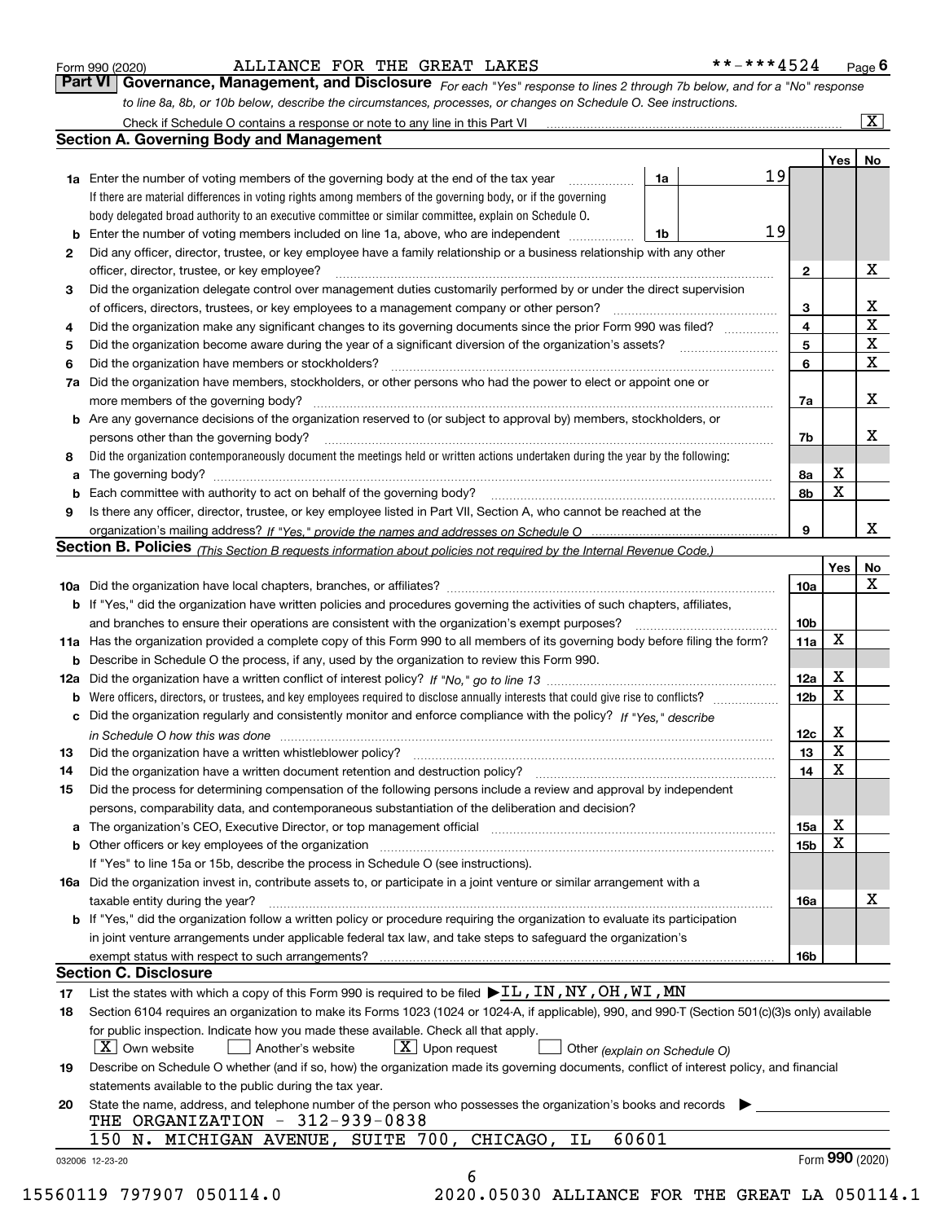Form 990 (2020) ALLIANCE FOR THE GREAT LAKES **-***4524

## Part VI Governance, Management, and Disclosure

*For each "Yes" response to lines 2 through 7b below, and for a "No" response to line 8a, 8b, or 10b below, describe the circumstances, processes, or changes on Schedule O. See instructions.*

Check if Schedule O contains a response or note to any line in this Part VI [X]

### Section A. Governing Body and Management

| | | | | Yes | No |
|---|---|---|---|---|---|
| **1a** | Enter the number of voting members of the governing body at the end of the tax year. If there are material differences in voting rights among members of the governing body, or if the governing body delegated broad authority to an executive committee or similar committee, explain on Schedule O. | 1a | 19 | | |
| **b** | Enter the number of voting members included on line 1a, above, who are independent | 1b | 19 | | |
| **2** | Did any officer, director, trustee, or key employee have a family relationship or a business relationship with any other officer, director, trustee, or key employee? | 2 | | | X |
| **3** | Did the organization delegate control over management duties customarily performed by or under the direct supervision of officers, directors, trustees, or key employees to a management company or other person? | 3 | | | X |
| **4** | Did the organization make any significant changes to its governing documents since the prior Form 990 was filed? | 4 | | | X |
| **5** | Did the organization become aware during the year of a significant diversion of the organization's assets? | 5 | | | X |
| **6** | Did the organization have members or stockholders? | 6 | | | X |
| **7a** | Did the organization have members, stockholders, or other persons who had the power to elect or appoint one or more members of the governing body? | 7a | | | X |
| **b** | Are any governance decisions of the organization reserved to (or subject to approval by) members, stockholders, or persons other than the governing body? | 7b | | | X |
| **8** | Did the organization contemporaneously document the meetings held or written actions undertaken during the year by the following: | | | | |
| **a** | The governing body? | 8a | | X | |
| **b** | Each committee with authority to act on behalf of the governing body? | 8b | | X | |
| **9** | Is there any officer, director, trustee, or key employee listed in Part VII, Section A, who cannot be reached at the organization's mailing address? *If "Yes," provide the names and addresses on Schedule O* | 9 | | | X |

### Section B. Policies *(This Section B requests information about policies not required by the Internal Revenue Code.)*

| | | | Yes | No |
|---|---|---|---|---|
| **10a** | Did the organization have local chapters, branches, or affiliates? | 10a | | X |
| **b** | If "Yes," did the organization have written policies and procedures governing the activities of such chapters, affiliates, and branches to ensure their operations are consistent with the organization's exempt purposes? | 10b | | |
| **11a** | Has the organization provided a complete copy of this Form 990 to all members of its governing body before filing the form? | 11a | X | |
| **b** | Describe in Schedule O the process, if any, used by the organization to review this Form 990. | | | |
| **12a** | Did the organization have a written conflict of interest policy? *If "No," go to line 13* | 12a | X | |
| **b** | Were officers, directors, or trustees, and key employees required to disclose annually interests that could give rise to conflicts? | 12b | X | |
| **c** | Did the organization regularly and consistently monitor and enforce compliance with the policy? *If "Yes," describe in Schedule O how this was done* | 12c | X | |
| **13** | Did the organization have a written whistleblower policy? | 13 | X | |
| **14** | Did the organization have a written document retention and destruction policy? | 14 | X | |
| **15** | Did the process for determining compensation of the following persons include a review and approval by independent persons, comparability data, and contemporaneous substantiation of the deliberation and decision? | | | |
| **a** | The organization's CEO, Executive Director, or top management official | 15a | X | |
| **b** | Other officers or key employees of the organization. If "Yes" to line 15a or 15b, describe the process in Schedule O (see instructions). | 15b | X | |
| **16a** | Did the organization invest in, contribute assets to, or participate in a joint venture or similar arrangement with a taxable entity during the year? | 16a | | X |
| **b** | If "Yes," did the organization follow a written policy or procedure requiring the organization to evaluate its participation in joint venture arrangements under applicable federal tax law, and take steps to safeguard the organization's exempt status with respect to such arrangements? | 16b | | |

### Section C. Disclosure

**17** List the states with which a copy of this Form 990 is required to be filed ▶ IL, IN, NY, OH, WI, MN

**18** Section 6104 requires an organization to make its Forms 1023 (1024 or 1024-A, if applicable), 990, and 990-T (Section 501(c)(3)s only) available for public inspection. Indicate how you made these available. Check all that apply.

[X] Own website [ ] Another's website [X] Upon request [ ] Other *(explain on Schedule O)*

**19** Describe on Schedule O whether (and if so, how) the organization made its governing documents, conflict of interest policy, and financial statements available to the public during the tax year.

**20** State the name, address, and telephone number of the person who possesses the organization's books and records ▶

THE ORGANIZATION - 312-939-0838
150 N. MICHIGAN AVENUE, SUITE 700, CHICAGO, IL 60601

032006 12-23-20 Form **990** (2020)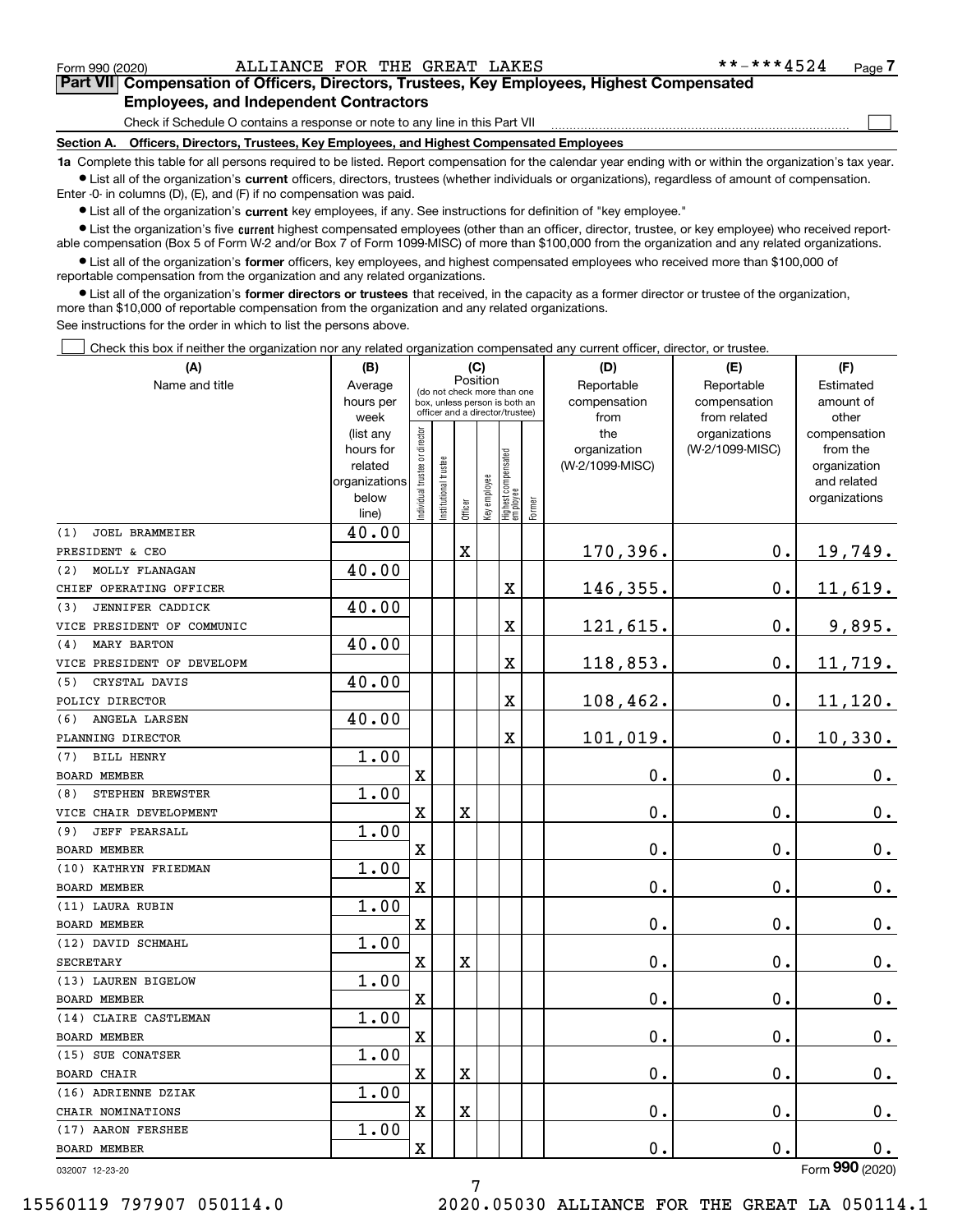Form 990 (2020) ALLIANCE FOR THE GREAT LAKES **-***4524 Page 7

## Part VII Compensation of Officers, Directors, Trustees, Key Employees, Highest Compensated Employees, and Independent Contractors

Check if Schedule O contains a response or note to any line in this Part VII ☐

### Section A. Officers, Directors, Trustees, Key Employees, and Highest Compensated Employees

**1a** Complete this table for all persons required to be listed. Report compensation for the calendar year ending with or within the organization's tax year.

- List all of the organization's **current** officers, directors, trustees (whether individuals or organizations), regardless of amount of compensation. Enter -0- in columns (D), (E), and (F) if no compensation was paid.
- List all of the organization's **current** key employees, if any. See instructions for definition of "key employee."
- List the organization's five **current** highest compensated employees (other than an officer, director, trustee, or key employee) who received reportable compensation (Box 5 of Form W-2 and/or Box 7 of Form 1099-MISC) of more than $100,000 from the organization and any related organizations.
- List all of the organization's **former** officers, key employees, and highest compensated employees who received more than $100,000 of reportable compensation from the organization and any related organizations.
- List all of the organization's **former directors or trustees** that received, in the capacity as a former director or trustee of the organization, more than $10,000 of reportable compensation from the organization and any related organizations.

See instructions for the order in which to list the persons above.

☐ Check this box if neither the organization nor any related organization compensated any current officer, director, or trustee.

| (A) Name and title | (B) Average hours per week (list any hours for related organizations below line) | (C) Position: Individual trustee or director | Institutional trustee | Officer | Key employee | Highest compensated employee | Former | (D) Reportable compensation from the organization (W-2/1099-MISC) | (E) Reportable compensation from related organizations (W-2/1099-MISC) | (F) Estimated amount of other compensation from the organization and related organizations |
|---|---|---|---|---|---|---|---|---|---|---|
| (1) JOEL BRAMMEIER<br>PRESIDENT & CEO | 40.00 | | | X | | | | 170,396. | 0. | 19,749. |
| (2) MOLLY FLANAGAN<br>CHIEF OPERATING OFFICER | 40.00 | | | | | X | | 146,355. | 0. | 11,619. |
| (3) JENNIFER CADDICK<br>VICE PRESIDENT OF COMMUNIC | 40.00 | | | | | X | | 121,615. | 0. | 9,895. |
| (4) MARY BARTON<br>VICE PRESIDENT OF DEVELOPM | 40.00 | | | | | X | | 118,853. | 0. | 11,719. |
| (5) CRYSTAL DAVIS<br>POLICY DIRECTOR | 40.00 | | | | | X | | 108,462. | 0. | 11,120. |
| (6) ANGELA LARSEN<br>PLANNING DIRECTOR | 40.00 | | | | | X | | 101,019. | 0. | 10,330. |
| (7) BILL HENRY<br>BOARD MEMBER | 1.00 | X | | | | | | 0. | 0. | 0. |
| (8) STEPHEN BREWSTER<br>VICE CHAIR DEVELOPMENT | 1.00 | X | | X | | | | 0. | 0. | 0. |
| (9) JEFF PEARSALL<br>BOARD MEMBER | 1.00 | X | | | | | | 0. | 0. | 0. |
| (10) KATHRYN FRIEDMAN<br>BOARD MEMBER | 1.00 | X | | | | | | 0. | 0. | 0. |
| (11) LAURA RUBIN<br>BOARD MEMBER | 1.00 | X | | | | | | 0. | 0. | 0. |
| (12) DAVID SCHMAHL<br>SECRETARY | 1.00 | X | | X | | | | 0. | 0. | 0. |
| (13) LAUREN BIGELOW<br>BOARD MEMBER | 1.00 | X | | | | | | 0. | 0. | 0. |
| (14) CLAIRE CASTLEMAN<br>BOARD MEMBER | 1.00 | X | | | | | | 0. | 0. | 0. |
| (15) SUE CONATSER<br>BOARD CHAIR | 1.00 | X | | X | | | | 0. | 0. | 0. |
| (16) ADRIENNE DZIAK<br>CHAIR NOMINATIONS | 1.00 | X | | X | | | | 0. | 0. | 0. |
| (17) AARON FERSHEE<br>BOARD MEMBER | 1.00 | X | | | | | | 0. | 0. | 0. |

032007 12-23-20 Form 990 (2020)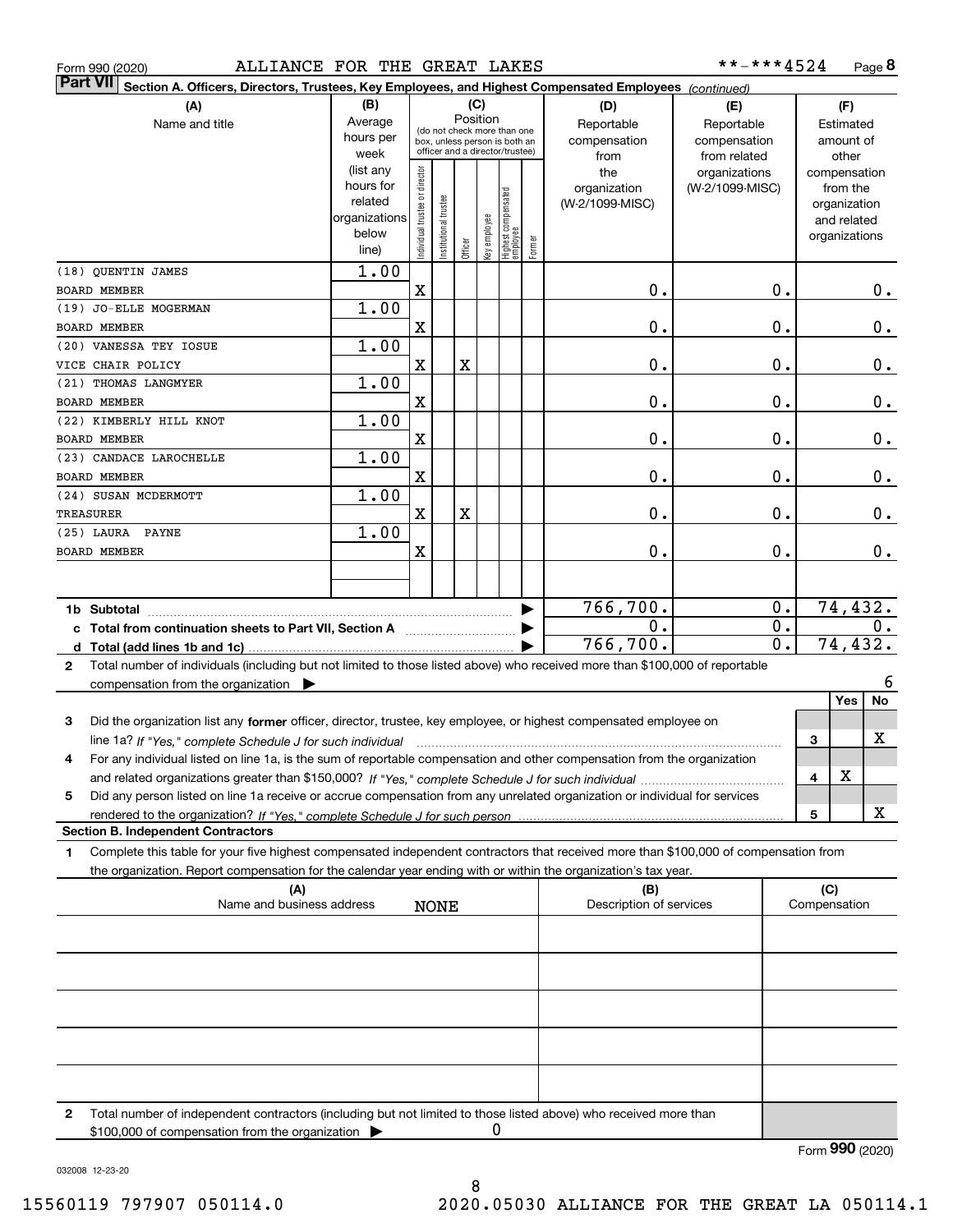Form 990 (2020) ALLIANCE FOR THE GREAT LAKES **-***4524

**Part VII** **Section A. Officers, Directors, Trustees, Key Employees, and Highest Compensated Employees** *(continued)*

| (A) Name and title | (B) Average hours per week (list any hours for related organizations below line) | (C) Position: Individual trustee or director | Institutional trustee | Officer | Key employee | Highest compensated employee | Former | (D) Reportable compensation from the organization (W-2/1099-MISC) | (E) Reportable compensation from related organizations (W-2/1099-MISC) | (F) Estimated amount of other compensation from the organization and related organizations |
|---|---|---|---|---|---|---|---|---|---|---|
| (18) QUENTIN JAMES<br>BOARD MEMBER | 1.00 | X | | | | | | 0. | 0. | 0. |
| (19) JO-ELLE MOGERMAN<br>BOARD MEMBER | 1.00 | X | | | | | | 0. | 0. | 0. |
| (20) VANESSA TEY IOSUE<br>VICE CHAIR POLICY | 1.00 | X | | X | | | | 0. | 0. | 0. |
| (21) THOMAS LANGMYER<br>BOARD MEMBER | 1.00 | X | | | | | | 0. | 0. | 0. |
| (22) KIMBERLY HILL KNOT<br>BOARD MEMBER | 1.00 | X | | | | | | 0. | 0. | 0. |
| (23) CANDACE LAROCHELLE<br>BOARD MEMBER | 1.00 | X | | | | | | 0. | 0. | 0. |
| (24) SUSAN MCDERMOTT<br>TREASURER | 1.00 | X | | X | | | | 0. | 0. | 0. |
| (25) LAURA PAYNE<br>BOARD MEMBER | 1.00 | X | | | | | | 0. | 0. | 0. |
| **1b Subtotal** | | | | | | | | 766,700. | 0. | 74,432. |
| **c Total from continuation sheets to Part VII, Section A** | | | | | | | | 0. | 0. | 0. |
| **d Total (add lines 1b and 1c)** | | | | | | | | 766,700. | 0. | 74,432. |

**2** Total number of individuals (including but not limited to those listed above) who received more than $100,000 of reportable compensation from the organization ▶ 6

| | | Yes | No |
|---|---|---|---|
| **3** Did the organization list any **former** officer, director, trustee, key employee, or highest compensated employee on line 1a? *If "Yes," complete Schedule J for such individual* | 3 | | X |
| **4** For any individual listed on line 1a, is the sum of reportable compensation and other compensation from the organization and related organizations greater than $150,000? *If "Yes," complete Schedule J for such individual* | 4 | X | |
| **5** Did any person listed on line 1a receive or accrue compensation from any unrelated organization or individual for services rendered to the organization? *If "Yes," complete Schedule J for such person* | 5 | | X |

**Section B. Independent Contractors**

**1** Complete this table for your five highest compensated independent contractors that received more than $100,000 of compensation from the organization. Report compensation for the calendar year ending with or within the organization's tax year.

| (A) Name and business address | (B) Description of services | (C) Compensation |
|---|---|---|
| NONE | | |
| | | |
| | | |
| | | |
| | | |

**2** Total number of independent contractors (including but not limited to those listed above) who received more than $100,000 of compensation from the organization ▶ 0

Form **990** (2020)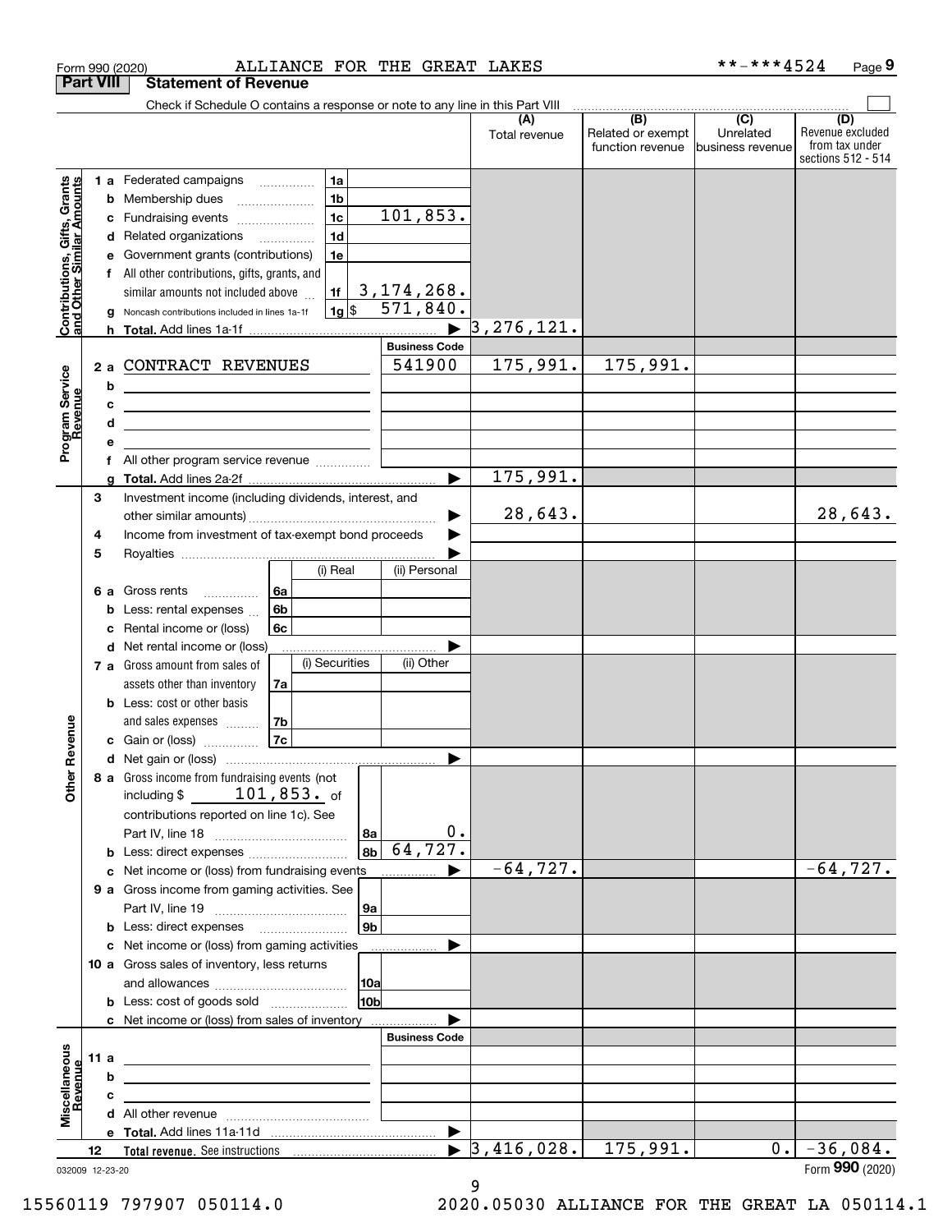Form 990 (2020) ALLIANCE FOR THE GREAT LAKES **-***4524

## Part VIII Statement of Revenue

Check if Schedule O contains a response or note to any line in this Part VIII

| | | | | (A) Total revenue | (B) Related or exempt function revenue | (C) Unrelated business revenue | (D) Revenue excluded from tax under sections 512 - 514 |
|---|---|---|---|---|---|---|---|
| **Contributions, Gifts, Grants and Other Similar Amounts** | 1 a Federated campaigns | 1a | | | | | |
| | b Membership dues | 1b | | | | | |
| | c Fundraising events | 1c | 101,853. | | | | |
| | d Related organizations | 1d | | | | | |
| | e Government grants (contributions) | 1e | | | | | |
| | f All other contributions, gifts, grants, and similar amounts not included above | 1f | 3,174,268. | | | | |
| | g Noncash contributions included in lines 1a-1f | 1g $ | 571,840. | | | | |
| | h Total. Add lines 1a-1f | | ▶ | 3,276,121. | | | |
| | | | **Business Code** | | | | |
| **Program Service Revenue** | 2 a CONTRACT REVENUES | | 541900 | 175,991. | 175,991. | | |
| | b | | | | | | |
| | c | | | | | | |
| | d | | | | | | |
| | e | | | | | | |
| | f All other program service revenue | | | | | | |
| | g Total. Add lines 2a-2f | | ▶ | 175,991. | | | |
| **Other Revenue** | 3 Investment income (including dividends, interest, and other similar amounts) | | ▶ | 28,643. | | | 28,643. |
| | 4 Income from investment of tax-exempt bond proceeds | | ▶ | | | | |
| | 5 Royalties | | ▶ | | | | |
| | | (i) Real | (ii) Personal | | | | |
| | 6 a Gross rents 6a | | | | | | |
| | b Less: rental expenses 6b | | | | | | |
| | c Rental income or (loss) 6c | | | | | | |
| | d Net rental income or (loss) | | ▶ | | | | |
| | | (i) Securities | (ii) Other | | | | |
| | 7 a Gross amount from sales of assets other than inventory 7a | | | | | | |
| | b Less: cost or other basis and sales expenses 7b | | | | | | |
| | c Gain or (loss) 7c | | | | | | |
| | d Net gain or (loss) | | ▶ | | | | |
| | 8 a Gross income from fundraising events (not including $ 101,853. of contributions reported on line 1c). See Part IV, line 18 | 8a | 0. | | | | |
| | b Less: direct expenses | 8b | 64,727. | | | | |
| | c Net income or (loss) from fundraising events | | ▶ | -64,727. | | | -64,727. |
| | 9 a Gross income from gaming activities. See Part IV, line 19 | 9a | | | | | |
| | b Less: direct expenses | 9b | | | | | |
| | c Net income or (loss) from gaming activities | | ▶ | | | | |
| | 10 a Gross sales of inventory, less returns and allowances | 10a | | | | | |
| | b Less: cost of goods sold | 10b | | | | | |
| | c Net income or (loss) from sales of inventory | | ▶ | | | | |
| | | | **Business Code** | | | | |
| **Miscellaneous Revenue** | 11 a | | | | | | |
| | b | | | | | | |
| | c | | | | | | |
| | d All other revenue | | | | | | |
| | e Total. Add lines 11a-11d | | ▶ | | | | |
| | 12 **Total revenue.** See instructions | | ▶ | 3,416,028. | 175,991. | 0. | -36,084. |

032009 12-23-20

Form **990** (2020)

15560119 797907 050114.0 2020.05030 ALLIANCE FOR THE GREAT LA 050114.1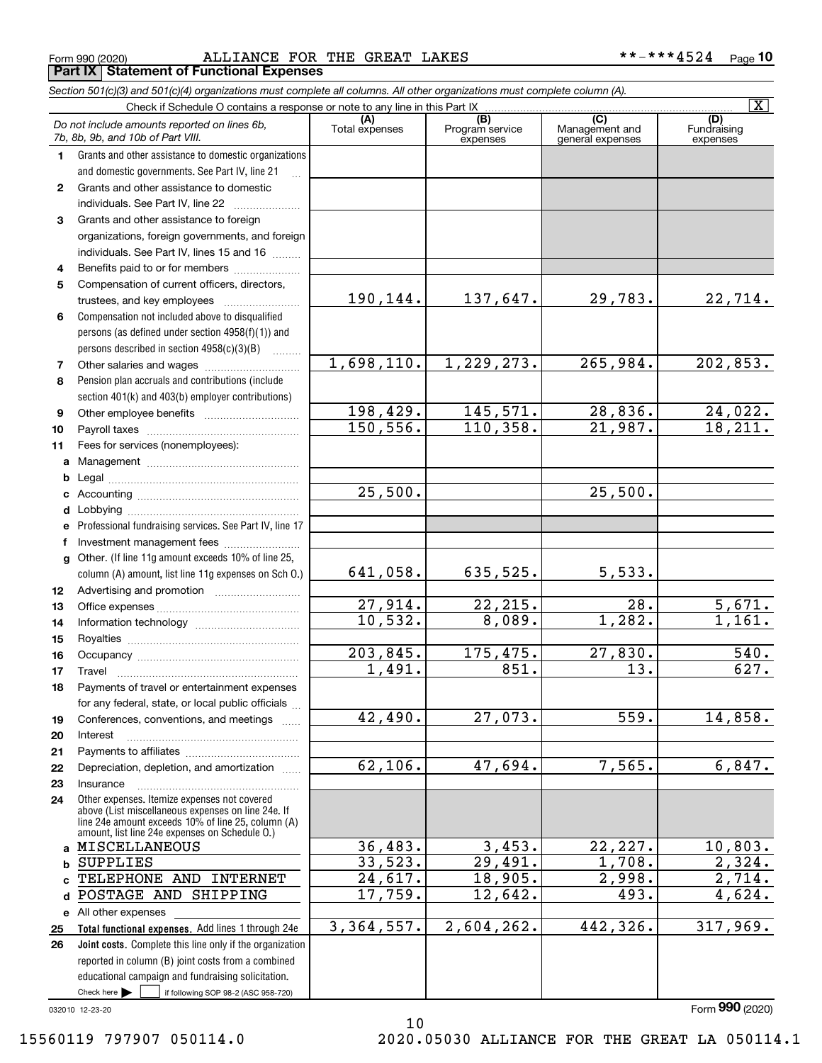Form 990 (2020) ALLIANCE FOR THE GREAT LAKES **-***4524

## Part IX Statement of Functional Expenses

*Section 501(c)(3) and 501(c)(4) organizations must complete all columns. All other organizations must complete column (A).*

Check if Schedule O contains a response or note to any line in this Part IX [X]

| | *Do not include amounts reported on lines 6b, 7b, 8b, 9b, and 10b of Part VIII.* | (A) Total expenses | (B) Program service expenses | (C) Management and general expenses | (D) Fundraising expenses |
|---|---|---|---|---|---|
| 1 | Grants and other assistance to domestic organizations and domestic governments. See Part IV, line 21 | | | | |
| 2 | Grants and other assistance to domestic individuals. See Part IV, line 22 | | | | |
| 3 | Grants and other assistance to foreign organizations, foreign governments, and foreign individuals. See Part IV, lines 15 and 16 | | | | |
| 4 | Benefits paid to or for members | | | | |
| 5 | Compensation of current officers, directors, trustees, and key employees | 190,144. | 137,647. | 29,783. | 22,714. |
| 6 | Compensation not included above to disqualified persons (as defined under section 4958(f)(1)) and persons described in section 4958(c)(3)(B) | | | | |
| 7 | Other salaries and wages | 1,698,110. | 1,229,273. | 265,984. | 202,853. |
| 8 | Pension plan accruals and contributions (include section 401(k) and 403(b) employer contributions) | | | | |
| 9 | Other employee benefits | 198,429. | 145,571. | 28,836. | 24,022. |
| 10 | Payroll taxes | 150,556. | 110,358. | 21,987. | 18,211. |
| 11 | Fees for services (nonemployees): | | | | |
| a | Management | | | | |
| b | Legal | | | | |
| c | Accounting | 25,500. | | 25,500. | |
| d | Lobbying | | | | |
| e | Professional fundraising services. See Part IV, line 17 | | | | |
| f | Investment management fees | | | | |
| g | Other. (If line 11g amount exceeds 10% of line 25, column (A) amount, list line 11g expenses on Sch O.) | 641,058. | 635,525. | 5,533. | |
| 12 | Advertising and promotion | | | | |
| 13 | Office expenses | 27,914. | 22,215. | 28. | 5,671. |
| 14 | Information technology | 10,532. | 8,089. | 1,282. | 1,161. |
| 15 | Royalties | | | | |
| 16 | Occupancy | 203,845. | 175,475. | 27,830. | 540. |
| 17 | Travel | 1,491. | 851. | 13. | 627. |
| 18 | Payments of travel or entertainment expenses for any federal, state, or local public officials | | | | |
| 19 | Conferences, conventions, and meetings | 42,490. | 27,073. | 559. | 14,858. |
| 20 | Interest | | | | |
| 21 | Payments to affiliates | | | | |
| 22 | Depreciation, depletion, and amortization | 62,106. | 47,694. | 7,565. | 6,847. |
| 23 | Insurance | | | | |
| 24 | Other expenses. Itemize expenses not covered above (List miscellaneous expenses on line 24e. If line 24e amount exceeds 10% of line 25, column (A) amount, list line 24e expenses on Schedule O.) | | | | |
| a | MISCELLANEOUS | 36,483. | 3,453. | 22,227. | 10,803. |
| b | SUPPLIES | 33,523. | 29,491. | 1,708. | 2,324. |
| c | TELEPHONE AND INTERNET | 24,617. | 18,905. | 2,998. | 2,714. |
| d | POSTAGE AND SHIPPING | 17,759. | 12,642. | 493. | 4,624. |
| e | All other expenses | | | | |
| 25 | **Total functional expenses.** Add lines 1 through 24e | 3,364,557. | 2,604,262. | 442,326. | 317,969. |
| 26 | **Joint costs.** Complete this line only if the organization reported in column (B) joint costs from a combined educational campaign and fundraising solicitation. Check here [ ] if following SOP 98-2 (ASC 958-720) | | | | |

032010 12-23-20

Form **990** (2020)

15560119 797907 050114.0 2020.05030 ALLIANCE FOR THE GREAT LA 050114.1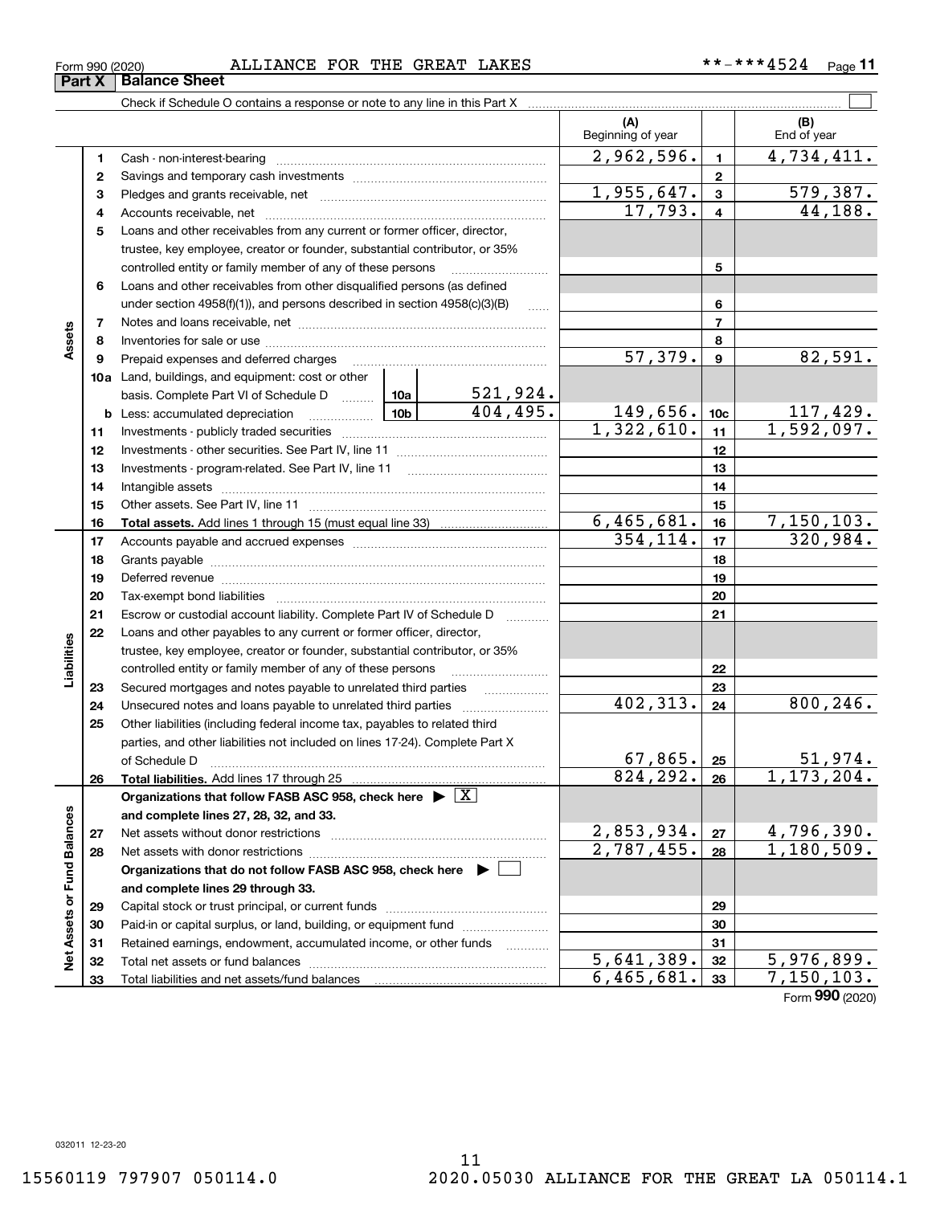Form 990 (2020) ALLIANCE FOR THE GREAT LAKES **-***4524

## Part X Balance Sheet

Check if Schedule O contains a response or note to any line in this Part X ☐

| | | | (A) Beginning of year | | (B) End of year |
|---|---|---|---|---|---|
| **Assets** | 1 | Cash - non-interest-bearing | 2,962,596. | 1 | 4,734,411. |
| | 2 | Savings and temporary cash investments | | 2 | |
| | 3 | Pledges and grants receivable, net | 1,955,647. | 3 | 579,387. |
| | 4 | Accounts receivable, net | 17,793. | 4 | 44,188. |
| | 5 | Loans and other receivables from any current or former officer, director, trustee, key employee, creator or founder, substantial contributor, or 35% controlled entity or family member of any of these persons | | 5 | |
| | 6 | Loans and other receivables from other disqualified persons (as defined under section 4958(f)(1)), and persons described in section 4958(c)(3)(B) | | 6 | |
| | 7 | Notes and loans receivable, net | | 7 | |
| | 8 | Inventories for sale or use | | 8 | |
| | 9 | Prepaid expenses and deferred charges | 57,379. | 9 | 82,591. |
| | 10a | Land, buildings, and equipment: cost or other basis. Complete Part VI of Schedule D — 10a: 521,924. | | | |
| | b | Less: accumulated depreciation — 10b: 404,495. | 149,656. | 10c | 117,429. |
| | 11 | Investments - publicly traded securities | 1,322,610. | 11 | 1,592,097. |
| | 12 | Investments - other securities. See Part IV, line 11 | | 12 | |
| | 13 | Investments - program-related. See Part IV, line 11 | | 13 | |
| | 14 | Intangible assets | | 14 | |
| | 15 | Other assets. See Part IV, line 11 | | 15 | |
| | 16 | **Total assets.** Add lines 1 through 15 (must equal line 33) | 6,465,681. | 16 | 7,150,103. |
| **Liabilities** | 17 | Accounts payable and accrued expenses | 354,114. | 17 | 320,984. |
| | 18 | Grants payable | | 18 | |
| | 19 | Deferred revenue | | 19 | |
| | 20 | Tax-exempt bond liabilities | | 20 | |
| | 21 | Escrow or custodial account liability. Complete Part IV of Schedule D | | 21 | |
| | 22 | Loans and other payables to any current or former officer, director, trustee, key employee, creator or founder, substantial contributor, or 35% controlled entity or family member of any of these persons | | 22 | |
| | 23 | Secured mortgages and notes payable to unrelated third parties | | 23 | |
| | 24 | Unsecured notes and loans payable to unrelated third parties | 402,313. | 24 | 800,246. |
| | 25 | Other liabilities (including federal income tax, payables to related third parties, and other liabilities not included on lines 17-24). Complete Part X of Schedule D | 67,865. | 25 | 51,974. |
| | 26 | **Total liabilities.** Add lines 17 through 25 | 824,292. | 26 | 1,173,204. |
| **Net Assets or Fund Balances** | | **Organizations that follow FASB ASC 958, check here** ☒ **and complete lines 27, 28, 32, and 33.** | | | |
| | 27 | Net assets without donor restrictions | 2,853,934. | 27 | 4,796,390. |
| | 28 | Net assets with donor restrictions | 2,787,455. | 28 | 1,180,509. |
| | | **Organizations that do not follow FASB ASC 958, check here** ☐ **and complete lines 29 through 33.** | | | |
| | 29 | Capital stock or trust principal, or current funds | | 29 | |
| | 30 | Paid-in or capital surplus, or land, building, or equipment fund | | 30 | |
| | 31 | Retained earnings, endowment, accumulated income, or other funds | | 31 | |
| | 32 | Total net assets or fund balances | 5,641,389. | 32 | 5,976,899. |
| | 33 | Total liabilities and net assets/fund balances | 6,465,681. | 33 | 7,150,103. |

Form **990** (2020)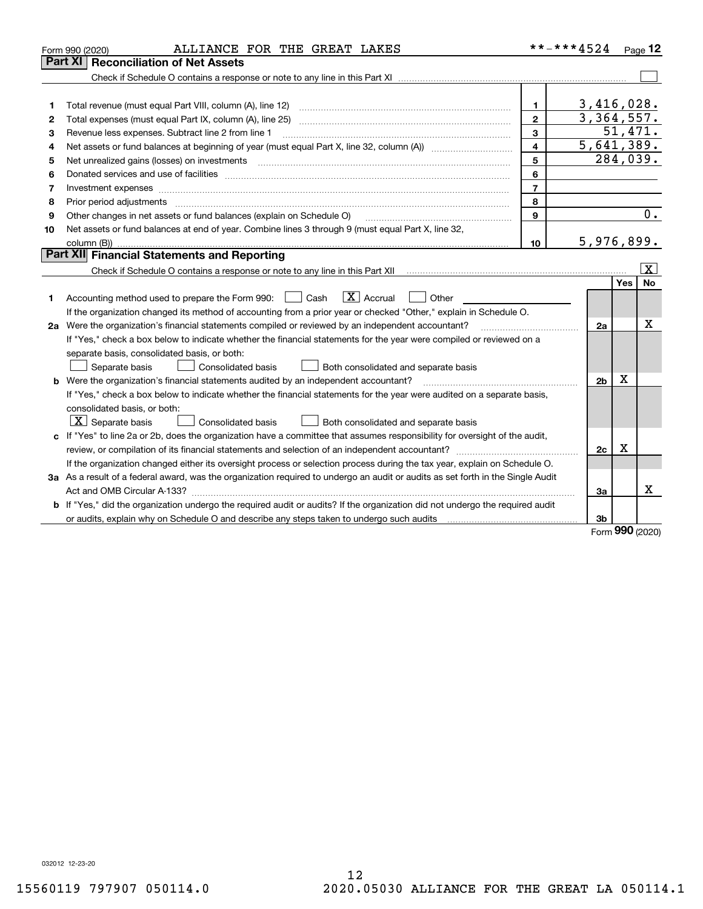Form 990 (2020) ALLIANCE FOR THE GREAT LAKES **-***4524

## Part XI Reconciliation of Net Assets

Check if Schedule O contains a response or note to any line in this Part XI ☐

| | | | |
|---|---|---|---|
| 1 | Total revenue (must equal Part VIII, column (A), line 12) | 1 | 3,416,028. |
| 2 | Total expenses (must equal Part IX, column (A), line 25) | 2 | 3,364,557. |
| 3 | Revenue less expenses. Subtract line 2 from line 1 | 3 | 51,471. |
| 4 | Net assets or fund balances at beginning of year (must equal Part X, line 32, column (A)) | 4 | 5,641,389. |
| 5 | Net unrealized gains (losses) on investments | 5 | 284,039. |
| 6 | Donated services and use of facilities | 6 | |
| 7 | Investment expenses | 7 | |
| 8 | Prior period adjustments | 8 | |
| 9 | Other changes in net assets or fund balances (explain on Schedule O) | 9 | 0. |
| 10 | Net assets or fund balances at end of year. Combine lines 3 through 9 (must equal Part X, line 32, column (B)) | 10 | 5,976,899. |

## Part XII Financial Statements and Reporting

Check if Schedule O contains a response or note to any line in this Part XII ☒

| | | | Yes | No |
|---|---|---|---|---|
| 1 | Accounting method used to prepare the Form 990: ☐ Cash ☒ Accrual ☐ Other<br>If the organization changed its method of accounting from a prior year or checked "Other," explain in Schedule O. | | | |
| 2a | Were the organization's financial statements compiled or reviewed by an independent accountant?<br>If "Yes," check a box below to indicate whether the financial statements for the year were compiled or reviewed on a separate basis, consolidated basis, or both:<br>☐ Separate basis ☐ Consolidated basis ☐ Both consolidated and separate basis | 2a | | X |
| b | Were the organization's financial statements audited by an independent accountant?<br>If "Yes," check a box below to indicate whether the financial statements for the year were audited on a separate basis, consolidated basis, or both:<br>☒ Separate basis ☐ Consolidated basis ☐ Both consolidated and separate basis | 2b | X | |
| c | If "Yes" to line 2a or 2b, does the organization have a committee that assumes responsibility for oversight of the audit, review, or compilation of its financial statements and selection of an independent accountant?<br>If the organization changed either its oversight process or selection process during the tax year, explain on Schedule O. | 2c | X | |
| 3a | As a result of a federal award, was the organization required to undergo an audit or audits as set forth in the Single Audit Act and OMB Circular A-133? | 3a | | X |
| b | If "Yes," did the organization undergo the required audit or audits? If the organization did not undergo the required audit or audits, explain why on Schedule O and describe any steps taken to undergo such audits | 3b | | |

Form **990** (2020)

032012 12-23-20

15560119 797907 050114.0 2020.05030 ALLIANCE FOR THE GREAT LA 050114.1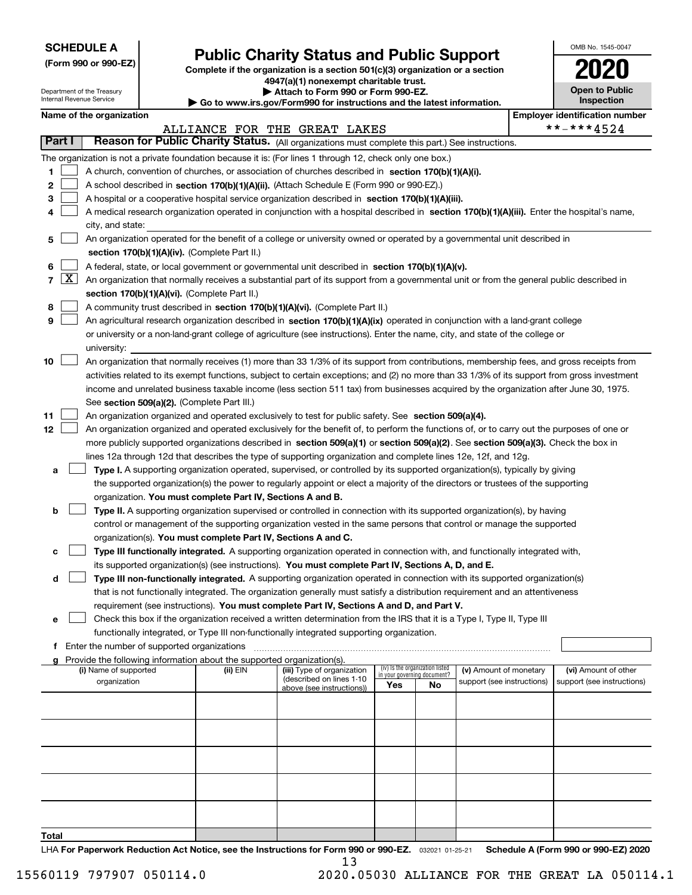**SCHEDULE A**
**(Form 990 or 990-EZ)**

Department of the Treasury
Internal Revenue Service

# Public Charity Status and Public Support

**Complete if the organization is a section 501(c)(3) organization or a section 4947(a)(1) nonexempt charitable trust.**
**▶ Attach to Form 990 or Form 990-EZ.**
**▶ Go to www.irs.gov/Form990 for instructions and the latest information.**

OMB No. 1545-0047
**2020**
**Open to Public Inspection**

**Name of the organization:** ALLIANCE FOR THE GREAT LAKES
**Employer identification number:** **-***4524

## Part I — Reason for Public Charity Status. (All organizations must complete this part.) See instructions.

The organization is not a private foundation because it is: (For lines 1 through 12, check only one box.)

1. [ ] A church, convention of churches, or association of churches described in **section 170(b)(1)(A)(i).**
2. [ ] A school described in **section 170(b)(1)(A)(ii).** (Attach Schedule E (Form 990 or 990-EZ).)
3. [ ] A hospital or a cooperative hospital service organization described in **section 170(b)(1)(A)(iii).**
4. [ ] A medical research organization operated in conjunction with a hospital described in **section 170(b)(1)(A)(iii).** Enter the hospital's name, city, and state:
5. [ ] An organization operated for the benefit of a college or university owned or operated by a governmental unit described in **section 170(b)(1)(A)(iv).** (Complete Part II.)
6. [ ] A federal, state, or local government or governmental unit described in **section 170(b)(1)(A)(v).**
7. [X] An organization that normally receives a substantial part of its support from a governmental unit or from the general public described in **section 170(b)(1)(A)(vi).** (Complete Part II.)
8. [ ] A community trust described in **section 170(b)(1)(A)(vi).** (Complete Part II.)
9. [ ] An agricultural research organization described in **section 170(b)(1)(A)(ix)** operated in conjunction with a land-grant college or university or a non-land-grant college of agriculture (see instructions). Enter the name, city, and state of the college or university:
10. [ ] An organization that normally receives (1) more than 33 1/3% of its support from contributions, membership fees, and gross receipts from activities related to its exempt functions, subject to certain exceptions; and (2) no more than 33 1/3% of its support from gross investment income and unrelated business taxable income (less section 511 tax) from businesses acquired by the organization after June 30, 1975. See **section 509(a)(2).** (Complete Part III.)
11. [ ] An organization organized and operated exclusively to test for public safety. See **section 509(a)(4).**
12. [ ] An organization organized and operated exclusively for the benefit of, to perform the functions of, or to carry out the purposes of one or more publicly supported organizations described in **section 509(a)(1)** or **section 509(a)(2)**. See **section 509(a)(3).** Check the box in lines 12a through 12d that describes the type of supporting organization and complete lines 12e, 12f, and 12g.
   - **a** [ ] **Type I.** A supporting organization operated, supervised, or controlled by its supported organization(s), typically by giving the supported organization(s) the power to regularly appoint or elect a majority of the directors or trustees of the supporting organization. **You must complete Part IV, Sections A and B.**
   - **b** [ ] **Type II.** A supporting organization supervised or controlled in connection with its supported organization(s), by having control or management of the supporting organization vested in the same persons that control or manage the supported organization(s). **You must complete Part IV, Sections A and C.**
   - **c** [ ] **Type III functionally integrated.** A supporting organization operated in connection with, and functionally integrated with, its supported organization(s) (see instructions). **You must complete Part IV, Sections A, D, and E.**
   - **d** [ ] **Type III non-functionally integrated.** A supporting organization operated in connection with its supported organization(s) that is not functionally integrated. The organization generally must satisfy a distribution requirement and an attentiveness requirement (see instructions). **You must complete Part IV, Sections A and D, and Part V.**
   - **e** [ ] Check this box if the organization received a written determination from the IRS that it is a Type I, Type II, Type III functionally integrated, or Type III non-functionally integrated supporting organization.
   - **f** Enter the number of supported organizations
   - **g** Provide the following information about the supported organization(s).

| (i) Name of supported organization | (ii) EIN | (iii) Type of organization (described on lines 1-10 above (see instructions)) | (iv) Is the organization listed in your governing document? Yes | No | (v) Amount of monetary support (see instructions) | (vi) Amount of other support (see instructions) |
|---|---|---|---|---|---|---|
| | | | | | | |
| | | | | | | |
| | | | | | | |
| | | | | | | |
| | | | | | | |
| **Total** | | | | | | |

LHA **For Paperwork Reduction Act Notice, see the Instructions for Form 990 or 990-EZ.** 032021 01-25-21 **Schedule A (Form 990 or 990-EZ) 2020**

15560119 797907 050114.0 2020.05030 ALLIANCE FOR THE GREAT LA 050114.1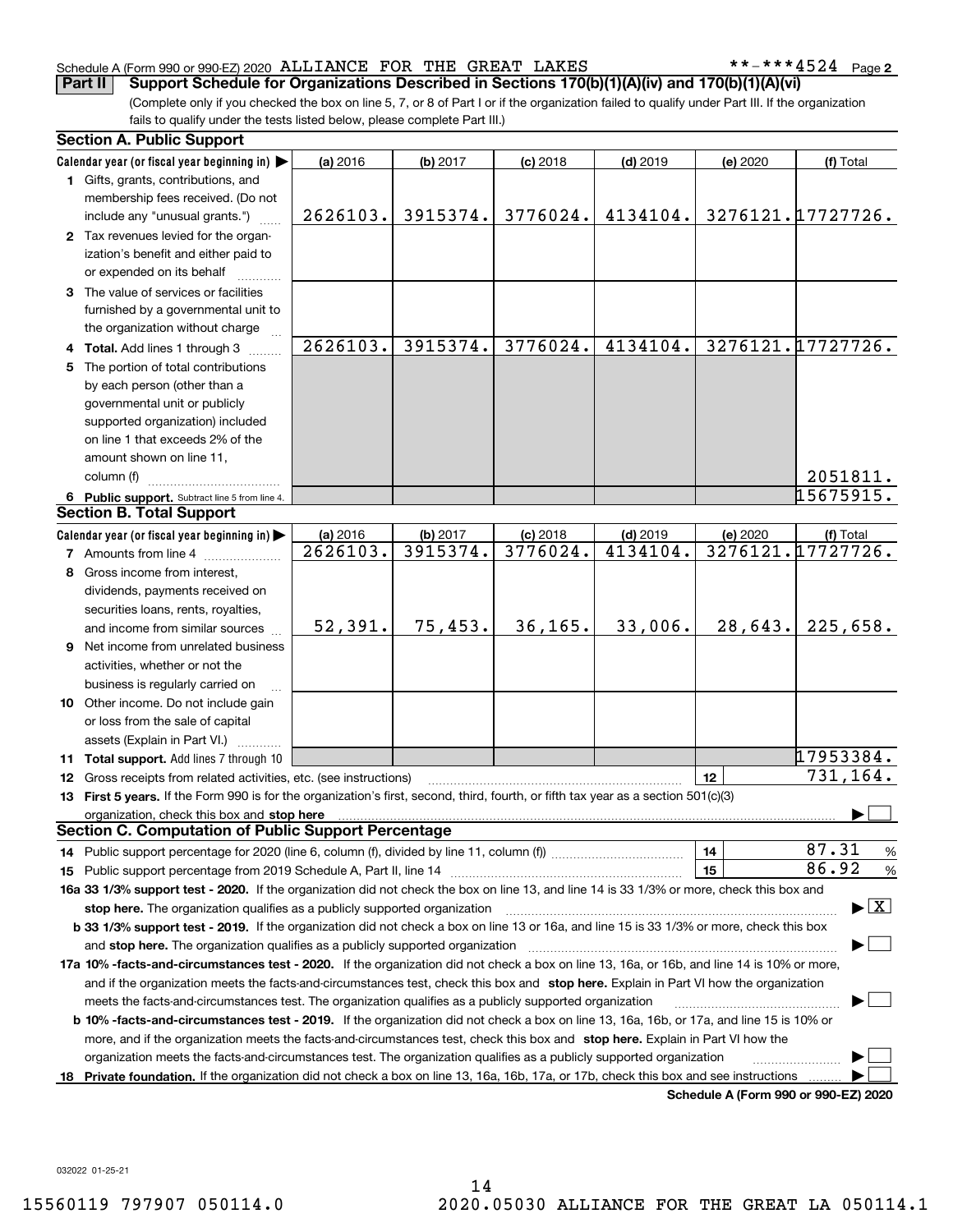Schedule A (Form 990 or 990-EZ) 2020 ALLIANCE FOR THE GREAT LAKES **-***4524 Page 2

**Part II Support Schedule for Organizations Described in Sections 170(b)(1)(A)(iv) and 170(b)(1)(A)(vi)**

(Complete only if you checked the box on line 5, 7, or 8 of Part I or if the organization failed to qualify under Part III. If the organization fails to qualify under the tests listed below, please complete Part III.)

## Section A. Public Support

| Calendar year (or fiscal year beginning in) | (a) 2016 | (b) 2017 | (c) 2018 | (d) 2019 | (e) 2020 | (f) Total |
|---|---|---|---|---|---|---|
| 1 Gifts, grants, contributions, and membership fees received. (Do not include any "unusual grants.") | 2626103. | 3915374. | 3776024. | 4134104. | 3276121. | 17727726. |
| 2 Tax revenues levied for the organization's benefit and either paid to or expended on its behalf | | | | | | |
| 3 The value of services or facilities furnished by a governmental unit to the organization without charge | | | | | | |
| 4 Total. Add lines 1 through 3 | 2626103. | 3915374. | 3776024. | 4134104. | 3276121. | 17727726. |
| 5 The portion of total contributions by each person (other than a governmental unit or publicly supported organization) included on line 1 that exceeds 2% of the amount shown on line 11, column (f) | | | | | | 2051811. |
| 6 Public support. Subtract line 5 from line 4. | | | | | | 15675915. |

## Section B. Total Support

| Calendar year (or fiscal year beginning in) | (a) 2016 | (b) 2017 | (c) 2018 | (d) 2019 | (e) 2020 | (f) Total |
|---|---|---|---|---|---|---|
| 7 Amounts from line 4 | 2626103. | 3915374. | 3776024. | 4134104. | 3276121. | 17727726. |
| 8 Gross income from interest, dividends, payments received on securities loans, rents, royalties, and income from similar sources | 52,391. | 75,453. | 36,165. | 33,006. | 28,643. | 225,658. |
| 9 Net income from unrelated business activities, whether or not the business is regularly carried on | | | | | | |
| 10 Other income. Do not include gain or loss from the sale of capital assets (Explain in Part VI.) | | | | | | |
| 11 Total support. Add lines 7 through 10 | | | | | | 17953384. |

12 Gross receipts from related activities, etc. (see instructions) — 12 — 731,164.

13 **First 5 years.** If the Form 990 is for the organization's first, second, third, fourth, or fifth tax year as a section 501(c)(3) organization, check this box and **stop here** ☐

## Section C. Computation of Public Support Percentage

14 Public support percentage for 2020 (line 6, column (f), divided by line 11, column (f)) — 14 — 87.31 %

15 Public support percentage from 2019 Schedule A, Part II, line 14 — 15 — 86.92 %

**16a 33 1/3% support test - 2020.** If the organization did not check the box on line 13, and line 14 is 33 1/3% or more, check this box and **stop here.** The organization qualifies as a publicly supported organization ☒

**b 33 1/3% support test - 2019.** If the organization did not check a box on line 13 or 16a, and line 15 is 33 1/3% or more, check this box and **stop here.** The organization qualifies as a publicly supported organization ☐

**17a 10% -facts-and-circumstances test - 2020.** If the organization did not check a box on line 13, 16a, or 16b, and line 14 is 10% or more, and if the organization meets the facts-and-circumstances test, check this box and **stop here.** Explain in Part VI how the organization meets the facts-and-circumstances test. The organization qualifies as a publicly supported organization ☐

**b 10% -facts-and-circumstances test - 2019.** If the organization did not check a box on line 13, 16a, 16b, or 17a, and line 15 is 10% or more, and if the organization meets the facts-and-circumstances test, check this box and **stop here.** Explain in Part VI how the organization meets the facts-and-circumstances test. The organization qualifies as a publicly supported organization ☐

**18 Private foundation.** If the organization did not check a box on line 13, 16a, 16b, 17a, or 17b, check this box and see instructions ☐

**Schedule A (Form 990 or 990-EZ) 2020**

032022 01-25-21

15560119 797907 050114.0 2020.05030 ALLIANCE FOR THE GREAT LA 050114.1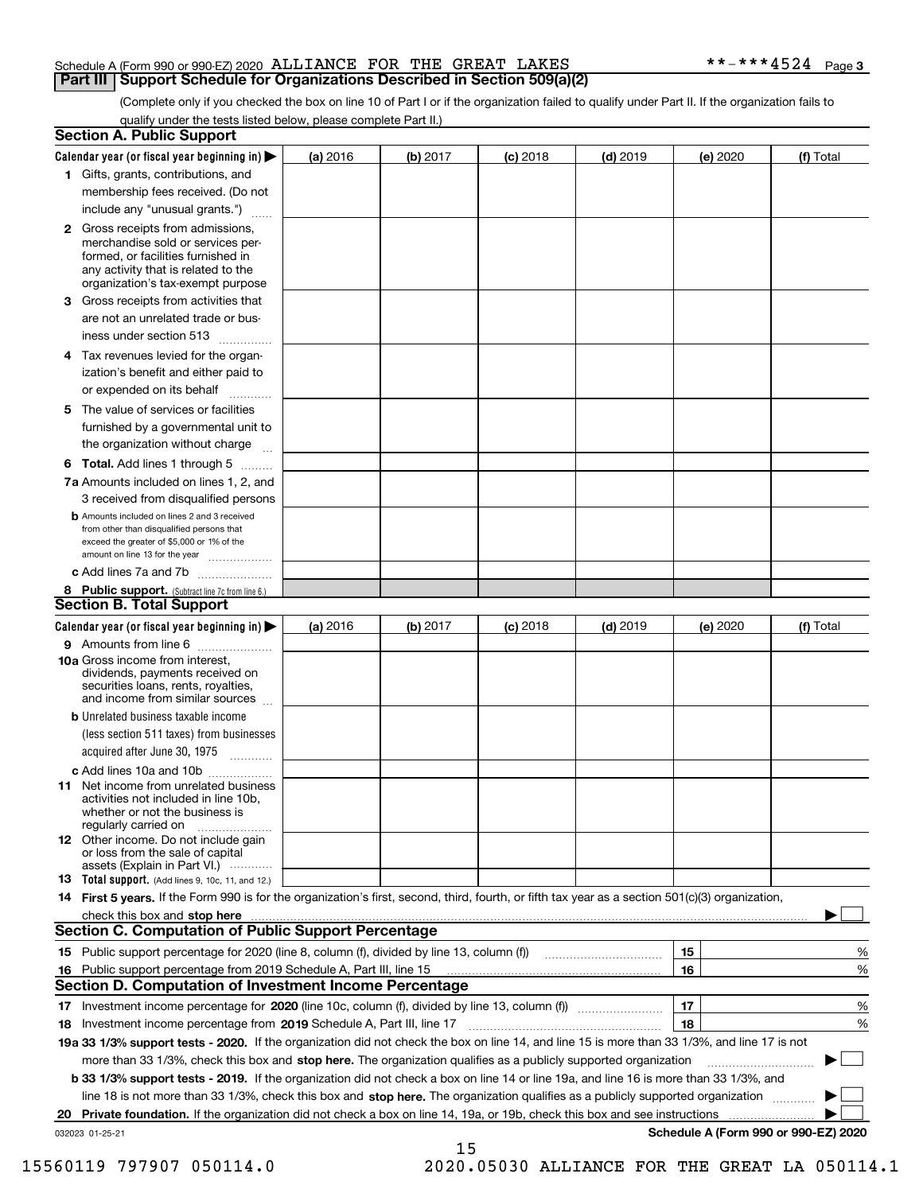Schedule A (Form 990 or 990-EZ) 2020 ALLIANCE FOR THE GREAT LAKES **-***4524 Page 3

## Part III Support Schedule for Organizations Described in Section 509(a)(2)

(Complete only if you checked the box on line 10 of Part I or if the organization failed to qualify under Part II. If the organization fails to qualify under the tests listed below, please complete Part II.)

### Section A. Public Support

| Calendar year (or fiscal year beginning in) ▶ | (a) 2016 | (b) 2017 | (c) 2018 | (d) 2019 | (e) 2020 | (f) Total |
|---|---|---|---|---|---|---|
| **1** Gifts, grants, contributions, and membership fees received. (Do not include any "unusual grants.") | | | | | | |
| **2** Gross receipts from admissions, merchandise sold or services performed, or facilities furnished in any activity that is related to the organization's tax-exempt purpose | | | | | | |
| **3** Gross receipts from activities that are not an unrelated trade or business under section 513 | | | | | | |
| **4** Tax revenues levied for the organization's benefit and either paid to or expended on its behalf | | | | | | |
| **5** The value of services or facilities furnished by a governmental unit to the organization without charge | | | | | | |
| **6 Total.** Add lines 1 through 5 | | | | | | |
| **7a** Amounts included on lines 1, 2, and 3 received from disqualified persons | | | | | | |
| **b** Amounts included on lines 2 and 3 received from other than disqualified persons that exceed the greater of $5,000 or 1% of the amount on line 13 for the year | | | | | | |
| **c** Add lines 7a and 7b | | | | | | |
| **8 Public support.** (Subtract line 7c from line 6.) | | | | | | |

### Section B. Total Support

| Calendar year (or fiscal year beginning in) ▶ | (a) 2016 | (b) 2017 | (c) 2018 | (d) 2019 | (e) 2020 | (f) Total |
|---|---|---|---|---|---|---|
| **9** Amounts from line 6 | | | | | | |
| **10a** Gross income from interest, dividends, payments received on securities loans, rents, royalties, and income from similar sources | | | | | | |
| **b** Unrelated business taxable income (less section 511 taxes) from businesses acquired after June 30, 1975 | | | | | | |
| **c** Add lines 10a and 10b | | | | | | |
| **11** Net income from unrelated business activities not included in line 10b, whether or not the business is regularly carried on | | | | | | |
| **12** Other income. Do not include gain or loss from the sale of capital assets (Explain in Part VI.) | | | | | | |
| **13 Total support.** (Add lines 9, 10c, 11, and 12.) | | | | | | |

**14 First 5 years.** If the Form 990 is for the organization's first, second, third, fourth, or fifth tax year as a section 501(c)(3) organization, check this box and **stop here** ▶ ☐

### Section C. Computation of Public Support Percentage

| | | | |
|---|---|---|---|
| **15** Public support percentage for 2020 (line 8, column (f), divided by line 13, column (f)) | **15** | | % |
| **16** Public support percentage from 2019 Schedule A, Part III, line 15 | **16** | | % |

### Section D. Computation of Investment Income Percentage

| | | | |
|---|---|---|---|
| **17** Investment income percentage for **2020** (line 10c, column (f), divided by line 13, column (f)) | **17** | | % |
| **18** Investment income percentage from **2019** Schedule A, Part III, line 17 | **18** | | % |

**19a 33 1/3% support tests - 2020.** If the organization did not check the box on line 14, and line 15 is more than 33 1/3%, and line 17 is not more than 33 1/3%, check this box and **stop here.** The organization qualifies as a publicly supported organization ▶ ☐

**b 33 1/3% support tests - 2019.** If the organization did not check a box on line 14 or line 19a, and line 16 is more than 33 1/3%, and line 18 is not more than 33 1/3%, check this box and **stop here.** The organization qualifies as a publicly supported organization ▶ ☐

**20 Private foundation.** If the organization did not check a box on line 14, 19a, or 19b, check this box and see instructions ▶ ☐

032023 01-25-21 **Schedule A (Form 990 or 990-EZ) 2020**

15560119 797907 050114.0 2020.05030 ALLIANCE FOR THE GREAT LA 050114.1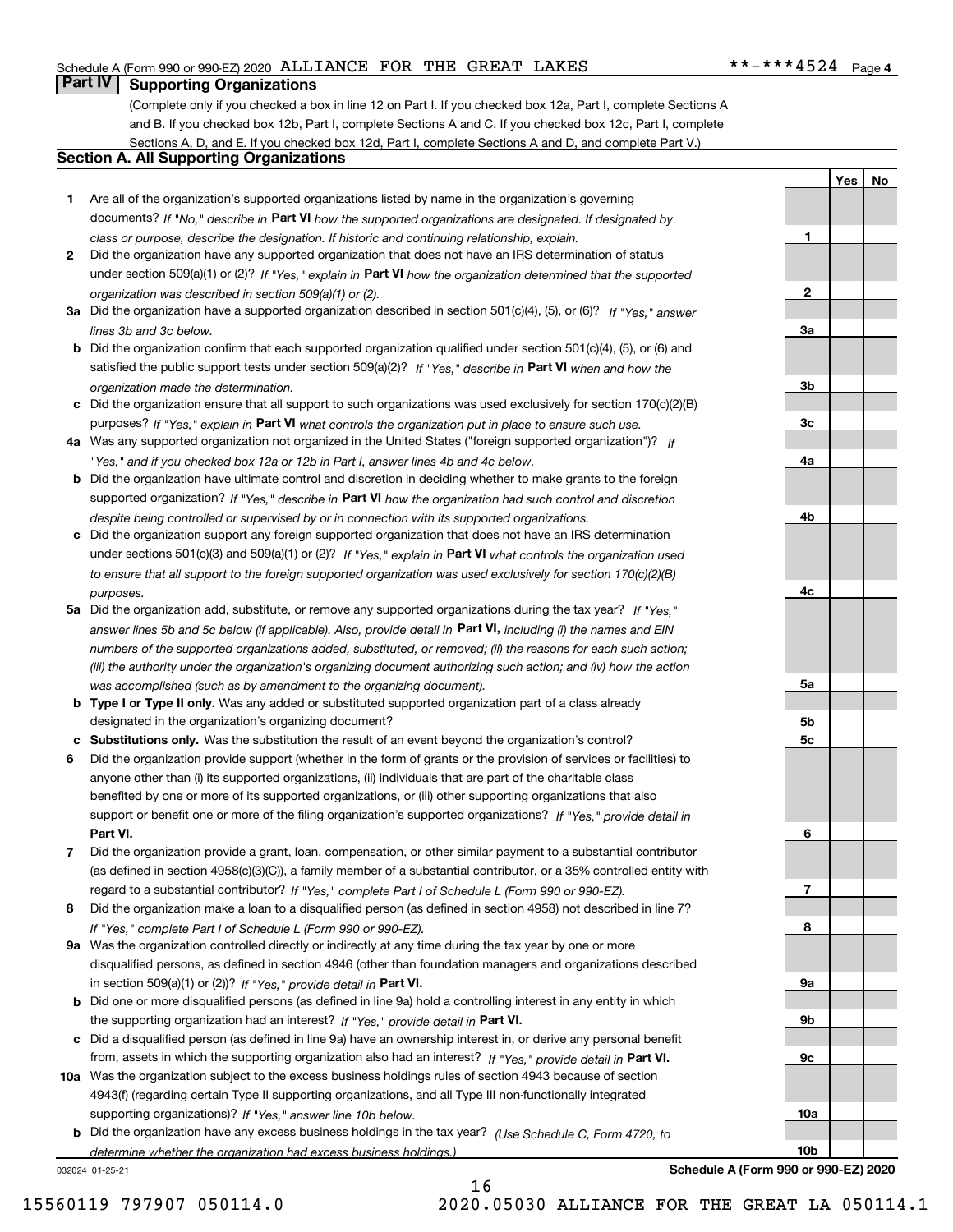Schedule A (Form 990 or 990-EZ) 2020 ALLIANCE FOR THE GREAT LAKES **-***4524 Page 4

## Part IV Supporting Organizations

(Complete only if you checked a box in line 12 on Part I. If you checked box 12a, Part I, complete Sections A and B. If you checked box 12b, Part I, complete Sections A and C. If you checked box 12c, Part I, complete Sections A, D, and E. If you checked box 12d, Part I, complete Sections A and D, and complete Part V.)

### Section A. All Supporting Organizations

| | | Line | Yes | No |
|---|---|---|---|---|
| **1** | Are all of the organization's supported organizations listed by name in the organization's governing documents? *If "No," describe in* **Part VI** *how the supported organizations are designated. If designated by class or purpose, describe the designation. If historic and continuing relationship, explain.* | 1 | | |
| **2** | Did the organization have any supported organization that does not have an IRS determination of status under section 509(a)(1) or (2)? *If "Yes," explain in* **Part VI** *how the organization determined that the supported organization was described in section 509(a)(1) or (2).* | 2 | | |
| **3a** | Did the organization have a supported organization described in section 501(c)(4), (5), or (6)? *If "Yes," answer lines 3b and 3c below.* | 3a | | |
| **b** | Did the organization confirm that each supported organization qualified under section 501(c)(4), (5), or (6) and satisfied the public support tests under section 509(a)(2)? *If "Yes," describe in* **Part VI** *when and how the organization made the determination.* | 3b | | |
| **c** | Did the organization ensure that all support to such organizations was used exclusively for section 170(c)(2)(B) purposes? *If "Yes," explain in* **Part VI** *what controls the organization put in place to ensure such use.* | 3c | | |
| **4a** | Was any supported organization not organized in the United States ("foreign supported organization")? *If "Yes," and if you checked box 12a or 12b in Part I, answer lines 4b and 4c below.* | 4a | | |
| **b** | Did the organization have ultimate control and discretion in deciding whether to make grants to the foreign supported organization? *If "Yes," describe in* **Part VI** *how the organization had such control and discretion despite being controlled or supervised by or in connection with its supported organizations.* | 4b | | |
| **c** | Did the organization support any foreign supported organization that does not have an IRS determination under sections 501(c)(3) and 509(a)(1) or (2)? *If "Yes," explain in* **Part VI** *what controls the organization used to ensure that all support to the foreign supported organization was used exclusively for section 170(c)(2)(B) purposes.* | 4c | | |
| **5a** | Did the organization add, substitute, or remove any supported organizations during the tax year? *If "Yes," answer lines 5b and 5c below (if applicable). Also, provide detail in* **Part VI,** *including (i) the names and EIN numbers of the supported organizations added, substituted, or removed; (ii) the reasons for each such action; (iii) the authority under the organization's organizing document authorizing such action; and (iv) how the action was accomplished (such as by amendment to the organizing document).* | 5a | | |
| **b** | **Type I or Type II only.** Was any added or substituted supported organization part of a class already designated in the organization's organizing document? | 5b | | |
| **c** | **Substitutions only.** Was the substitution the result of an event beyond the organization's control? | 5c | | |
| **6** | Did the organization provide support (whether in the form of grants or the provision of services or facilities) to anyone other than (i) its supported organizations, (ii) individuals that are part of the charitable class benefited by one or more of its supported organizations, or (iii) other supporting organizations that also support or benefit one or more of the filing organization's supported organizations? *If "Yes," provide detail in* **Part VI.** | 6 | | |
| **7** | Did the organization provide a grant, loan, compensation, or other similar payment to a substantial contributor (as defined in section 4958(c)(3)(C)), a family member of a substantial contributor, or a 35% controlled entity with regard to a substantial contributor? *If "Yes," complete Part I of Schedule L (Form 990 or 990-EZ).* | 7 | | |
| **8** | Did the organization make a loan to a disqualified person (as defined in section 4958) not described in line 7? *If "Yes," complete Part I of Schedule L (Form 990 or 990-EZ).* | 8 | | |
| **9a** | Was the organization controlled directly or indirectly at any time during the tax year by one or more disqualified persons, as defined in section 4946 (other than foundation managers and organizations described in section 509(a)(1) or (2))? *If "Yes," provide detail in* **Part VI.** | 9a | | |
| **b** | Did one or more disqualified persons (as defined in line 9a) hold a controlling interest in any entity in which the supporting organization had an interest? *If "Yes," provide detail in* **Part VI.** | 9b | | |
| **c** | Did a disqualified person (as defined in line 9a) have an ownership interest in, or derive any personal benefit from, assets in which the supporting organization also had an interest? *If "Yes," provide detail in* **Part VI.** | 9c | | |
| **10a** | Was the organization subject to the excess business holdings rules of section 4943 because of section 4943(f) (regarding certain Type II supporting organizations, and all Type III non-functionally integrated supporting organizations)? *If "Yes," answer line 10b below.* | 10a | | |
| **b** | Did the organization have any excess business holdings in the tax year? *(Use Schedule C, Form 4720, to determine whether the organization had excess business holdings.)* | 10b | | |

032024 01-25-21 **Schedule A (Form 990 or 990-EZ) 2020**

15560119 797907 050114.0 2020.05030 ALLIANCE FOR THE GREAT LA 050114.1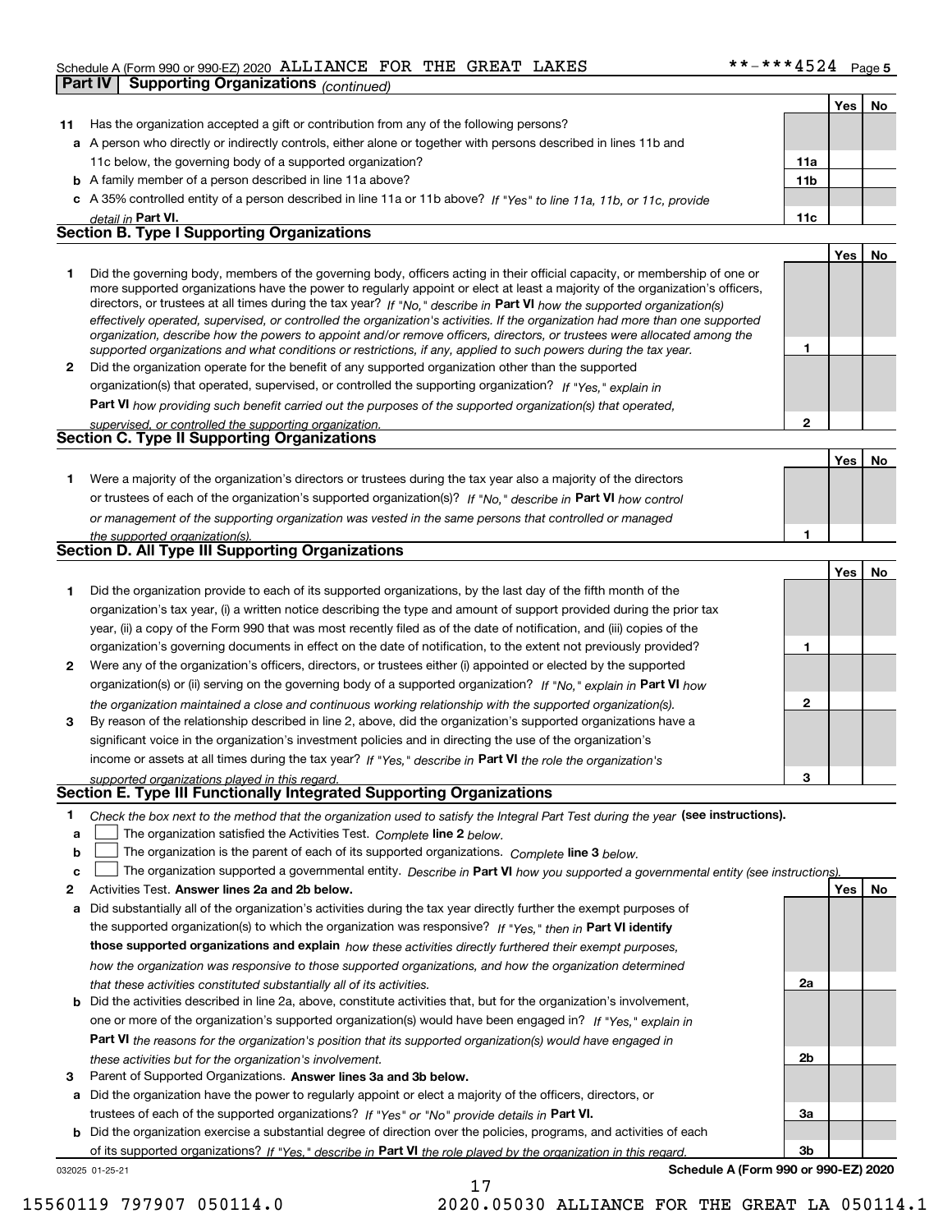Schedule A (Form 990 or 990-EZ) 2020 ALLIANCE FOR THE GREAT LAKES **-***4524 Page 5

**Part IV Supporting Organizations** *(continued)*

| | | | Yes | No |
|---|---|---|---|---|
| **11** | Has the organization accepted a gift or contribution from any of the following persons? | | | |
| **a** | A person who directly or indirectly controls, either alone or together with persons described in lines 11b and 11c below, the governing body of a supported organization? | **11a** | | |
| **b** | A family member of a person described in line 11a above? | **11b** | | |
| **c** | A 35% controlled entity of a person described in line 11a or 11b above? *If "Yes" to line 11a, 11b, or 11c, provide detail in* **Part VI.** | **11c** | | |

## Section B. Type I Supporting Organizations

| | | | Yes | No |
|---|---|---|---|---|
| **1** | Did the governing body, members of the governing body, officers acting in their official capacity, or membership of one or more supported organizations have the power to regularly appoint or elect at least a majority of the organization's officers, directors, or trustees at all times during the tax year? *If "No," describe in* **Part VI** *how the supported organization(s) effectively operated, supervised, or controlled the organization's activities. If the organization had more than one supported organization, describe how the powers to appoint and/or remove officers, directors, or trustees were allocated among the supported organizations and what conditions or restrictions, if any, applied to such powers during the tax year.* | **1** | | |
| **2** | Did the organization operate for the benefit of any supported organization other than the supported organization(s) that operated, supervised, or controlled the supporting organization? *If "Yes," explain in* **Part VI** *how providing such benefit carried out the purposes of the supported organization(s) that operated, supervised, or controlled the supporting organization.* | **2** | | |

## Section C. Type II Supporting Organizations

| | | | Yes | No |
|---|---|---|---|---|
| **1** | Were a majority of the organization's directors or trustees during the tax year also a majority of the directors or trustees of each of the organization's supported organization(s)? *If "No," describe in* **Part VI** *how control or management of the supporting organization was vested in the same persons that controlled or managed the supported organization(s).* | **1** | | |

## Section D. All Type III Supporting Organizations

| | | | Yes | No |
|---|---|---|---|---|
| **1** | Did the organization provide to each of its supported organizations, by the last day of the fifth month of the organization's tax year, (i) a written notice describing the type and amount of support provided during the prior tax year, (ii) a copy of the Form 990 that was most recently filed as of the date of notification, and (iii) copies of the organization's governing documents in effect on the date of notification, to the extent not previously provided? | **1** | | |
| **2** | Were any of the organization's officers, directors, or trustees either (i) appointed or elected by the supported organization(s) or (ii) serving on the governing body of a supported organization? *If "No," explain in* **Part VI** *how the organization maintained a close and continuous working relationship with the supported organization(s).* | **2** | | |
| **3** | By reason of the relationship described in line 2, above, did the organization's supported organizations have a significant voice in the organization's investment policies and in directing the use of the organization's income or assets at all times during the tax year? *If "Yes," describe in* **Part VI** *the role the organization's supported organizations played in this regard.* | **3** | | |

## Section E. Type III Functionally Integrated Supporting Organizations

**1** *Check the box next to the method that the organization used to satisfy the Integral Part Test during the year* **(see instructions).**

- **a** ☐ The organization satisfied the Activities Test. *Complete* **line 2** *below.*
- **b** ☐ The organization is the parent of each of its supported organizations. *Complete* **line 3** *below.*
- **c** ☐ The organization supported a governmental entity. *Describe in* **Part VI** *how you supported a governmental entity (see instructions).*

| | | | Yes | No |
|---|---|---|---|---|
| **2** | Activities Test. **Answer lines 2a and 2b below.** | | | |
| **a** | Did substantially all of the organization's activities during the tax year directly further the exempt purposes of the supported organization(s) to which the organization was responsive? *If "Yes," then in* **Part VI identify those supported organizations and explain** *how these activities directly furthered their exempt purposes, how the organization was responsive to those supported organizations, and how the organization determined that these activities constituted substantially all of its activities.* | **2a** | | |
| **b** | Did the activities described in line 2a, above, constitute activities that, but for the organization's involvement, one or more of the organization's supported organization(s) would have been engaged in? *If "Yes," explain in* **Part VI** *the reasons for the organization's position that its supported organization(s) would have engaged in these activities but for the organization's involvement.* | **2b** | | |
| **3** | Parent of Supported Organizations. **Answer lines 3a and 3b below.** | | | |
| **a** | Did the organization have the power to regularly appoint or elect a majority of the officers, directors, or trustees of each of the supported organizations? *If "Yes" or "No" provide details in* **Part VI.** | **3a** | | |
| **b** | Did the organization exercise a substantial degree of direction over the policies, programs, and activities of each of its supported organizations? *If "Yes," describe in* **Part VI** *the role played by the organization in this regard.* | **3b** | | |

032025 01-25-21 **Schedule A (Form 990 or 990-EZ) 2020**

15560119 797907 050114.0 2020.05030 ALLIANCE FOR THE GREAT LA 050114.1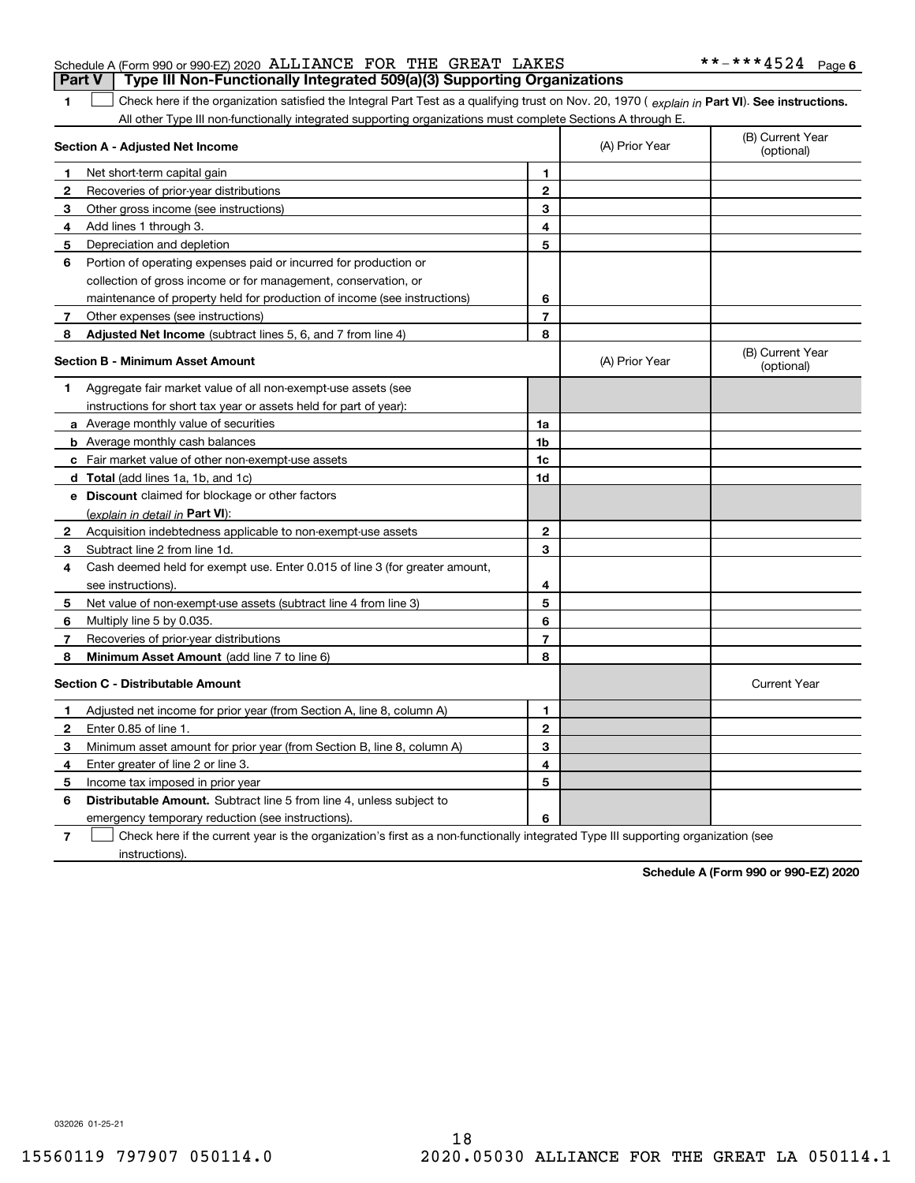Schedule A (Form 990 or 990-EZ) 2020 ALLIANCE FOR THE GREAT LAKES **-***4524 Page 6

## Part V Type III Non-Functionally Integrated 509(a)(3) Supporting Organizations

**1** ☐ Check here if the organization satisfied the Integral Part Test as a qualifying trust on Nov. 20, 1970 ( *explain in* **Part VI**). **See instructions.** All other Type III non-functionally integrated supporting organizations must complete Sections A through E.

| **Section A - Adjusted Net Income** | | (A) Prior Year | (B) Current Year (optional) |
|---|---|---|---|
| **1** Net short-term capital gain | **1** | | |
| **2** Recoveries of prior-year distributions | **2** | | |
| **3** Other gross income (see instructions) | **3** | | |
| **4** Add lines 1 through 3. | **4** | | |
| **5** Depreciation and depletion | **5** | | |
| **6** Portion of operating expenses paid or incurred for production or collection of gross income or for management, conservation, or maintenance of property held for production of income (see instructions) | **6** | | |
| **7** Other expenses (see instructions) | **7** | | |
| **8** **Adjusted Net Income** (subtract lines 5, 6, and 7 from line 4) | **8** | | |

| **Section B - Minimum Asset Amount** | | (A) Prior Year | (B) Current Year (optional) |
|---|---|---|---|
| **1** Aggregate fair market value of all non-exempt-use assets (see instructions for short tax year or assets held for part of year): | | | |
| **a** Average monthly value of securities | **1a** | | |
| **b** Average monthly cash balances | **1b** | | |
| **c** Fair market value of other non-exempt-use assets | **1c** | | |
| **d** **Total** (add lines 1a, 1b, and 1c) | **1d** | | |
| **e** **Discount** claimed for blockage or other factors (*explain in detail in* **Part VI**): | | | |
| **2** Acquisition indebtedness applicable to non-exempt-use assets | **2** | | |
| **3** Subtract line 2 from line 1d. | **3** | | |
| **4** Cash deemed held for exempt use. Enter 0.015 of line 3 (for greater amount, see instructions). | **4** | | |
| **5** Net value of non-exempt-use assets (subtract line 4 from line 3) | **5** | | |
| **6** Multiply line 5 by 0.035. | **6** | | |
| **7** Recoveries of prior-year distributions | **7** | | |
| **8** **Minimum Asset Amount** (add line 7 to line 6) | **8** | | |

| **Section C - Distributable Amount** | | | Current Year |
|---|---|---|---|
| **1** Adjusted net income for prior year (from Section A, line 8, column A) | **1** | | |
| **2** Enter 0.85 of line 1. | **2** | | |
| **3** Minimum asset amount for prior year (from Section B, line 8, column A) | **3** | | |
| **4** Enter greater of line 2 or line 3. | **4** | | |
| **5** Income tax imposed in prior year | **5** | | |
| **6** **Distributable Amount.** Subtract line 5 from line 4, unless subject to emergency temporary reduction (see instructions). | **6** | | |

**7** ☐ Check here if the current year is the organization's first as a non-functionally integrated Type III supporting organization (see instructions).

**Schedule A (Form 990 or 990-EZ) 2020**

032026 01-25-21

15560119 797907 050114.0 2020.05030 ALLIANCE FOR THE GREAT LA 050114.1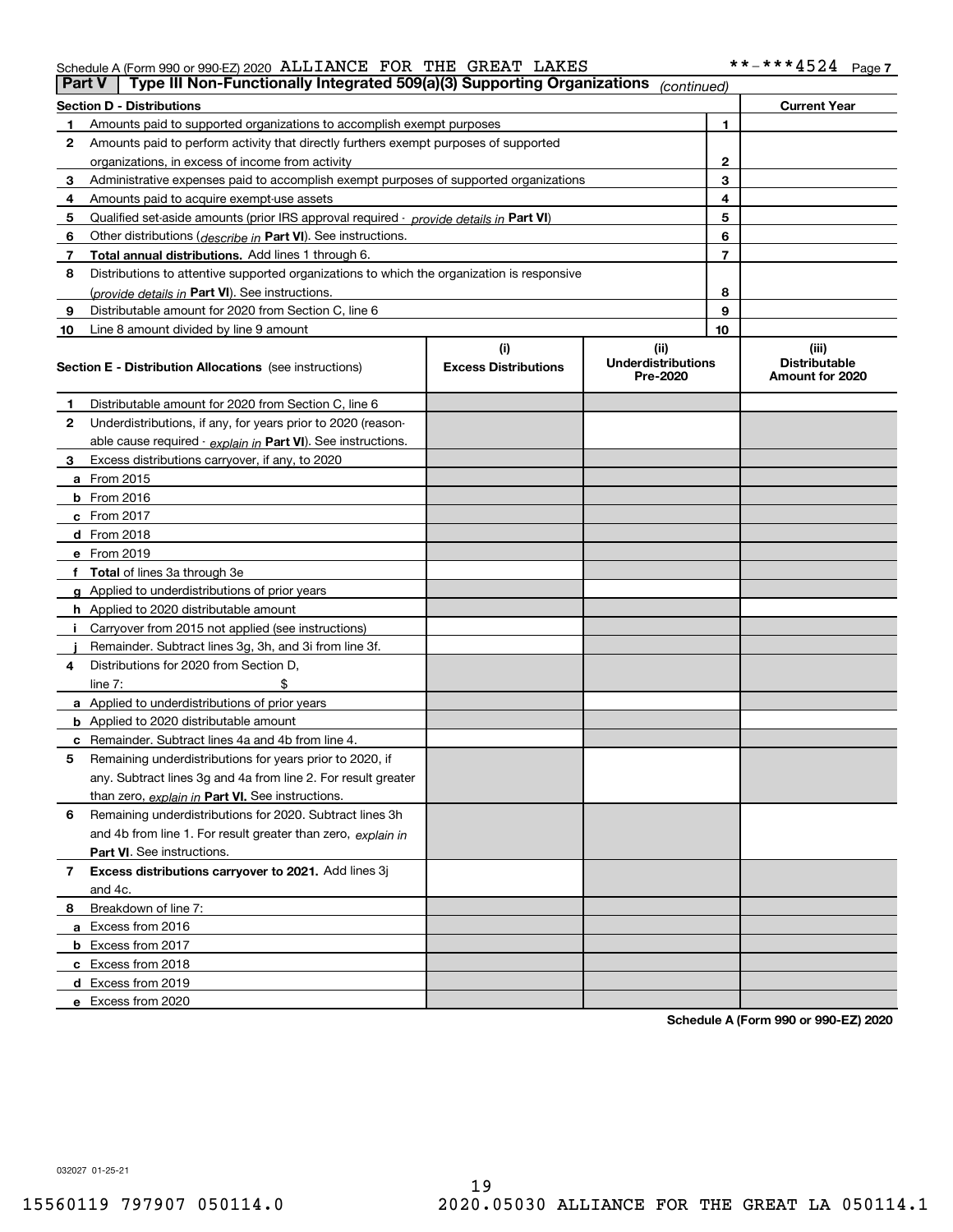Schedule A (Form 990 or 990-EZ) 2020 ALLIANCE FOR THE GREAT LAKES **-***4524 Page 7

## Part V | Type III Non-Functionally Integrated 509(a)(3) Supporting Organizations *(continued)*

| Section D - Distributions | | | Current Year |
|---|---|---|---|
| 1 | Amounts paid to supported organizations to accomplish exempt purposes | 1 | |
| 2 | Amounts paid to perform activity that directly furthers exempt purposes of supported organizations, in excess of income from activity | 2 | |
| 3 | Administrative expenses paid to accomplish exempt purposes of supported organizations | 3 | |
| 4 | Amounts paid to acquire exempt-use assets | 4 | |
| 5 | Qualified set-aside amounts (prior IRS approval required - *provide details in* **Part VI**) | 5 | |
| 6 | Other distributions (*describe in* **Part VI**). See instructions. | 6 | |
| 7 | **Total annual distributions.** Add lines 1 through 6. | 7 | |
| 8 | Distributions to attentive supported organizations to which the organization is responsive (*provide details in* **Part VI**). See instructions. | 8 | |
| 9 | Distributable amount for 2020 from Section C, line 6 | 9 | |
| 10 | Line 8 amount divided by line 9 amount | 10 | |

| Section E - Distribution Allocations (see instructions) | (i) Excess Distributions | (ii) Underdistributions Pre-2020 | (iii) Distributable Amount for 2020 |
|---|---|---|---|
| **1** Distributable amount for 2020 from Section C, line 6 | | | |
| **2** Underdistributions, if any, for years prior to 2020 (reasonable cause required - *explain in* **Part VI**). See instructions. | | | |
| **3** Excess distributions carryover, if any, to 2020 | | | |
| **a** From 2015 | | | |
| **b** From 2016 | | | |
| **c** From 2017 | | | |
| **d** From 2018 | | | |
| **e** From 2019 | | | |
| **f Total** of lines 3a through 3e | | | |
| **g** Applied to underdistributions of prior years | | | |
| **h** Applied to 2020 distributable amount | | | |
| **i** Carryover from 2015 not applied (see instructions) | | | |
| **j** Remainder. Subtract lines 3g, 3h, and 3i from line 3f. | | | |
| **4** Distributions for 2020 from Section D, line 7: $ | | | |
| **a** Applied to underdistributions of prior years | | | |
| **b** Applied to 2020 distributable amount | | | |
| **c** Remainder. Subtract lines 4a and 4b from line 4. | | | |
| **5** Remaining underdistributions for years prior to 2020, if any. Subtract lines 3g and 4a from line 2. For result greater than zero, *explain in* **Part VI.** See instructions. | | | |
| **6** Remaining underdistributions for 2020. Subtract lines 3h and 4b from line 1. For result greater than zero, *explain in* **Part VI**. See instructions. | | | |
| **7 Excess distributions carryover to 2021.** Add lines 3j and 4c. | | | |
| **8** Breakdown of line 7: | | | |
| **a** Excess from 2016 | | | |
| **b** Excess from 2017 | | | |
| **c** Excess from 2018 | | | |
| **d** Excess from 2019 | | | |
| **e** Excess from 2020 | | | |

**Schedule A (Form 990 or 990-EZ) 2020**

032027 01-25-21

15560119 797907 050114.0 2020.05030 ALLIANCE FOR THE GREAT LA 050114.1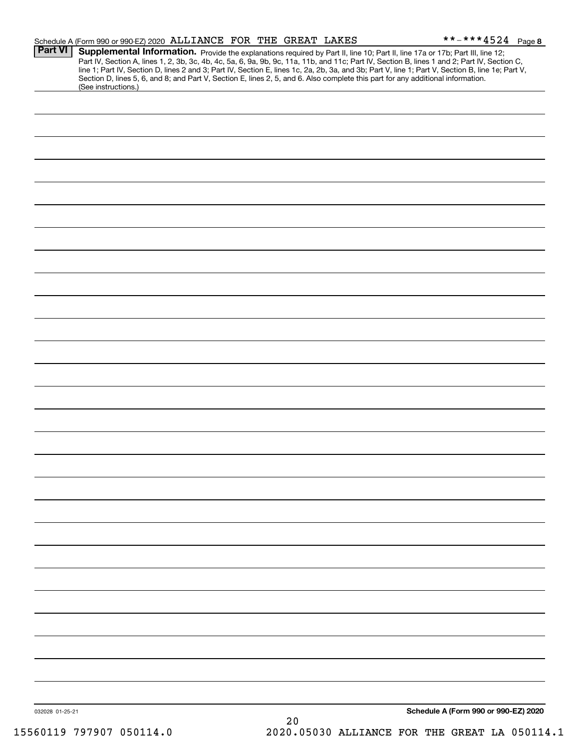Schedule A (Form 990 or 990-EZ) 2020 ALLIANCE FOR THE GREAT LAKES **-***4524 Page **8**

**Part VI** **Supplemental Information.** Provide the explanations required by Part II, line 10; Part II, line 17a or 17b; Part III, line 12; Part IV, Section A, lines 1, 2, 3b, 3c, 4b, 4c, 5a, 6, 9a, 9b, 9c, 11a, 11b, and 11c; Part IV, Section B, lines 1 and 2; Part IV, Section C, line 1; Part IV, Section D, lines 2 and 3; Part IV, Section E, lines 1c, 2a, 2b, 3a, and 3b; Part V, line 1; Part V, Section B, line 1e; Part V, Section D, lines 5, 6, and 8; and Part V, Section E, lines 2, 5, and 6. Also complete this part for any additional information. (See instructions.)

032028 01-25-21

**Schedule A (Form 990 or 990-EZ) 2020**

15560119 797907 050114.0 2020.05030 ALLIANCE FOR THE GREAT LA 050114.1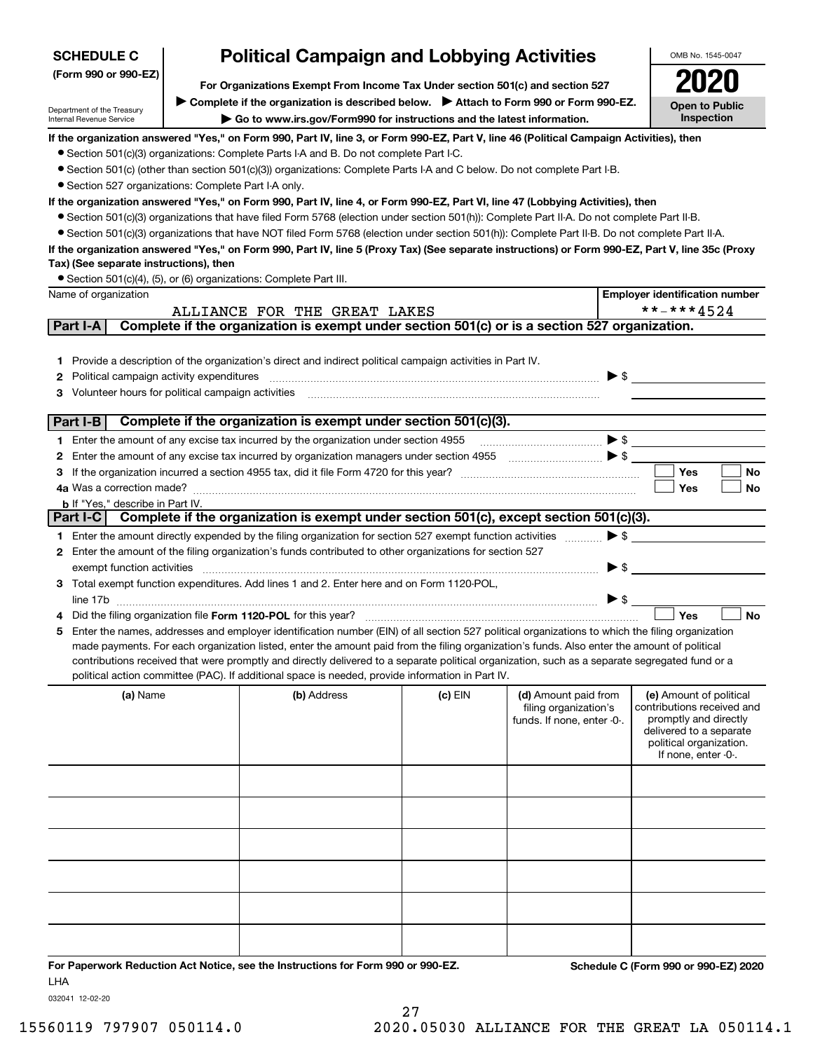**SCHEDULE C**
**(Form 990 or 990-EZ)**

Department of the Treasury
Internal Revenue Service

# Political Campaign and Lobbying Activities

**For Organizations Exempt From Income Tax Under section 501(c) and section 527**

▶ **Complete if the organization is described below.** ▶ **Attach to Form 990 or Form 990-EZ.**

▶ **Go to www.irs.gov/Form990 for instructions and the latest information.**

OMB No. 1545-0047

**2020**

**Open to Public Inspection**

**If the organization answered "Yes," on Form 990, Part IV, line 3, or Form 990-EZ, Part V, line 46 (Political Campaign Activities), then**

- Section 501(c)(3) organizations: Complete Parts I-A and B. Do not complete Part I-C.
- Section 501(c) (other than section 501(c)(3)) organizations: Complete Parts I-A and C below. Do not complete Part I-B.
- Section 527 organizations: Complete Part I-A only.

**If the organization answered "Yes," on Form 990, Part IV, line 4, or Form 990-EZ, Part VI, line 47 (Lobbying Activities), then**

- Section 501(c)(3) organizations that have filed Form 5768 (election under section 501(h)): Complete Part II-A. Do not complete Part II-B.
- Section 501(c)(3) organizations that have NOT filed Form 5768 (election under section 501(h)): Complete Part II-B. Do not complete Part II-A.

**If the organization answered "Yes," on Form 990, Part IV, line 5 (Proxy Tax) (See separate instructions) or Form 990-EZ, Part V, line 35c (Proxy Tax) (See separate instructions), then**

- Section 501(c)(4), (5), or (6) organizations: Complete Part III.

| Name of organization | Employer identification number |
|---|---|
| ALLIANCE FOR THE GREAT LAKES | **-***4524 |

## Part I-A — Complete if the organization is exempt under section 501(c) or is a section 527 organization.

1. Provide a description of the organization's direct and indirect political campaign activities in Part IV.
2. Political campaign activity expenditures ▶ $
3. Volunteer hours for political campaign activities

## Part I-B — Complete if the organization is exempt under section 501(c)(3).

1. Enter the amount of any excise tax incurred by the organization under section 4955 ▶ $
2. Enter the amount of any excise tax incurred by organization managers under section 4955 ▶ $
3. If the organization incurred a section 4955 tax, did it file Form 4720 for this year? ☐ Yes ☐ No
4. a Was a correction made? ☐ Yes ☐ No
   b If "Yes," describe in Part IV.

## Part I-C — Complete if the organization is exempt under section 501(c), except section 501(c)(3).

1. Enter the amount directly expended by the filing organization for section 527 exempt function activities ▶ $
2. Enter the amount of the filing organization's funds contributed to other organizations for section 527 exempt function activities ▶ $
3. Total exempt function expenditures. Add lines 1 and 2. Enter here and on Form 1120-POL, line 17b ▶ $
4. Did the filing organization file **Form 1120-POL** for this year? ☐ Yes ☐ No
5. Enter the names, addresses and employer identification number (EIN) of all section 527 political organizations to which the filing organization made payments. For each organization listed, enter the amount paid from the filing organization's funds. Also enter the amount of political contributions received that were promptly and directly delivered to a separate political organization, such as a separate segregated fund or a political action committee (PAC). If additional space is needed, provide information in Part IV.

| (a) Name | (b) Address | (c) EIN | (d) Amount paid from filing organization's funds. If none, enter -0-. | (e) Amount of political contributions received and promptly and directly delivered to a separate political organization. If none, enter -0-. |
|---|---|---|---|---|
| | | | | |
| | | | | |
| | | | | |
| | | | | |
| | | | | |
| | | | | |

**For Paperwork Reduction Act Notice, see the Instructions for Form 990 or 990-EZ.** **Schedule C (Form 990 or 990-EZ) 2020**

LHA

032041 12-02-20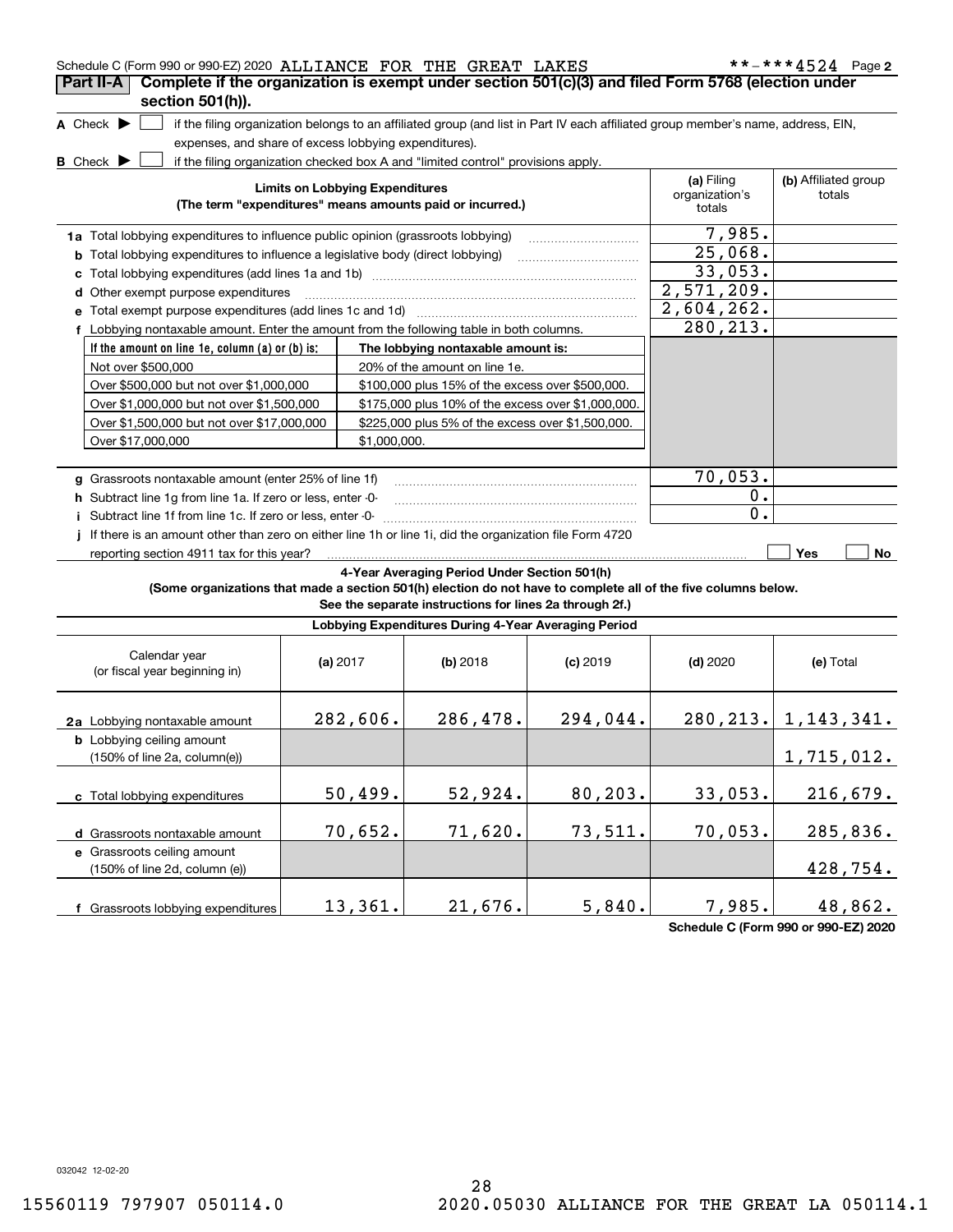Schedule C (Form 990 or 990-EZ) 2020 ALLIANCE FOR THE GREAT LAKES **-***4524 Page 2

## Part II-A Complete if the organization is exempt under section 501(c)(3) and filed Form 5768 (election under section 501(h)).

**A** Check ▶ ☐ if the filing organization belongs to an affiliated group (and list in Part IV each affiliated group member's name, address, EIN, expenses, and share of excess lobbying expenditures).

**B** Check ▶ ☐ if the filing organization checked box A and "limited control" provisions apply.

| Limits on Lobbying Expenditures (The term "expenditures" means amounts paid or incurred.) | (a) Filing organization's totals | (b) Affiliated group totals |
|---|---|---|
| **1a** Total lobbying expenditures to influence public opinion (grassroots lobbying) | 7,985. | |
| **b** Total lobbying expenditures to influence a legislative body (direct lobbying) | 25,068. | |
| **c** Total lobbying expenditures (add lines 1a and 1b) | 33,053. | |
| **d** Other exempt purpose expenditures | 2,571,209. | |
| **e** Total exempt purpose expenditures (add lines 1c and 1d) | 2,604,262. | |
| **f** Lobbying nontaxable amount. Enter the amount from the following table in both columns. | 280,213. | |

| If the amount on line 1e, column (a) or (b) is: | The lobbying nontaxable amount is: |
|---|---|
| Not over $500,000 | 20% of the amount on line 1e. |
| Over $500,000 but not over $1,000,000 | $100,000 plus 15% of the excess over $500,000. |
| Over $1,000,000 but not over $1,500,000 | $175,000 plus 10% of the excess over $1,000,000. |
| Over $1,500,000 but not over $17,000,000 | $225,000 plus 5% of the excess over $1,500,000. |
| Over $17,000,000 | $1,000,000. |

| | (a) | (b) |
|---|---|---|
| **g** Grassroots nontaxable amount (enter 25% of line 1f) | 70,053. | |
| **h** Subtract line 1g from line 1a. If zero or less, enter -0- | 0. | |
| **i** Subtract line 1f from line 1c. If zero or less, enter -0- | 0. | |
| **j** If there is an amount other than zero on either line 1h or line 1i, did the organization file Form 4720 reporting section 4911 tax for this year? | ☐ Yes | ☐ No |

### 4-Year Averaging Period Under Section 501(h)

**(Some organizations that made a section 501(h) election do not have to complete all of the five columns below. See the separate instructions for lines 2a through 2f.)**

| Lobbying Expenditures During 4-Year Averaging Period | | | | | |
|---|---|---|---|---|---|
| Calendar year (or fiscal year beginning in) | (a) 2017 | (b) 2018 | (c) 2019 | (d) 2020 | (e) Total |
| **2a** Lobbying nontaxable amount | 282,606. | 286,478. | 294,044. | 280,213. | 1,143,341. |
| **b** Lobbying ceiling amount (150% of line 2a, column(e)) | | | | | 1,715,012. |
| **c** Total lobbying expenditures | 50,499. | 52,924. | 80,203. | 33,053. | 216,679. |
| **d** Grassroots nontaxable amount | 70,652. | 71,620. | 73,511. | 70,053. | 285,836. |
| **e** Grassroots ceiling amount (150% of line 2d, column (e)) | | | | | 428,754. |
| **f** Grassroots lobbying expenditures | 13,361. | 21,676. | 5,840. | 7,985. | 48,862. |

Schedule C (Form 990 or 990-EZ) 2020

032042 12-02-20

15560119 797907 050114.0 2020.05030 ALLIANCE FOR THE GREAT LA 050114.1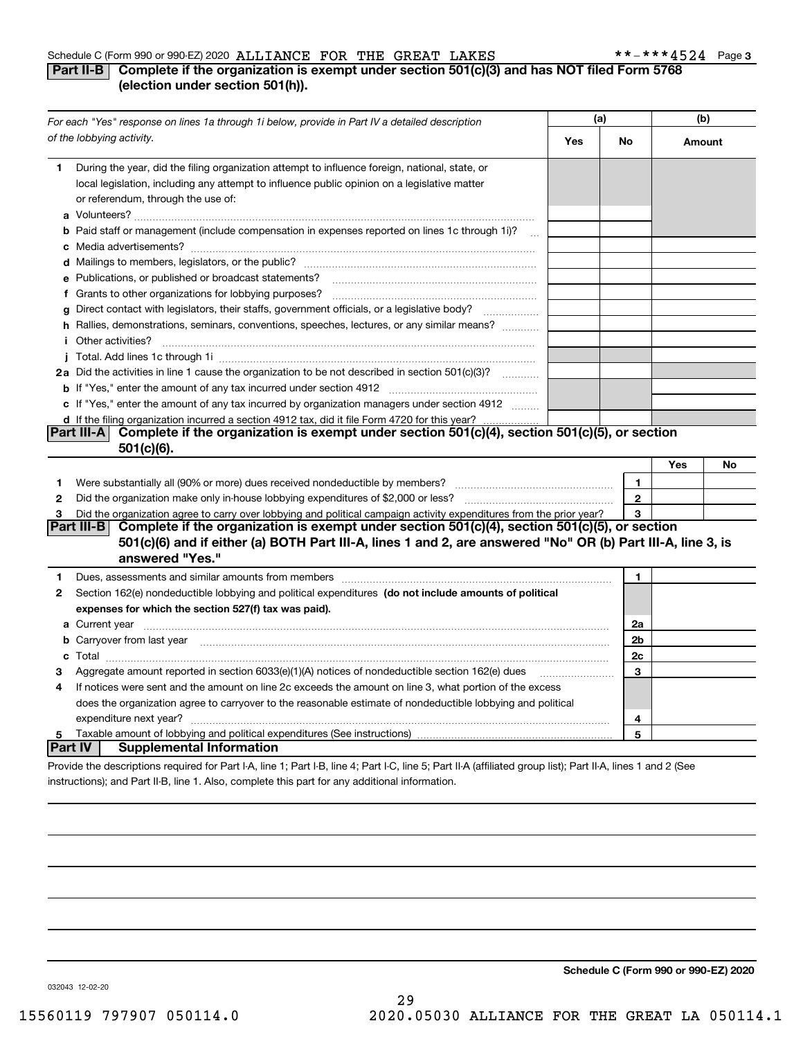Schedule C (Form 990 or 990-EZ) 2020 ALLIANCE FOR THE GREAT LAKES **-***4524 Page 3

## Part II-B Complete if the organization is exempt under section 501(c)(3) and has NOT filed Form 5768 (election under section 501(h)).

| *For each "Yes" response on lines 1a through 1i below, provide in Part IV a detailed description of the lobbying activity.* | (a) Yes | (a) No | (b) Amount |
|---|---|---|---|
| **1** During the year, did the filing organization attempt to influence foreign, national, state, or local legislation, including any attempt to influence public opinion on a legislative matter or referendum, through the use of: | | | |
| **a** Volunteers? | | | |
| **b** Paid staff or management (include compensation in expenses reported on lines 1c through 1i)? | | | |
| **c** Media advertisements? | | | |
| **d** Mailings to members, legislators, or the public? | | | |
| **e** Publications, or published or broadcast statements? | | | |
| **f** Grants to other organizations for lobbying purposes? | | | |
| **g** Direct contact with legislators, their staffs, government officials, or a legislative body? | | | |
| **h** Rallies, demonstrations, seminars, conventions, speeches, lectures, or any similar means? | | | |
| **i** Other activities? | | | |
| **j** Total. Add lines 1c through 1i | | | |
| **2a** Did the activities in line 1 cause the organization to be not described in section 501(c)(3)? | | | |
| **b** If "Yes," enter the amount of any tax incurred under section 4912 | | | |
| **c** If "Yes," enter the amount of any tax incurred by organization managers under section 4912 | | | |
| **d** If the filing organization incurred a section 4912 tax, did it file Form 4720 for this year? | | | |

## Part III-A Complete if the organization is exempt under section 501(c)(4), section 501(c)(5), or section 501(c)(6).

| | | | Yes | No |
|---|---|---|---|---|
| **1** | Were substantially all (90% or more) dues received nondeductible by members? | 1 | | |
| **2** | Did the organization make only in-house lobbying expenditures of $2,000 or less? | 2 | | |
| **3** | Did the organization agree to carry over lobbying and political campaign activity expenditures from the prior year? | 3 | | |

## Part III-B Complete if the organization is exempt under section 501(c)(4), section 501(c)(5), or section 501(c)(6) and if either (a) BOTH Part III-A, lines 1 and 2, are answered "No" OR (b) Part III-A, line 3, is answered "Yes."

| | | | |
|---|---|---|---|
| **1** | Dues, assessments and similar amounts from members | 1 | |
| **2** | Section 162(e) nondeductible lobbying and political expenditures **(do not include amounts of political expenses for which the section 527(f) tax was paid).** | | |
| **a** | Current year | 2a | |
| **b** | Carryover from last year | 2b | |
| **c** | Total | 2c | |
| **3** | Aggregate amount reported in section 6033(e)(1)(A) notices of nondeductible section 162(e) dues | 3 | |
| **4** | If notices were sent and the amount on line 2c exceeds the amount on line 3, what portion of the excess does the organization agree to carryover to the reasonable estimate of nondeductible lobbying and political expenditure next year? | 4 | |
| **5** | Taxable amount of lobbying and political expenditures (See instructions) | 5 | |

## Part IV Supplemental Information

Provide the descriptions required for Part I-A, line 1; Part I-B, line 4; Part I-C, line 5; Part II-A (affiliated group list); Part II-A, lines 1 and 2 (See instructions); and Part II-B, line 1. Also, complete this part for any additional information.

**Schedule C (Form 990 or 990-EZ) 2020**

032043 12-02-20

15560119 797907 050114.0 2020.05030 ALLIANCE FOR THE GREAT LA 050114.1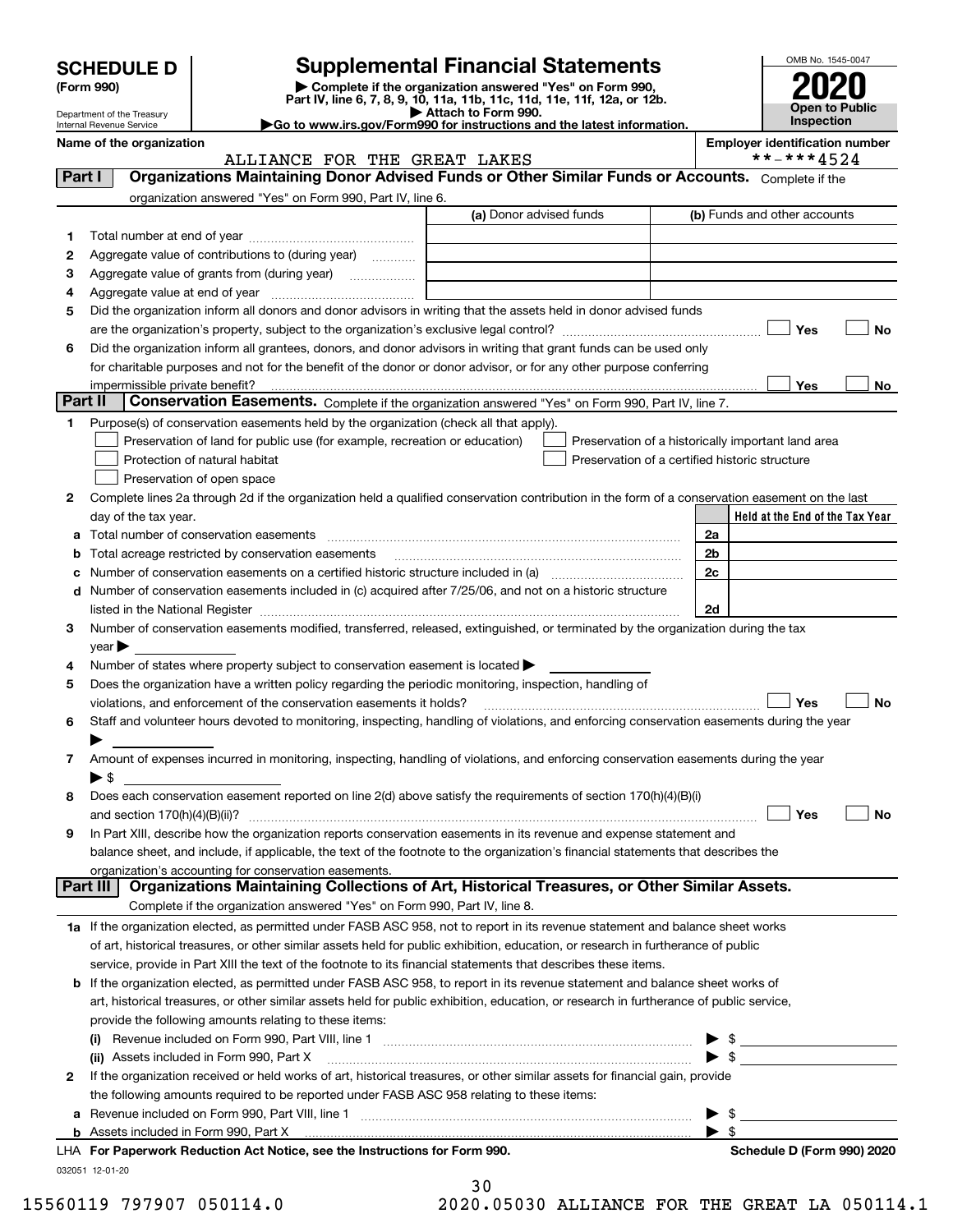# SCHEDULE D (Form 990)

Department of the Treasury
Internal Revenue Service

## Supplemental Financial Statements

▶ Complete if the organization answered "Yes" on Form 990, Part IV, line 6, 7, 8, 9, 10, 11a, 11b, 11c, 11d, 11e, 11f, 12a, or 12b.
▶ Attach to Form 990.
▶Go to www.irs.gov/Form990 for instructions and the latest information.

OMB No. 1545-0047

**2020**

**Open to Public Inspection**

**Name of the organization:** ALLIANCE FOR THE GREAT LAKES

**Employer identification number:** **-***4524

## Part I — Organizations Maintaining Donor Advised Funds or Other Similar Funds or Accounts.

Complete if the organization answered "Yes" on Form 990, Part IV, line 6.

| | | (a) Donor advised funds | (b) Funds and other accounts |
|---|---|---|---|
| 1 | Total number at end of year | | |
| 2 | Aggregate value of contributions to (during year) | | |
| 3 | Aggregate value of grants from (during year) | | |
| 4 | Aggregate value at end of year | | |

5 Did the organization inform all donors and donor advisors in writing that the assets held in donor advised funds are the organization's property, subject to the organization's exclusive legal control? ☐ Yes ☐ No

6 Did the organization inform all grantees, donors, and donor advisors in writing that grant funds can be used only for charitable purposes and not for the benefit of the donor or donor advisor, or for any other purpose conferring impermissible private benefit? ☐ Yes ☐ No

## Part II — Conservation Easements.

Complete if the organization answered "Yes" on Form 990, Part IV, line 7.

1 Purpose(s) of conservation easements held by the organization (check all that apply).

- ☐ Preservation of land for public use (for example, recreation or education)
- ☐ Protection of natural habitat
- ☐ Preservation of open space
- ☐ Preservation of a historically important land area
- ☐ Preservation of a certified historic structure

2 Complete lines 2a through 2d if the organization held a qualified conservation contribution in the form of a conservation easement on the last day of the tax year.

| | | | Held at the End of the Tax Year |
|---|---|---|---|
| a | Total number of conservation easements | 2a | |
| b | Total acreage restricted by conservation easements | 2b | |
| c | Number of conservation easements on a certified historic structure included in (a) | 2c | |
| d | Number of conservation easements included in (c) acquired after 7/25/06, and not on a historic structure listed in the National Register | 2d | |

3 Number of conservation easements modified, transferred, released, extinguished, or terminated by the organization during the tax year ▶

4 Number of states where property subject to conservation easement is located ▶

5 Does the organization have a written policy regarding the periodic monitoring, inspection, handling of violations, and enforcement of the conservation easements it holds? ☐ Yes ☐ No

6 Staff and volunteer hours devoted to monitoring, inspecting, handling of violations, and enforcing conservation easements during the year ▶

7 Amount of expenses incurred in monitoring, inspecting, handling of violations, and enforcing conservation easements during the year ▶ $

8 Does each conservation easement reported on line 2(d) above satisfy the requirements of section 170(h)(4)(B)(i) and section 170(h)(4)(B)(ii)? ☐ Yes ☐ No

9 In Part XIII, describe how the organization reports conservation easements in its revenue and expense statement and balance sheet, and include, if applicable, the text of the footnote to the organization's financial statements that describes the organization's accounting for conservation easements.

## Part III — Organizations Maintaining Collections of Art, Historical Treasures, or Other Similar Assets.

Complete if the organization answered "Yes" on Form 990, Part IV, line 8.

1a If the organization elected, as permitted under FASB ASC 958, not to report in its revenue statement and balance sheet works of art, historical treasures, or other similar assets held for public exhibition, education, or research in furtherance of public service, provide in Part XIII the text of the footnote to its financial statements that describes these items.

b If the organization elected, as permitted under FASB ASC 958, to report in its revenue statement and balance sheet works of art, historical treasures, or other similar assets held for public exhibition, education, or research in furtherance of public service, provide the following amounts relating to these items:

(i) Revenue included on Form 990, Part VIII, line 1 ▶ $

(ii) Assets included in Form 990, Part X ▶ $

2 If the organization received or held works of art, historical treasures, or other similar assets for financial gain, provide the following amounts required to be reported under FASB ASC 958 relating to these items:

a Revenue included on Form 990, Part VIII, line 1 ▶ $

b Assets included in Form 990, Part X ▶ $

LHA **For Paperwork Reduction Act Notice, see the Instructions for Form 990.** **Schedule D (Form 990) 2020**

032051 12-01-20

15560119 797907 050114.0 2020.05030 ALLIANCE FOR THE GREAT LA 050114.1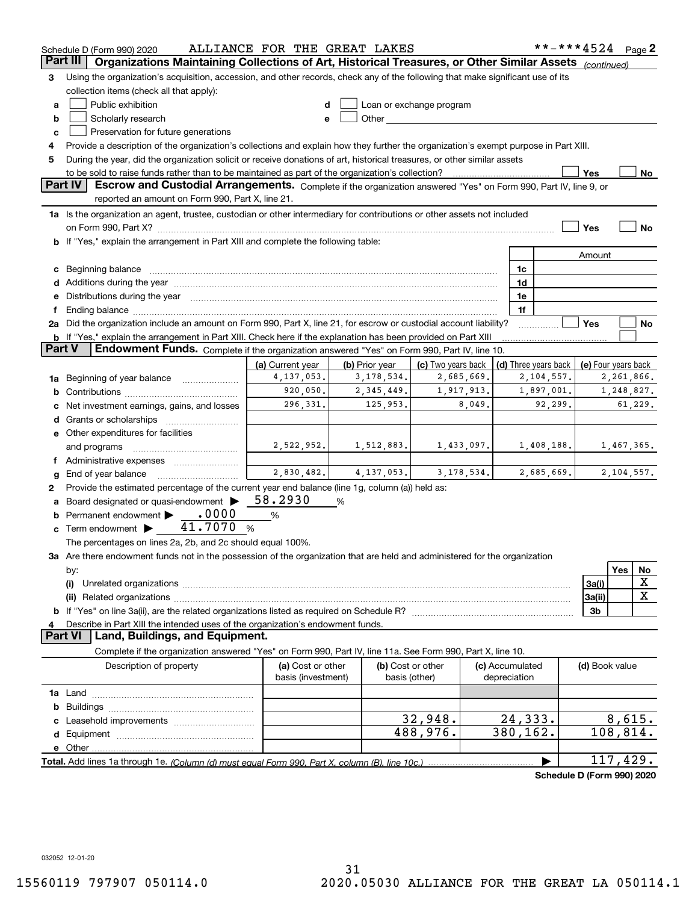Schedule D (Form 990) 2020 ALLIANCE FOR THE GREAT LAKES **-***4524 Page 2

## Part III Organizations Maintaining Collections of Art, Historical Treasures, or Other Similar Assets *(continued)*

**3** Using the organization's acquisition, accession, and other records, check any of the following that make significant use of its collection items (check all that apply):

- **a** ☐ Public exhibition
- **b** ☐ Scholarly research
- **c** ☐ Preservation for future generations
- **d** ☐ Loan or exchange program
- **e** ☐ Other

**4** Provide a description of the organization's collections and explain how they further the organization's exempt purpose in Part XIII.

**5** During the year, did the organization solicit or receive donations of art, historical treasures, or other similar assets to be sold to raise funds rather than to be maintained as part of the organization's collection? ☐ Yes ☐ No

## Part IV Escrow and Custodial Arrangements.

Complete if the organization answered "Yes" on Form 990, Part IV, line 9, or reported an amount on Form 990, Part X, line 21.

**1a** Is the organization an agent, trustee, custodian or other intermediary for contributions or other assets not included on Form 990, Part X? ☐ Yes ☐ No

**b** If "Yes," explain the arrangement in Part XIII and complete the following table:

| | | Amount |
|---|---|---|
| **c** Beginning balance | 1c | |
| **d** Additions during the year | 1d | |
| **e** Distributions during the year | 1e | |
| **f** Ending balance | 1f | |

**2a** Did the organization include an amount on Form 990, Part X, line 21, for escrow or custodial account liability? ☐ Yes ☐ No

**b** If "Yes," explain the arrangement in Part XIII. Check here if the explanation has been provided on Part XIII ☐

## Part V Endowment Funds.

Complete if the organization answered "Yes" on Form 990, Part IV, line 10.

| | (a) Current year | (b) Prior year | (c) Two years back | (d) Three years back | (e) Four years back |
|---|---|---|---|---|---|
| **1a** Beginning of year balance | 4,137,053. | 3,178,534. | 2,685,669. | 2,104,557. | 2,261,866. |
| **b** Contributions | 920,050. | 2,345,449. | 1,917,913. | 1,897,001. | 1,248,827. |
| **c** Net investment earnings, gains, and losses | 296,331. | 125,953. | 8,049. | 92,299. | 61,229. |
| **d** Grants or scholarships | | | | | |
| **e** Other expenditures for facilities and programs | 2,522,952. | 1,512,883. | 1,433,097. | 1,408,188. | 1,467,365. |
| **f** Administrative expenses | | | | | |
| **g** End of year balance | 2,830,482. | 4,137,053. | 3,178,534. | 2,685,669. | 2,104,557. |

**2** Provide the estimated percentage of the current year end balance (line 1g, column (a)) held as:

- **a** Board designated or quasi-endowment ▶ 58.2930 %
- **b** Permanent endowment ▶ .0000 %
- **c** Term endowment ▶ 41.7070 %

The percentages on lines 2a, 2b, and 2c should equal 100%.

**3a** Are there endowment funds not in the possession of the organization that are held and administered for the organization by:

| | | Yes | No |
|---|---|---|---|
| **(i)** Unrelated organizations | 3a(i) | | X |
| **(ii)** Related organizations | 3a(ii) | | X |
| **b** If "Yes" on line 3a(ii), are the related organizations listed as required on Schedule R? | 3b | | |

**4** Describe in Part XIII the intended uses of the organization's endowment funds.

## Part VI Land, Buildings, and Equipment.

Complete if the organization answered "Yes" on Form 990, Part IV, line 11a. See Form 990, Part X, line 10.

| Description of property | (a) Cost or other basis (investment) | (b) Cost or other basis (other) | (c) Accumulated depreciation | (d) Book value |
|---|---|---|---|---|
| **1a** Land | | | | |
| **b** Buildings | | | | |
| **c** Leasehold improvements | | 32,948. | 24,333. | 8,615. |
| **d** Equipment | | 488,976. | 380,162. | 108,814. |
| **e** Other | | | | |
| **Total.** Add lines 1a through 1e. *(Column (d) must equal Form 990, Part X, column (B), line 10c.)* | | | ▶ | 117,429. |

Schedule D (Form 990) 2020

032052 12-01-20

15560119 797907 050114.0 2020.05030 ALLIANCE FOR THE GREAT LA 050114.1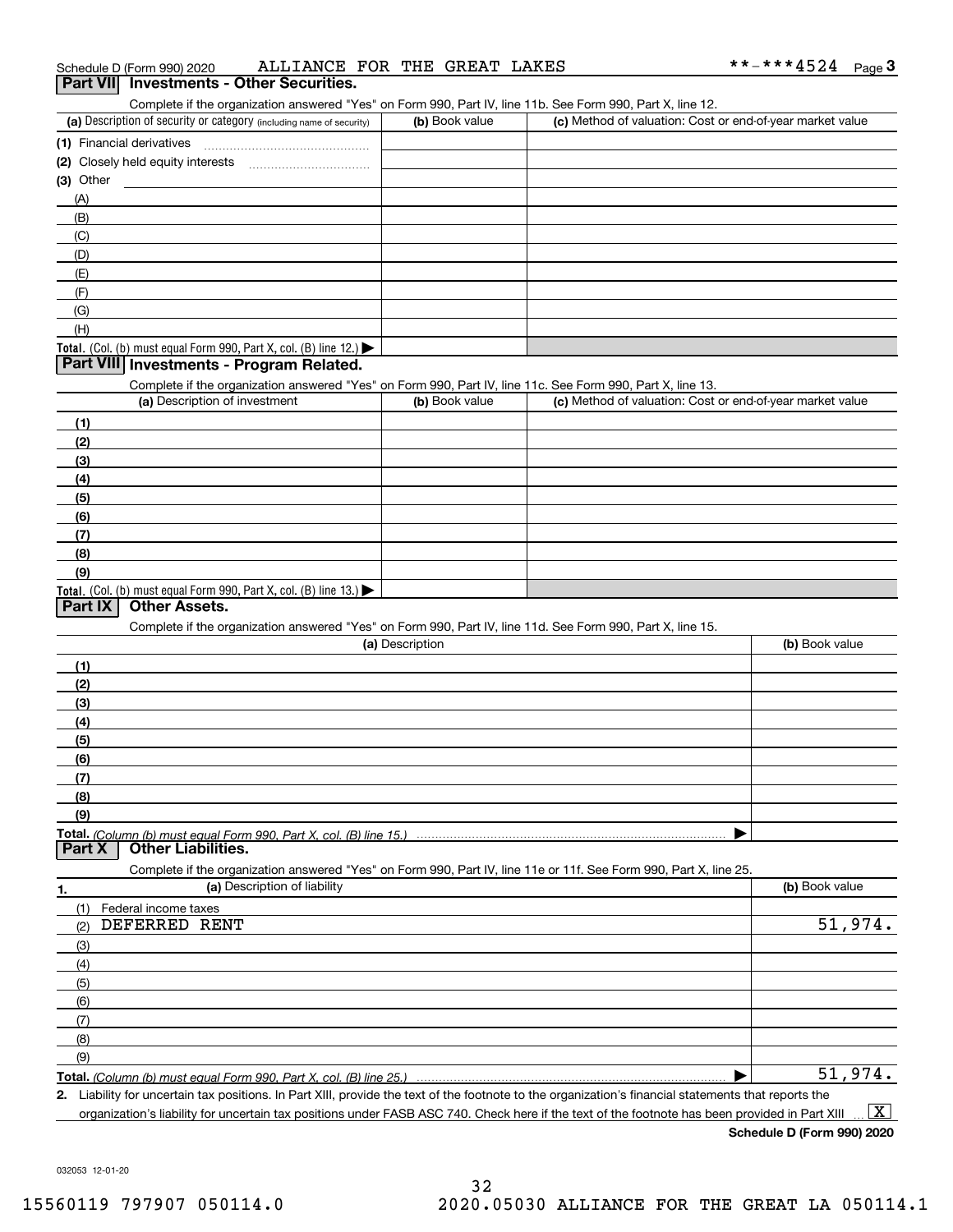Schedule D (Form 990) 2020 ALLIANCE FOR THE GREAT LAKES **-***4524 Page 3

## Part VII Investments - Other Securities.

Complete if the organization answered "Yes" on Form 990, Part IV, line 11b. See Form 990, Part X, line 12.

| (a) Description of security or category (including name of security) | (b) Book value | (c) Method of valuation: Cost or end-of-year market value |
|---|---|---|
| (1) Financial derivatives | | |
| (2) Closely held equity interests | | |
| (3) Other | | |
| (A) | | |
| (B) | | |
| (C) | | |
| (D) | | |
| (E) | | |
| (F) | | |
| (G) | | |
| (H) | | |
| **Total.** (Col. (b) must equal Form 990, Part X, col. (B) line 12.) ▶ | | |

## Part VIII Investments - Program Related.

Complete if the organization answered "Yes" on Form 990, Part IV, line 11c. See Form 990, Part X, line 13.

| (a) Description of investment | (b) Book value | (c) Method of valuation: Cost or end-of-year market value |
|---|---|---|
| (1) | | |
| (2) | | |
| (3) | | |
| (4) | | |
| (5) | | |
| (6) | | |
| (7) | | |
| (8) | | |
| (9) | | |
| **Total.** (Col. (b) must equal Form 990, Part X, col. (B) line 13.) ▶ | | |

## Part IX Other Assets.

Complete if the organization answered "Yes" on Form 990, Part IV, line 11d. See Form 990, Part X, line 15.

| (a) Description | (b) Book value |
|---|---|
| (1) | |
| (2) | |
| (3) | |
| (4) | |
| (5) | |
| (6) | |
| (7) | |
| (8) | |
| (9) | |
| **Total.** *(Column (b) must equal Form 990, Part X, col. (B) line 15.)* ▶ | |

## Part X Other Liabilities.

Complete if the organization answered "Yes" on Form 990, Part IV, line 11e or 11f. See Form 990, Part X, line 25.

| 1. (a) Description of liability | (b) Book value |
|---|---|
| (1) Federal income taxes | |
| (2) DEFERRED RENT | 51,974. |
| (3) | |
| (4) | |
| (5) | |
| (6) | |
| (7) | |
| (8) | |
| (9) | |
| **Total.** *(Column (b) must equal Form 990, Part X, col. (B) line 25.)* ▶ | 51,974. |

**2.** Liability for uncertain tax positions. In Part XIII, provide the text of the footnote to the organization's financial statements that reports the organization's liability for uncertain tax positions under FASB ASC 740. Check here if the text of the footnote has been provided in Part XIII ... [X]

**Schedule D (Form 990) 2020**

032053 12-01-20

15560119 797907 050114.0 2020.05030 ALLIANCE FOR THE GREAT LA 050114.1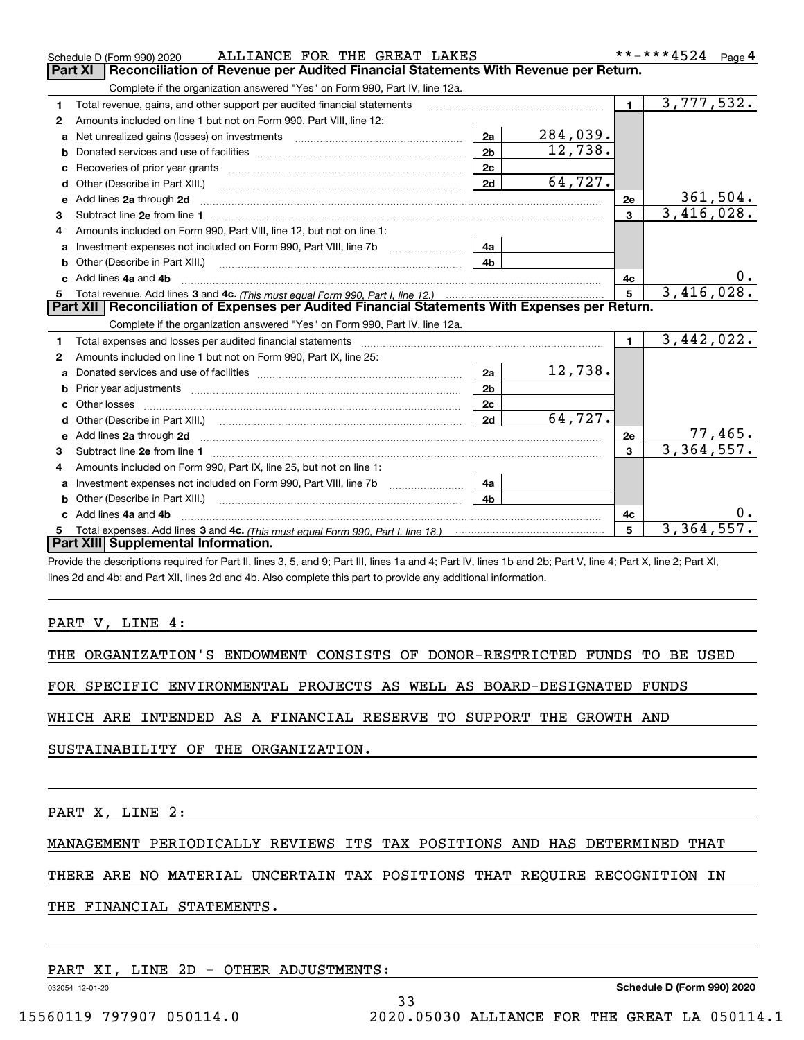Schedule D (Form 990) 2020 ALLIANCE FOR THE GREAT LAKES **-***4524 Page 4

## Part XI Reconciliation of Revenue per Audited Financial Statements With Revenue per Return.

Complete if the organization answered "Yes" on Form 990, Part IV, line 12a.

| | | | | | |
|---|---|---|---|---|---|
| 1 | Total revenue, gains, and other support per audited financial statements | | | 1 | 3,777,532. |
| 2 | Amounts included on line 1 but not on Form 990, Part VIII, line 12: | | | | |
| a | Net unrealized gains (losses) on investments | 2a | 284,039. | | |
| b | Donated services and use of facilities | 2b | 12,738. | | |
| c | Recoveries of prior year grants | 2c | | | |
| d | Other (Describe in Part XIII.) | 2d | 64,727. | | |
| e | Add lines 2a through 2d | | | 2e | 361,504. |
| 3 | Subtract line 2e from line 1 | | | 3 | 3,416,028. |
| 4 | Amounts included on Form 990, Part VIII, line 12, but not on line 1: | | | | |
| a | Investment expenses not included on Form 990, Part VIII, line 7b | 4a | | | |
| b | Other (Describe in Part XIII.) | 4b | | | |
| c | Add lines 4a and 4b | | | 4c | 0. |
| 5 | Total revenue. Add lines 3 and 4c. *(This must equal Form 990, Part I, line 12.)* | | | 5 | 3,416,028. |

## Part XII Reconciliation of Expenses per Audited Financial Statements With Expenses per Return.

Complete if the organization answered "Yes" on Form 990, Part IV, line 12a.

| | | | | | |
|---|---|---|---|---|---|
| 1 | Total expenses and losses per audited financial statements | | | 1 | 3,442,022. |
| 2 | Amounts included on line 1 but not on Form 990, Part IX, line 25: | | | | |
| a | Donated services and use of facilities | 2a | 12,738. | | |
| b | Prior year adjustments | 2b | | | |
| c | Other losses | 2c | | | |
| d | Other (Describe in Part XIII.) | 2d | 64,727. | | |
| e | Add lines 2a through 2d | | | 2e | 77,465. |
| 3 | Subtract line 2e from line 1 | | | 3 | 3,364,557. |
| 4 | Amounts included on Form 990, Part IX, line 25, but not on line 1: | | | | |
| a | Investment expenses not included on Form 990, Part VIII, line 7b | 4a | | | |
| b | Other (Describe in Part XIII.) | 4b | | | |
| c | Add lines 4a and 4b | | | 4c | 0. |
| 5 | Total expenses. Add lines 3 and 4c. *(This must equal Form 990, Part I, line 18.)* | | | 5 | 3,364,557. |

## Part XIII Supplemental Information.

Provide the descriptions required for Part II, lines 3, 5, and 9; Part III, lines 1a and 4; Part IV, lines 1b and 2b; Part V, line 4; Part X, line 2; Part XI, lines 2d and 4b; and Part XII, lines 2d and 4b. Also complete this part to provide any additional information.

PART V, LINE 4:

THE ORGANIZATION'S ENDOWMENT CONSISTS OF DONOR-RESTRICTED FUNDS TO BE USED FOR SPECIFIC ENVIRONMENTAL PROJECTS AS WELL AS BOARD-DESIGNATED FUNDS WHICH ARE INTENDED AS A FINANCIAL RESERVE TO SUPPORT THE GROWTH AND SUSTAINABILITY OF THE ORGANIZATION.

PART X, LINE 2:

MANAGEMENT PERIODICALLY REVIEWS ITS TAX POSITIONS AND HAS DETERMINED THAT THERE ARE NO MATERIAL UNCERTAIN TAX POSITIONS THAT REQUIRE RECOGNITION IN THE FINANCIAL STATEMENTS.

PART XI, LINE 2D - OTHER ADJUSTMENTS: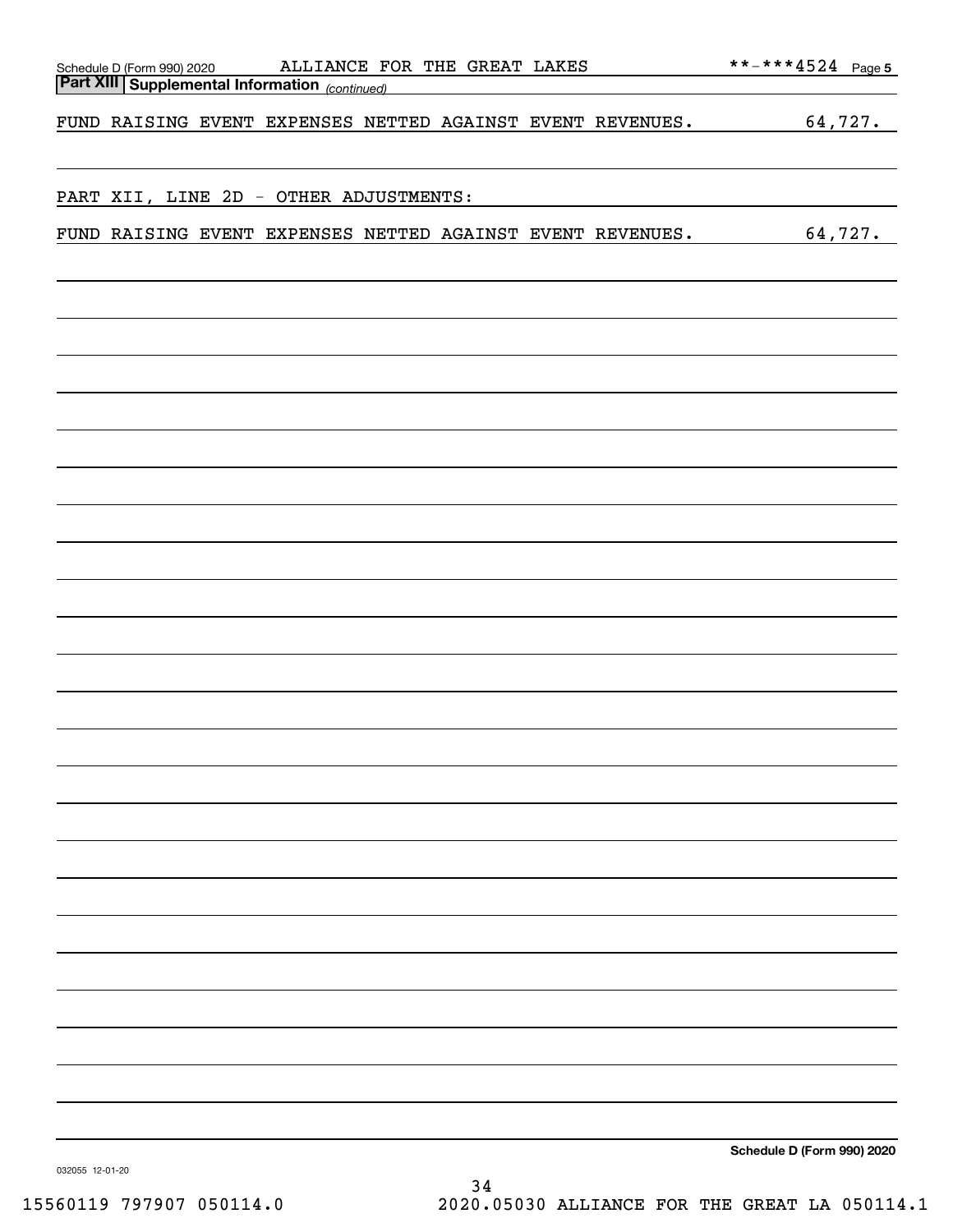Schedule D (Form 990) 2020 ALLIANCE FOR THE GREAT LAKES **-***4524

## Part XIII Supplemental Information *(continued)*

| | |
|---|---|
| FUND RAISING EVENT EXPENSES NETTED AGAINST EVENT REVENUES. | 64,727. |
| PART XII, LINE 2D - OTHER ADJUSTMENTS: | |
| FUND RAISING EVENT EXPENSES NETTED AGAINST EVENT REVENUES. | 64,727. |

Schedule D (Form 990) 2020

032055 12-01-20

15560119 797907 050114.0 2020.05030 ALLIANCE FOR THE GREAT LA 050114.1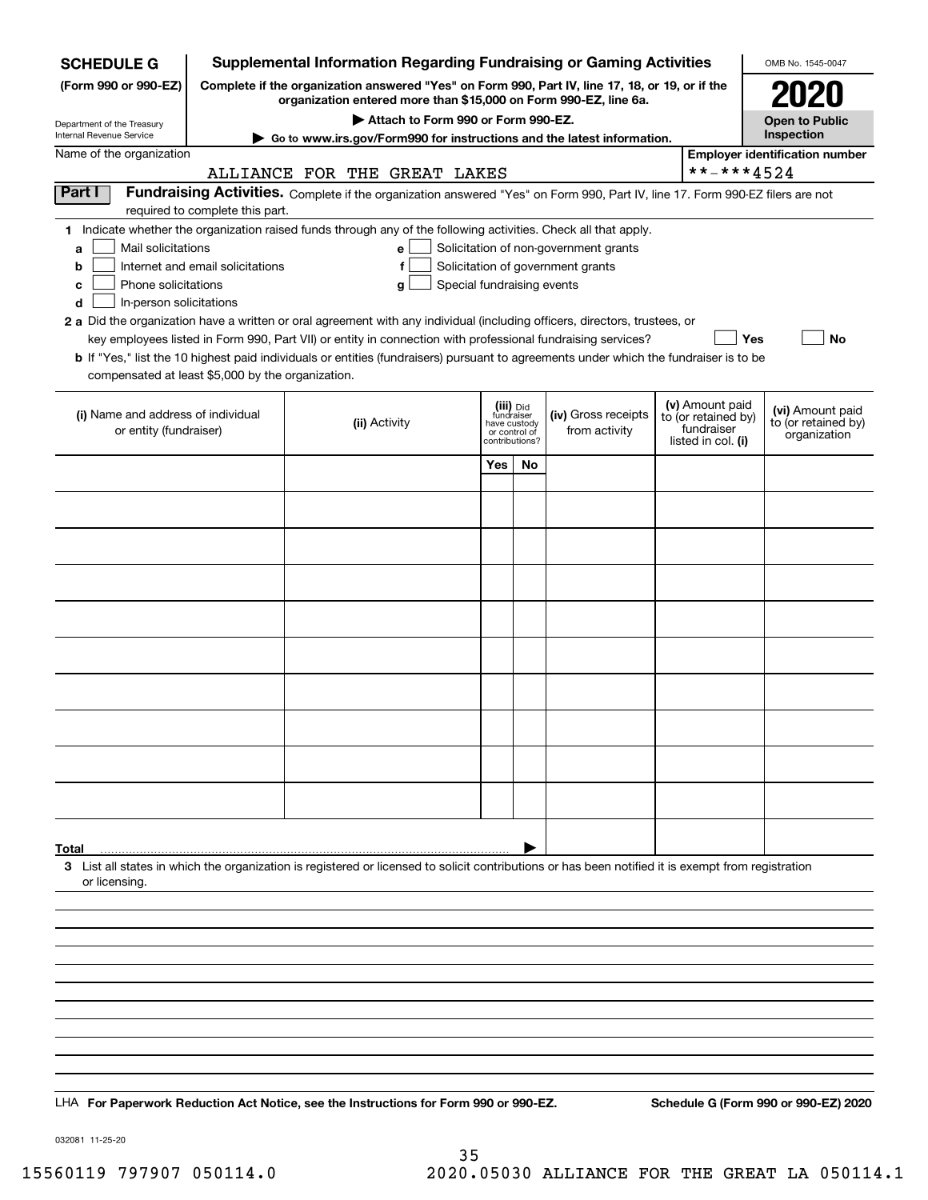**SCHEDULE G**
**(Form 990 or 990-EZ)**

Department of the Treasury
Internal Revenue Service

# Supplemental Information Regarding Fundraising or Gaming Activities

**Complete if the organization answered "Yes" on Form 990, Part IV, line 17, 18, or 19, or if the organization entered more than $15,000 on Form 990-EZ, line 6a.**

**▶ Attach to Form 990 or Form 990-EZ.**

**▶ Go to www.irs.gov/Form990 for instructions and the latest information.**

OMB No. 1545-0047

**2020**

**Open to Public Inspection**

Name of the organization: ALLIANCE FOR THE GREAT LAKES

**Employer identification number**: **-***4524

**Part I** **Fundraising Activities.** Complete if the organization answered "Yes" on Form 990, Part IV, line 17. Form 990-EZ filers are not required to complete this part.

**1** Indicate whether the organization raised funds through any of the following activities. Check all that apply.

- **a** ☐ Mail solicitations
- **b** ☐ Internet and email solicitations
- **c** ☐ Phone solicitations
- **d** ☐ In-person solicitations
- **e** ☐ Solicitation of non-government grants
- **f** ☐ Solicitation of government grants
- **g** ☐ Special fundraising events

**2 a** Did the organization have a written or oral agreement with any individual (including officers, directors, trustees, or key employees listed in Form 990, Part VII) or entity in connection with professional fundraising services? ☐ **Yes** ☐ **No**

**b** If "Yes," list the 10 highest paid individuals or entities (fundraisers) pursuant to agreements under which the fundraiser is to be compensated at least $5,000 by the organization.

| (i) Name and address of individual or entity (fundraiser) | (ii) Activity | (iii) Did fundraiser have custody or control of contributions? Yes | No | (iv) Gross receipts from activity | (v) Amount paid to (or retained by) fundraiser listed in col. (i) | (vi) Amount paid to (or retained by) organization |
|---|---|---|---|---|---|---|
| | | | | | | |
| | | | | | | |
| | | | | | | |
| | | | | | | |
| | | | | | | |
| | | | | | | |
| | | | | | | |
| | | | | | | |
| | | | | | | |
| | | | | | | |
| **Total** ▶ | | | | | | |

**3** List all states in which the organization is registered or licensed to solicit contributions or has been notified it is exempt from registration or licensing.

LHA **For Paperwork Reduction Act Notice, see the Instructions for Form 990 or 990-EZ.** **Schedule G (Form 990 or 990-EZ) 2020**

032081 11-25-20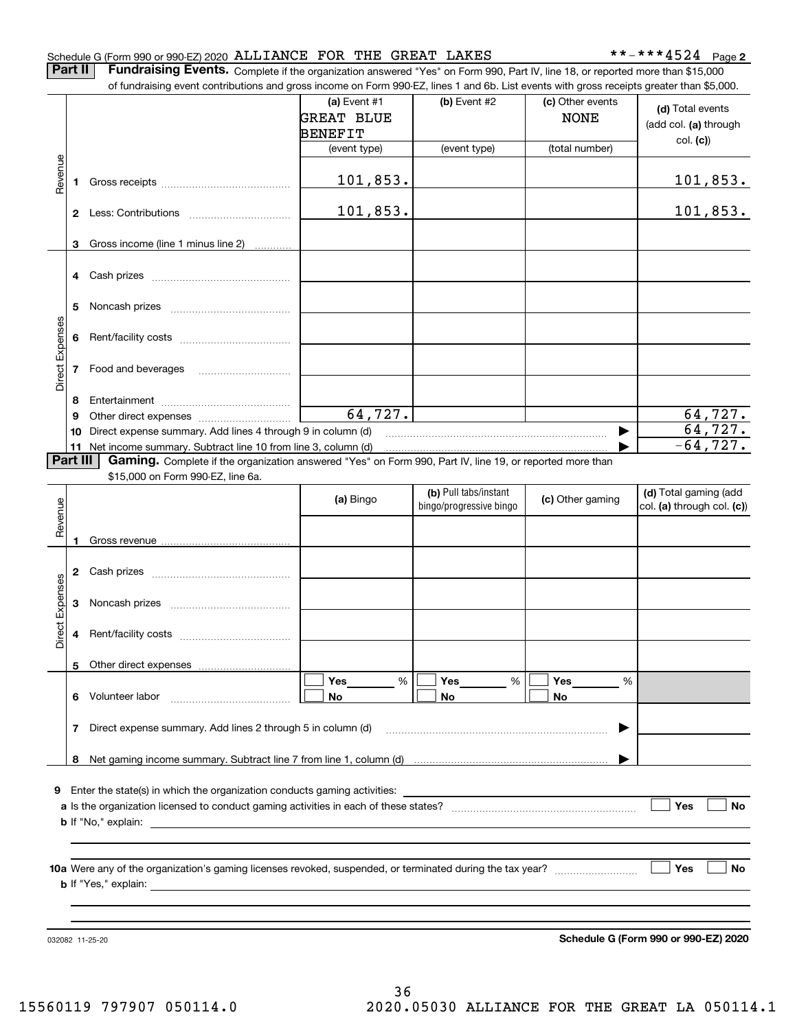Schedule G (Form 990 or 990-EZ) 2020 ALLIANCE FOR THE GREAT LAKES **-***4524 Page 2

**Part II** **Fundraising Events.** Complete if the organization answered "Yes" on Form 990, Part IV, line 18, or reported more than $15,000 of fundraising event contributions and gross income on Form 990-EZ, lines 1 and 6b. List events with gross receipts greater than $5,000.

| | | (a) Event #1 GREAT BLUE BENEFIT (event type) | (b) Event #2 (event type) | (c) Other events NONE (total number) | (d) Total events (add col. (a) through col. (c)) |
|---|---|---|---|---|---|
| Revenue | 1 Gross receipts | 101,853. | | | 101,853. |
| | 2 Less: Contributions | 101,853. | | | 101,853. |
| | 3 Gross income (line 1 minus line 2) | | | | |
| Direct Expenses | 4 Cash prizes | | | | |
| | 5 Noncash prizes | | | | |
| | 6 Rent/facility costs | | | | |
| | 7 Food and beverages | | | | |
| | 8 Entertainment | | | | |
| | 9 Other direct expenses | 64,727. | | | 64,727. |
| | 10 Direct expense summary. Add lines 4 through 9 in column (d) | | | ▶ | 64,727. |
| | 11 Net income summary. Subtract line 10 from line 3, column (d) | | | ▶ | -64,727. |

**Part III** **Gaming.** Complete if the organization answered "Yes" on Form 990, Part IV, line 19, or reported more than $15,000 on Form 990-EZ, line 6a.

| | | (a) Bingo | (b) Pull tabs/instant bingo/progressive bingo | (c) Other gaming | (d) Total gaming (add col. (a) through col. (c)) |
|---|---|---|---|---|---|
| Revenue | 1 Gross revenue | | | | |
| Direct Expenses | 2 Cash prizes | | | | |
| | 3 Noncash prizes | | | | |
| | 4 Rent/facility costs | | | | |
| | 5 Other direct expenses | | | | |
| | 6 Volunteer labor | ☐ Yes ___ % ☐ No | ☐ Yes ___ % ☐ No | ☐ Yes ___ % ☐ No | |
| | 7 Direct expense summary. Add lines 2 through 5 in column (d) | | | ▶ | |
| | 8 Net gaming income summary. Subtract line 7 from line 1, column (d) | | | ▶ | |

9 Enter the state(s) in which the organization conducts gaming activities: ____________

a Is the organization licensed to conduct gaming activities in each of these states? ☐ Yes ☐ No

b If "No," explain: ____________

10a Were any of the organization's gaming licenses revoked, suspended, or terminated during the tax year? ☐ Yes ☐ No

b If "Yes," explain: ____________

032082 11-25-20 **Schedule G (Form 990 or 990-EZ) 2020**

15560119 797907 050114.0 2020.05030 ALLIANCE FOR THE GREAT LA 050114.1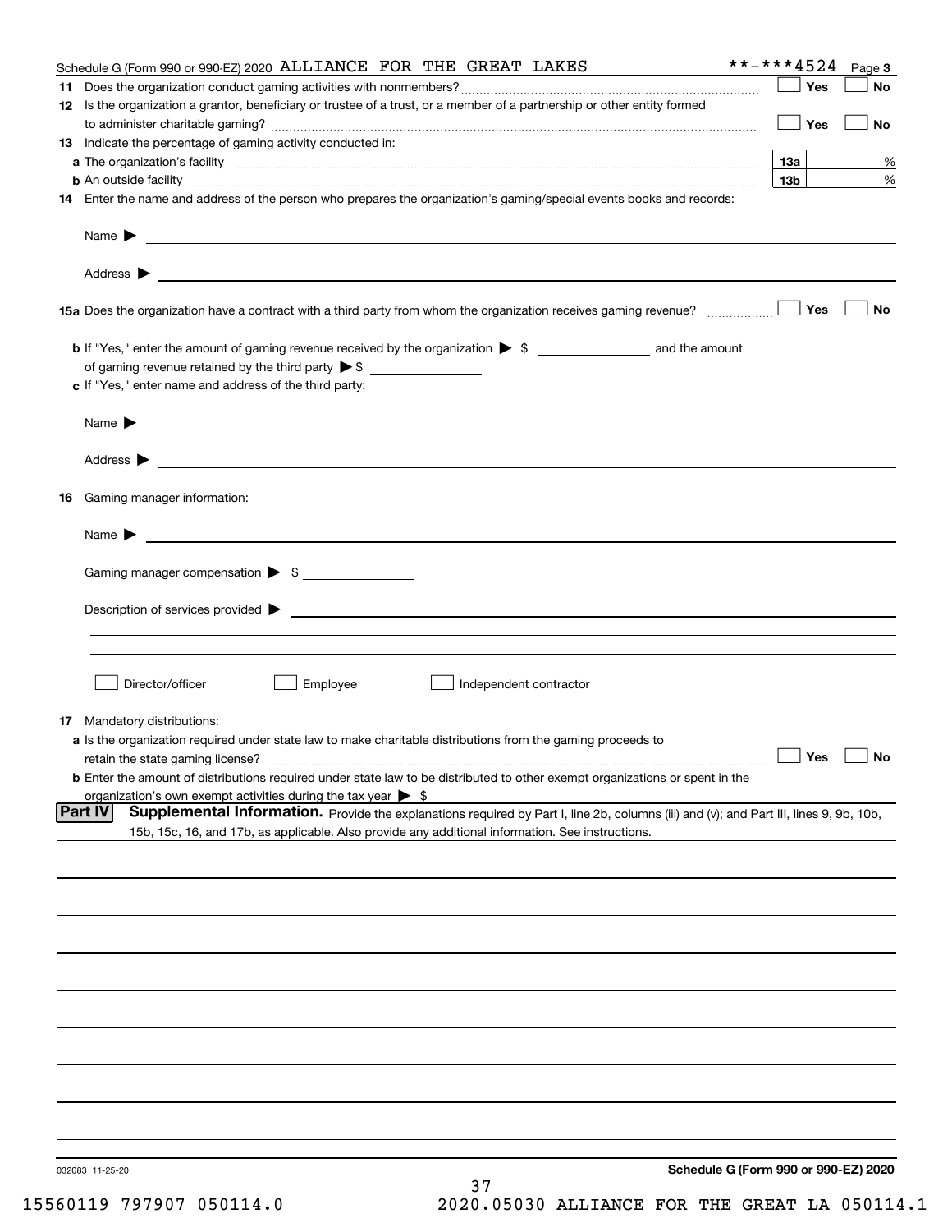Schedule G (Form 990 or 990-EZ) 2020 ALLIANCE FOR THE GREAT LAKES **-***4524 Page 3

**11** Does the organization conduct gaming activities with nonmembers? ☐ Yes ☐ No

**12** Is the organization a grantor, beneficiary or trustee of a trust, or a member of a partnership or other entity formed to administer charitable gaming? ☐ Yes ☐ No

**13** Indicate the percentage of gaming activity conducted in:

**a** The organization's facility **13a** %

**b** An outside facility **13b** %

**14** Enter the name and address of the person who prepares the organization's gaming/special events books and records:

Name ▶

Address ▶

**15a** Does the organization have a contract with a third party from whom the organization receives gaming revenue? ☐ Yes ☐ No

**b** If "Yes," enter the amount of gaming revenue received by the organization ▶ $ ______ and the amount of gaming revenue retained by the third party ▶ $ ______

**c** If "Yes," enter name and address of the third party:

Name ▶

Address ▶

**16** Gaming manager information:

Name ▶

Gaming manager compensation ▶ $

Description of services provided ▶

☐ Director/officer ☐ Employee ☐ Independent contractor

**17** Mandatory distributions:

**a** Is the organization required under state law to make charitable distributions from the gaming proceeds to retain the state gaming license? ☐ Yes ☐ No

**b** Enter the amount of distributions required under state law to be distributed to other exempt organizations or spent in the organization's own exempt activities during the tax year ▶ $

**Part IV** **Supplemental Information.** Provide the explanations required by Part I, line 2b, columns (iii) and (v); and Part III, lines 9, 9b, 10b, 15b, 15c, 16, and 17b, as applicable. Also provide any additional information. See instructions.

032083 11-25-20 **Schedule G (Form 990 or 990-EZ) 2020**

15560119 797907 050114.0 2020.05030 ALLIANCE FOR THE GREAT LA 050114.1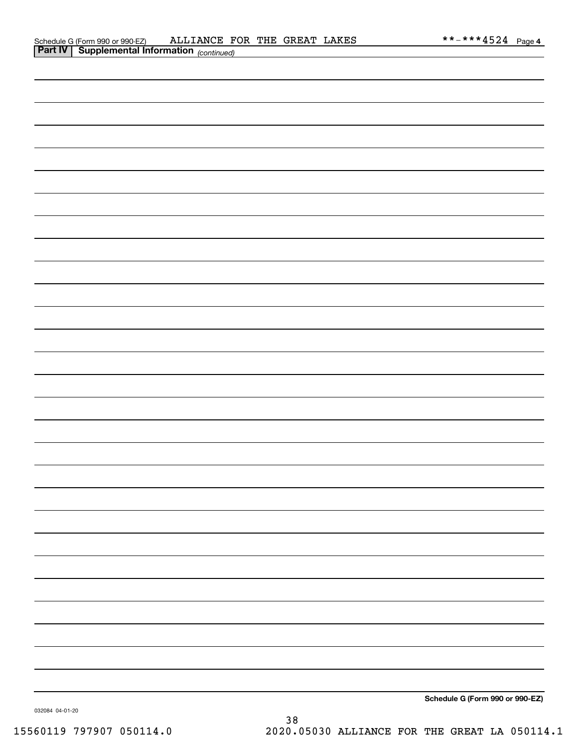**Part IV | Supplemental Information** *(continued)*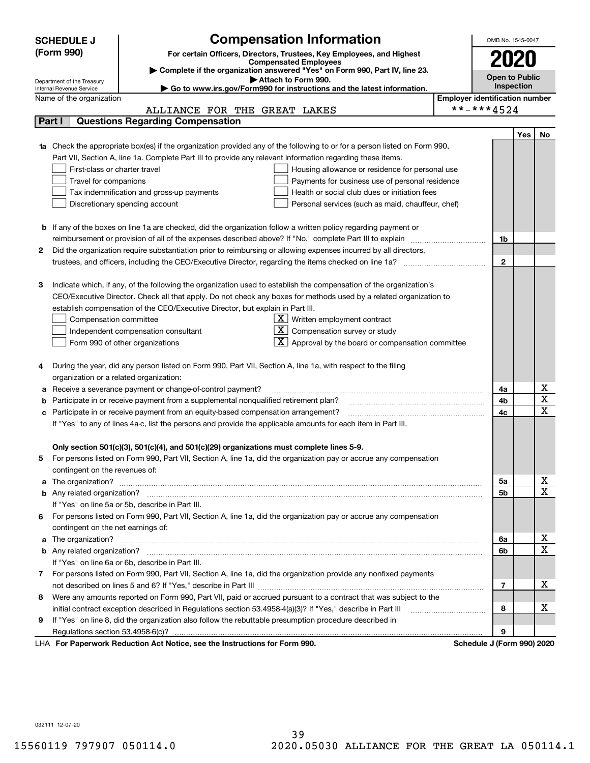**SCHEDULE J (Form 990)**

# Compensation Information

**For certain Officers, Directors, Trustees, Key Employees, and Highest Compensated Employees**

▶ Complete if the organization answered "Yes" on Form 990, Part IV, line 23.

▶ Attach to Form 990.

▶ Go to www.irs.gov/Form990 for instructions and the latest information.

Department of the Treasury
Internal Revenue Service

OMB No. 1545-0047

**2020**

**Open to Public Inspection**

Name of the organization: ALLIANCE FOR THE GREAT LAKES

Employer identification number: \*\*-\*\*\*4524

## Part I Questions Regarding Compensation

| | | | Yes | No |
|---|---|---|---|---|
| **1a** | Check the appropriate box(es) if the organization provided any of the following to or for a person listed on Form 990, Part VII, Section A, line 1a. Complete Part III to provide any relevant information regarding these items.<br>☐ First-class or charter travel ☐ Housing allowance or residence for personal use<br>☐ Travel for companions ☐ Payments for business use of personal residence<br>☐ Tax indemnification and gross-up payments ☐ Health or social club dues or initiation fees<br>☐ Discretionary spending account ☐ Personal services (such as maid, chauffeur, chef) | | | |
| **b** | If any of the boxes on line 1a are checked, did the organization follow a written policy regarding payment or reimbursement or provision of all of the expenses described above? If "No," complete Part III to explain | 1b | | |
| **2** | Did the organization require substantiation prior to reimbursing or allowing expenses incurred by all directors, trustees, and officers, including the CEO/Executive Director, regarding the items checked on line 1a? | 2 | | |
| **3** | Indicate which, if any, of the following the organization used to establish the compensation of the organization's CEO/Executive Director. Check all that apply. Do not check any boxes for methods used by a related organization to establish compensation of the CEO/Executive Director, but explain in Part III.<br>☐ Compensation committee ☒ Written employment contract<br>☐ Independent compensation consultant ☒ Compensation survey or study<br>☐ Form 990 of other organizations ☒ Approval by the board or compensation committee | | | |
| **4** | During the year, did any person listed on Form 990, Part VII, Section A, line 1a, with respect to the filing organization or a related organization: | | | |
| **a** | Receive a severance payment or change-of-control payment? | 4a | | X |
| **b** | Participate in or receive payment from a supplemental nonqualified retirement plan? | 4b | | X |
| **c** | Participate in or receive payment from an equity-based compensation arrangement? | 4c | | X |
| | If "Yes" to any of lines 4a-c, list the persons and provide the applicable amounts for each item in Part III. | | | |
| | **Only section 501(c)(3), 501(c)(4), and 501(c)(29) organizations must complete lines 5-9.** | | | |
| **5** | For persons listed on Form 990, Part VII, Section A, line 1a, did the organization pay or accrue any compensation contingent on the revenues of: | | | |
| **a** | The organization? | 5a | | X |
| **b** | Any related organization? | 5b | | X |
| | If "Yes" on line 5a or 5b, describe in Part III. | | | |
| **6** | For persons listed on Form 990, Part VII, Section A, line 1a, did the organization pay or accrue any compensation contingent on the net earnings of: | | | |
| **a** | The organization? | 6a | | X |
| **b** | Any related organization? | 6b | | X |
| | If "Yes" on line 6a or 6b, describe in Part III. | | | |
| **7** | For persons listed on Form 990, Part VII, Section A, line 1a, did the organization provide any nonfixed payments not described on lines 5 and 6? If "Yes," describe in Part III | 7 | | X |
| **8** | Were any amounts reported on Form 990, Part VII, paid or accrued pursuant to a contract that was subject to the initial contract exception described in Regulations section 53.4958-4(a)(3)? If "Yes," describe in Part III | 8 | | X |
| **9** | If "Yes" on line 8, did the organization also follow the rebuttable presumption procedure described in Regulations section 53.4958-6(c)? | 9 | | |

LHA **For Paperwork Reduction Act Notice, see the Instructions for Form 990.** **Schedule J (Form 990) 2020**

032111 12-07-20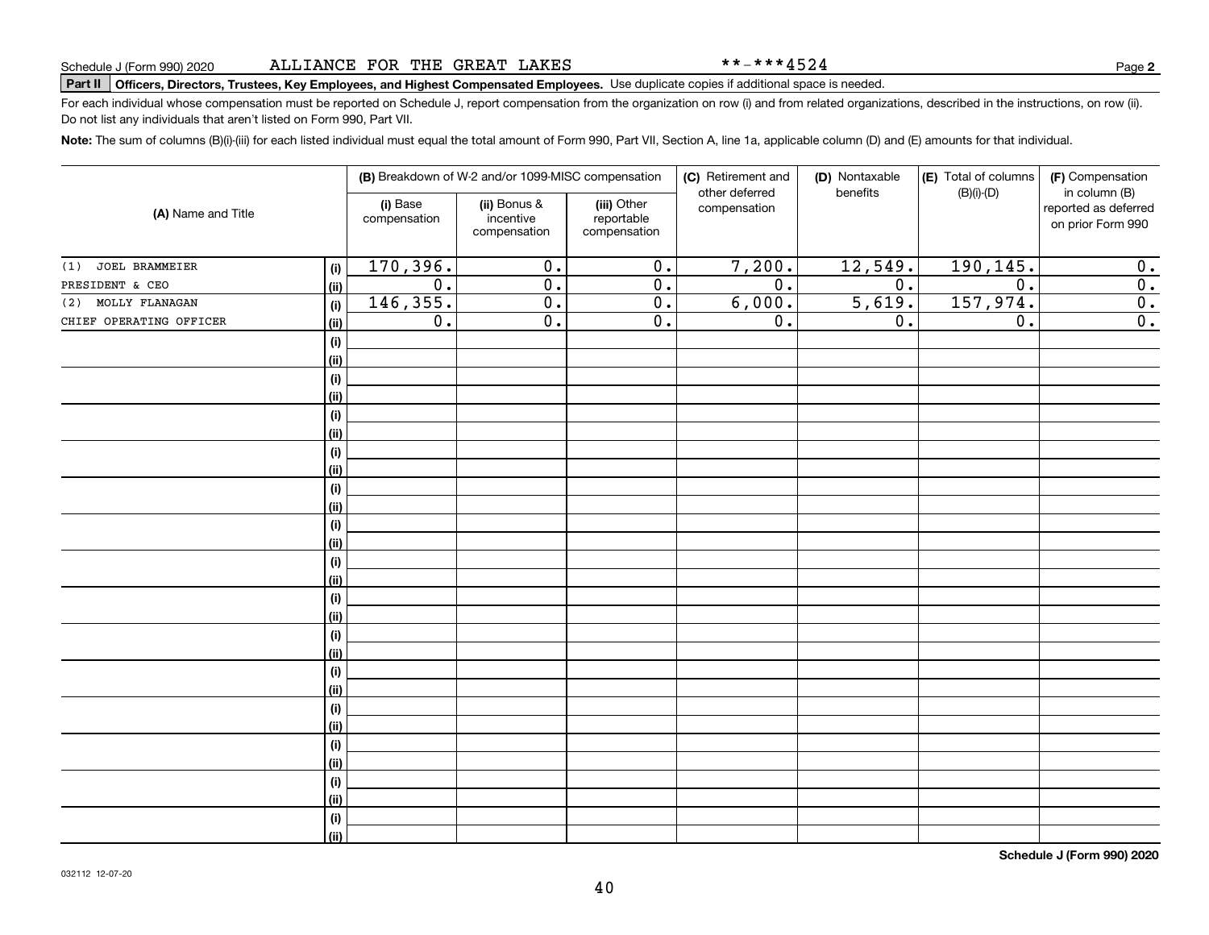Schedule J (Form 990) 2020 ALLIANCE FOR THE GREAT LAKES **-***4524

**Part II Officers, Directors, Trustees, Key Employees, and Highest Compensated Employees.** Use duplicate copies if additional space is needed.

For each individual whose compensation must be reported on Schedule J, report compensation from the organization on row (i) and from related organizations, described in the instructions, on row (ii). Do not list any individuals that aren't listed on Form 990, Part VII.

**Note:** The sum of columns (B)(i)-(iii) for each listed individual must equal the total amount of Form 990, Part VII, Section A, line 1a, applicable column (D) and (E) amounts for that individual.

| (A) Name and Title | | (B) Breakdown of W-2 and/or 1099-MISC compensation | | | (C) Retirement and other deferred compensation | (D) Nontaxable benefits | (E) Total of columns (B)(i)-(D) | (F) Compensation in column (B) reported as deferred on prior Form 990 |
|---|---|---|---|---|---|---|---|---|
| | | (i) Base compensation | (ii) Bonus & incentive compensation | (iii) Other reportable compensation | | | | |
| (1) JOEL BRAMMEIER | (i) | 170,396. | 0. | 0. | 7,200. | 12,549. | 190,145. | 0. |
| PRESIDENT & CEO | (ii) | 0. | 0. | 0. | 0. | 0. | 0. | 0. |
| (2) MOLLY FLANAGAN | (i) | 146,355. | 0. | 0. | 6,000. | 5,619. | 157,974. | 0. |
| CHIEF OPERATING OFFICER | (ii) | 0. | 0. | 0. | 0. | 0. | 0. | 0. |

Schedule J (Form 990) 2020

032112 12-07-20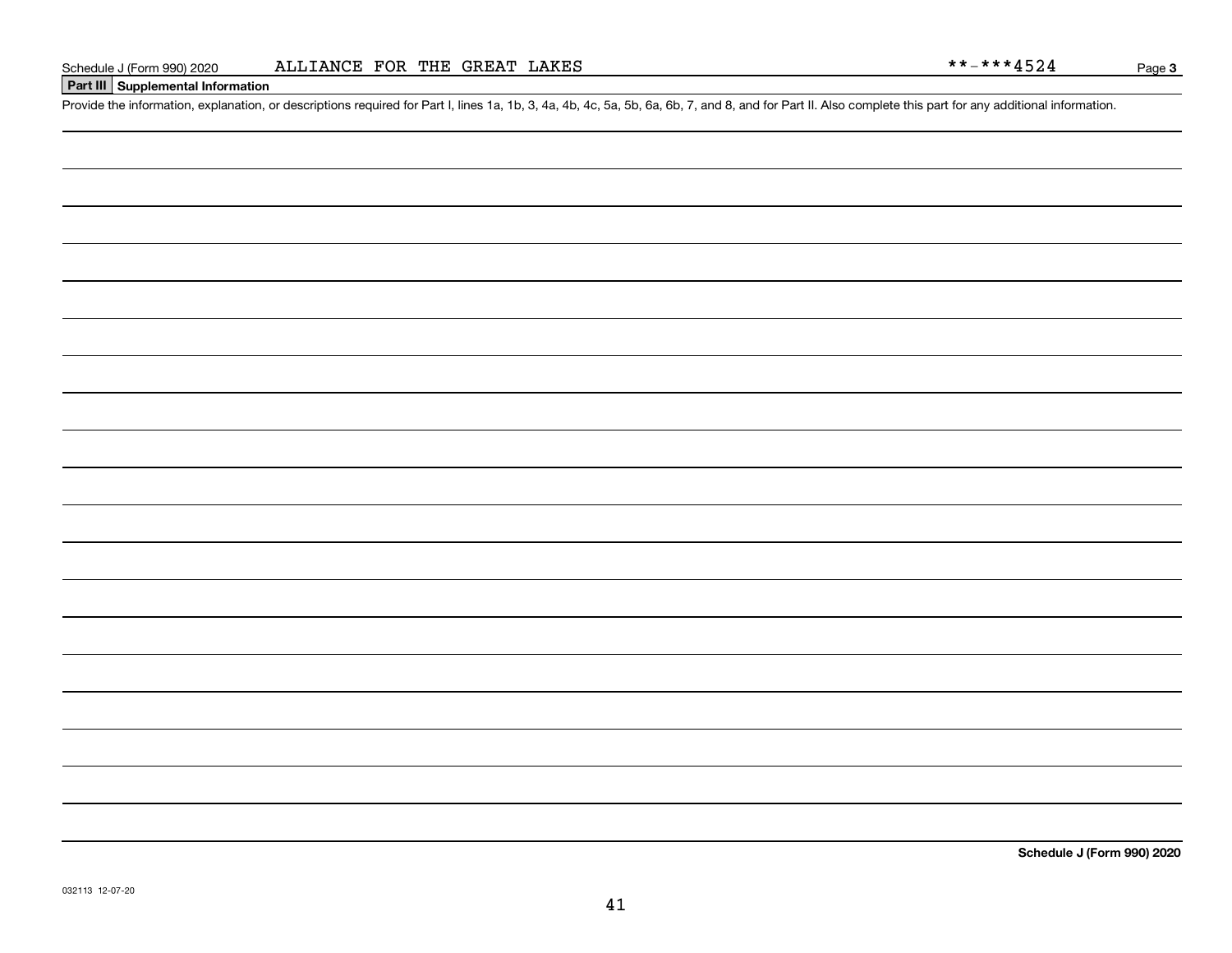Schedule J (Form 990) 2020 ALLIANCE FOR THE GREAT LAKES **-***4524

## Part III Supplemental Information

Provide the information, explanation, or descriptions required for Part I, lines 1a, 1b, 3, 4a, 4b, 4c, 5a, 5b, 6a, 6b, 7, and 8, and for Part II. Also complete this part for any additional information.

**Schedule J (Form 990) 2020**

032113 12-07-20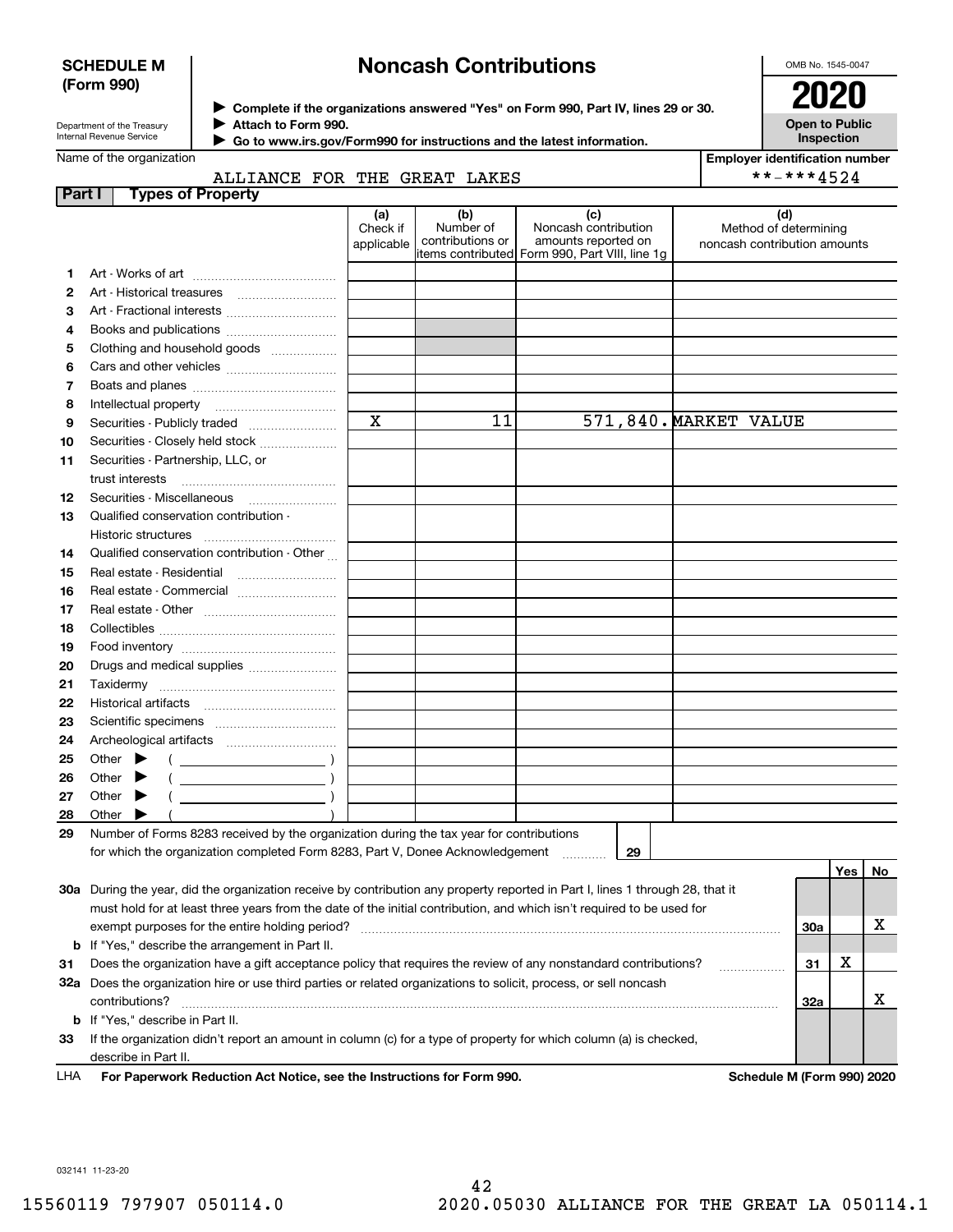**SCHEDULE M (Form 990)**

Department of the Treasury
Internal Revenue Service

# Noncash Contributions

▶ Complete if the organizations answered "Yes" on Form 990, Part IV, lines 29 or 30.
▶ Attach to Form 990.
▶ Go to www.irs.gov/Form990 for instructions and the latest information.

OMB No. 1545-0047

**2020**

**Open to Public Inspection**

Name of the organization: ALLIANCE FOR THE GREAT LAKES

Employer identification number: **-***4524

## Part I Types of Property

| | | (a) Check if applicable | (b) Number of contributions or items contributed | (c) Noncash contribution amounts reported on Form 990, Part VIII, line 1g | (d) Method of determining noncash contribution amounts |
|---|---|---|---|---|---|
| 1 | Art - Works of art | | | | |
| 2 | Art - Historical treasures | | | | |
| 3 | Art - Fractional interests | | | | |
| 4 | Books and publications | | | | |
| 5 | Clothing and household goods | | | | |
| 6 | Cars and other vehicles | | | | |
| 7 | Boats and planes | | | | |
| 8 | Intellectual property | | | | |
| 9 | Securities - Publicly traded | X | 11 | 571,840. | MARKET VALUE |
| 10 | Securities - Closely held stock | | | | |
| 11 | Securities - Partnership, LLC, or trust interests | | | | |
| 12 | Securities - Miscellaneous | | | | |
| 13 | Qualified conservation contribution - Historic structures | | | | |
| 14 | Qualified conservation contribution - Other | | | | |
| 15 | Real estate - Residential | | | | |
| 16 | Real estate - Commercial | | | | |
| 17 | Real estate - Other | | | | |
| 18 | Collectibles | | | | |
| 19 | Food inventory | | | | |
| 20 | Drugs and medical supplies | | | | |
| 21 | Taxidermy | | | | |
| 22 | Historical artifacts | | | | |
| 23 | Scientific specimens | | | | |
| 24 | Archeological artifacts | | | | |
| 25 | Other ▶ ( ) | | | | |
| 26 | Other ▶ ( ) | | | | |
| 27 | Other ▶ ( ) | | | | |
| 28 | Other ▶ ( ) | | | | |

29 Number of Forms 8283 received by the organization during the tax year for contributions for which the organization completed Form 8283, Part V, Donee Acknowledgement ..... 29

| | | | Yes | No |
|---|---|---|---|---|
| 30a | During the year, did the organization receive by contribution any property reported in Part I, lines 1 through 28, that it must hold for at least three years from the date of the initial contribution, and which isn't required to be used for exempt purposes for the entire holding period? | 30a | | X |
| b | If "Yes," describe the arrangement in Part II. | | | |
| 31 | Does the organization have a gift acceptance policy that requires the review of any nonstandard contributions? | 31 | X | |
| 32a | Does the organization hire or use third parties or related organizations to solicit, process, or sell noncash contributions? | 32a | | X |
| b | If "Yes," describe in Part II. | | | |
| 33 | If the organization didn't report an amount in column (c) for a type of property for which column (a) is checked, describe in Part II. | | | |

LHA **For Paperwork Reduction Act Notice, see the Instructions for Form 990.** **Schedule M (Form 990) 2020**

032141 11-23-20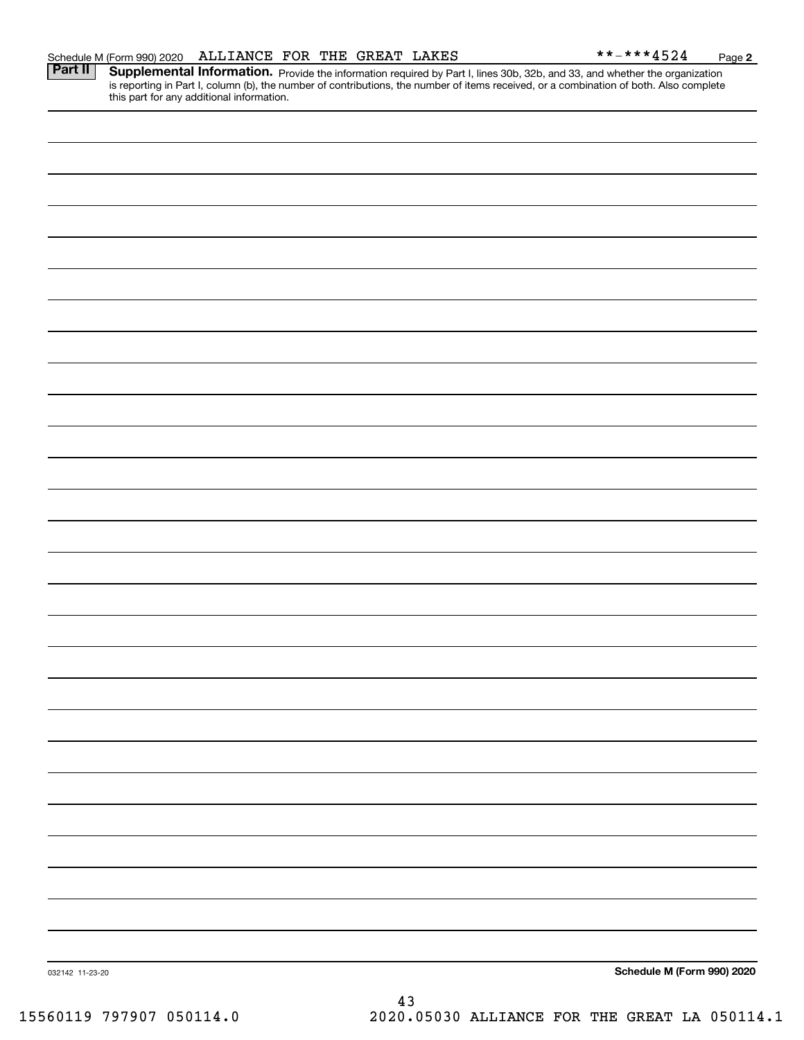Schedule M (Form 990) 2020 ALLIANCE FOR THE GREAT LAKES **-***4524 Page 2

**Part II** **Supplemental Information.** Provide the information required by Part I, lines 30b, 32b, and 33, and whether the organization is reporting in Part I, column (b), the number of contributions, the number of items received, or a combination of both. Also complete this part for any additional information.

032142 11-23-20 **Schedule M (Form 990) 2020**

15560119 797907 050114.0 2020.05030 ALLIANCE FOR THE GREAT LA 050114.1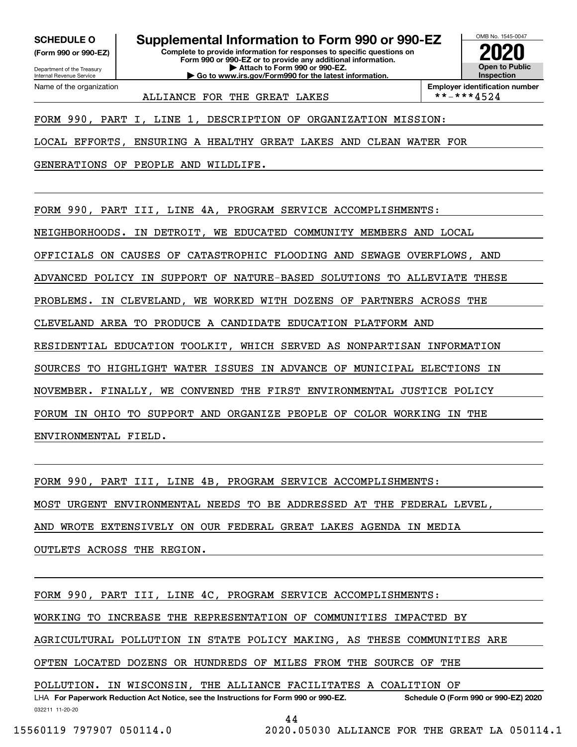**SCHEDULE O (Form 990 or 990-EZ)**

Department of the Treasury
Internal Revenue Service

# Supplemental Information to Form 990 or 990-EZ

**Complete to provide information for responses to specific questions on Form 990 or 990-EZ or to provide any additional information.**
**▶ Attach to Form 990 or 990-EZ.**
**▶ Go to www.irs.gov/Form990 for the latest information.**

OMB No. 1545-0047
**2020**
**Open to Public Inspection**

Name of the organization: ALLIANCE FOR THE GREAT LAKES

**Employer identification number:** **-***4524

FORM 990, PART I, LINE 1, DESCRIPTION OF ORGANIZATION MISSION:

LOCAL EFFORTS, ENSURING A HEALTHY GREAT LAKES AND CLEAN WATER FOR GENERATIONS OF PEOPLE AND WILDLIFE.

FORM 990, PART III, LINE 4A, PROGRAM SERVICE ACCOMPLISHMENTS:

NEIGHBORHOODS. IN DETROIT, WE EDUCATED COMMUNITY MEMBERS AND LOCAL OFFICIALS ON CAUSES OF CATASTROPHIC FLOODING AND SEWAGE OVERFLOWS, AND ADVANCED POLICY IN SUPPORT OF NATURE-BASED SOLUTIONS TO ALLEVIATE THESE PROBLEMS. IN CLEVELAND, WE WORKED WITH DOZENS OF PARTNERS ACROSS THE CLEVELAND AREA TO PRODUCE A CANDIDATE EDUCATION PLATFORM AND RESIDENTIAL EDUCATION TOOLKIT, WHICH SERVED AS NONPARTISAN INFORMATION SOURCES TO HIGHLIGHT WATER ISSUES IN ADVANCE OF MUNICIPAL ELECTIONS IN NOVEMBER. FINALLY, WE CONVENED THE FIRST ENVIRONMENTAL JUSTICE POLICY FORUM IN OHIO TO SUPPORT AND ORGANIZE PEOPLE OF COLOR WORKING IN THE ENVIRONMENTAL FIELD.

FORM 990, PART III, LINE 4B, PROGRAM SERVICE ACCOMPLISHMENTS:

MOST URGENT ENVIRONMENTAL NEEDS TO BE ADDRESSED AT THE FEDERAL LEVEL, AND WROTE EXTENSIVELY ON OUR FEDERAL GREAT LAKES AGENDA IN MEDIA OUTLETS ACROSS THE REGION.

FORM 990, PART III, LINE 4C, PROGRAM SERVICE ACCOMPLISHMENTS:

WORKING TO INCREASE THE REPRESENTATION OF COMMUNITIES IMPACTED BY AGRICULTURAL POLLUTION IN STATE POLICY MAKING, AS THESE COMMUNITIES ARE OFTEN LOCATED DOZENS OR HUNDREDS OF MILES FROM THE SOURCE OF THE POLLUTION. IN WISCONSIN, THE ALLIANCE FACILITATES A COALITION OF

LHA **For Paperwork Reduction Act Notice, see the Instructions for Form 990 or 990-EZ.** **Schedule O (Form 990 or 990-EZ) 2020**

032211 11-20-20

15560119 797907 050114.0 2020.05030 ALLIANCE FOR THE GREAT LA 050114.1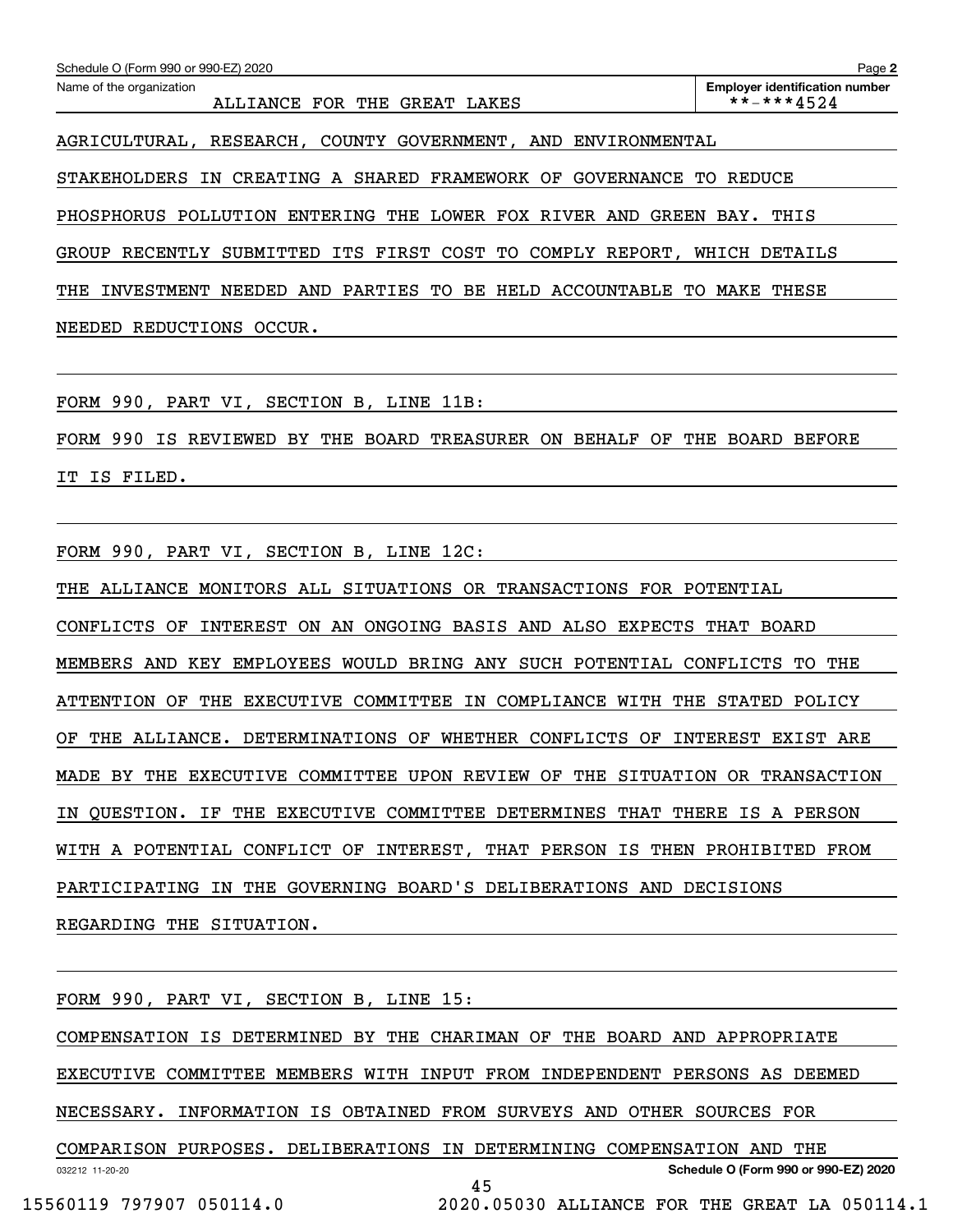Schedule O (Form 990 or 990-EZ) 2020

Name of the organization: ALLIANCE FOR THE GREAT LAKES

Employer identification number: **-***4524

AGRICULTURAL, RESEARCH, COUNTY GOVERNMENT, AND ENVIRONMENTAL STAKEHOLDERS IN CREATING A SHARED FRAMEWORK OF GOVERNANCE TO REDUCE PHOSPHORUS POLLUTION ENTERING THE LOWER FOX RIVER AND GREEN BAY. THIS GROUP RECENTLY SUBMITTED ITS FIRST COST TO COMPLY REPORT, WHICH DETAILS THE INVESTMENT NEEDED AND PARTIES TO BE HELD ACCOUNTABLE TO MAKE THESE NEEDED REDUCTIONS OCCUR.

FORM 990, PART VI, SECTION B, LINE 11B:

FORM 990 IS REVIEWED BY THE BOARD TREASURER ON BEHALF OF THE BOARD BEFORE IT IS FILED.

FORM 990, PART VI, SECTION B, LINE 12C:

THE ALLIANCE MONITORS ALL SITUATIONS OR TRANSACTIONS FOR POTENTIAL CONFLICTS OF INTEREST ON AN ONGOING BASIS AND ALSO EXPECTS THAT BOARD MEMBERS AND KEY EMPLOYEES WOULD BRING ANY SUCH POTENTIAL CONFLICTS TO THE ATTENTION OF THE EXECUTIVE COMMITTEE IN COMPLIANCE WITH THE STATED POLICY OF THE ALLIANCE. DETERMINATIONS OF WHETHER CONFLICTS OF INTEREST EXIST ARE MADE BY THE EXECUTIVE COMMITTEE UPON REVIEW OF THE SITUATION OR TRANSACTION IN QUESTION. IF THE EXECUTIVE COMMITTEE DETERMINES THAT THERE IS A PERSON WITH A POTENTIAL CONFLICT OF INTEREST, THAT PERSON IS THEN PROHIBITED FROM PARTICIPATING IN THE GOVERNING BOARD'S DELIBERATIONS AND DECISIONS REGARDING THE SITUATION.

FORM 990, PART VI, SECTION B, LINE 15:

COMPENSATION IS DETERMINED BY THE CHARIMAN OF THE BOARD AND APPROPRIATE EXECUTIVE COMMITTEE MEMBERS WITH INPUT FROM INDEPENDENT PERSONS AS DEEMED NECESSARY. INFORMATION IS OBTAINED FROM SURVEYS AND OTHER SOURCES FOR COMPARISON PURPOSES. DELIBERATIONS IN DETERMINING COMPENSATION AND THE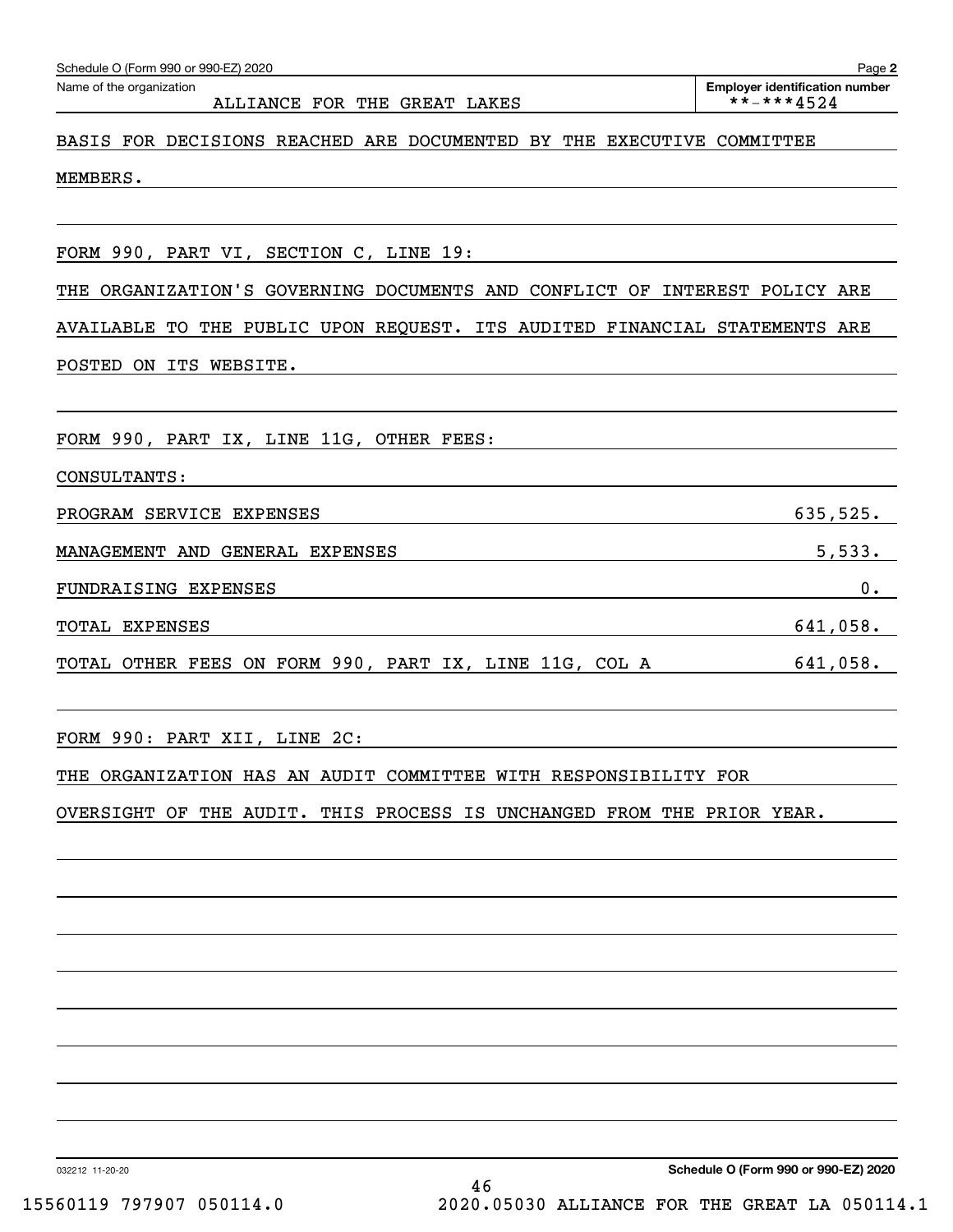Schedule O (Form 990 or 990-EZ) 2020

Name of the organization: ALLIANCE FOR THE GREAT LAKES

Employer identification number: **-***4524

BASIS FOR DECISIONS REACHED ARE DOCUMENTED BY THE EXECUTIVE COMMITTEE MEMBERS.

FORM 990, PART VI, SECTION C, LINE 19:

THE ORGANIZATION'S GOVERNING DOCUMENTS AND CONFLICT OF INTEREST POLICY ARE AVAILABLE TO THE PUBLIC UPON REQUEST. ITS AUDITED FINANCIAL STATEMENTS ARE POSTED ON ITS WEBSITE.

FORM 990, PART IX, LINE 11G, OTHER FEES:

CONSULTANTS:

| | |
|---|---|
| PROGRAM SERVICE EXPENSES | 635,525. |
| MANAGEMENT AND GENERAL EXPENSES | 5,533. |
| FUNDRAISING EXPENSES | 0. |
| TOTAL EXPENSES | 641,058. |
| TOTAL OTHER FEES ON FORM 990, PART IX, LINE 11G, COL A | 641,058. |

FORM 990: PART XII, LINE 2C:

THE ORGANIZATION HAS AN AUDIT COMMITTEE WITH RESPONSIBILITY FOR OVERSIGHT OF THE AUDIT. THIS PROCESS IS UNCHANGED FROM THE PRIOR YEAR.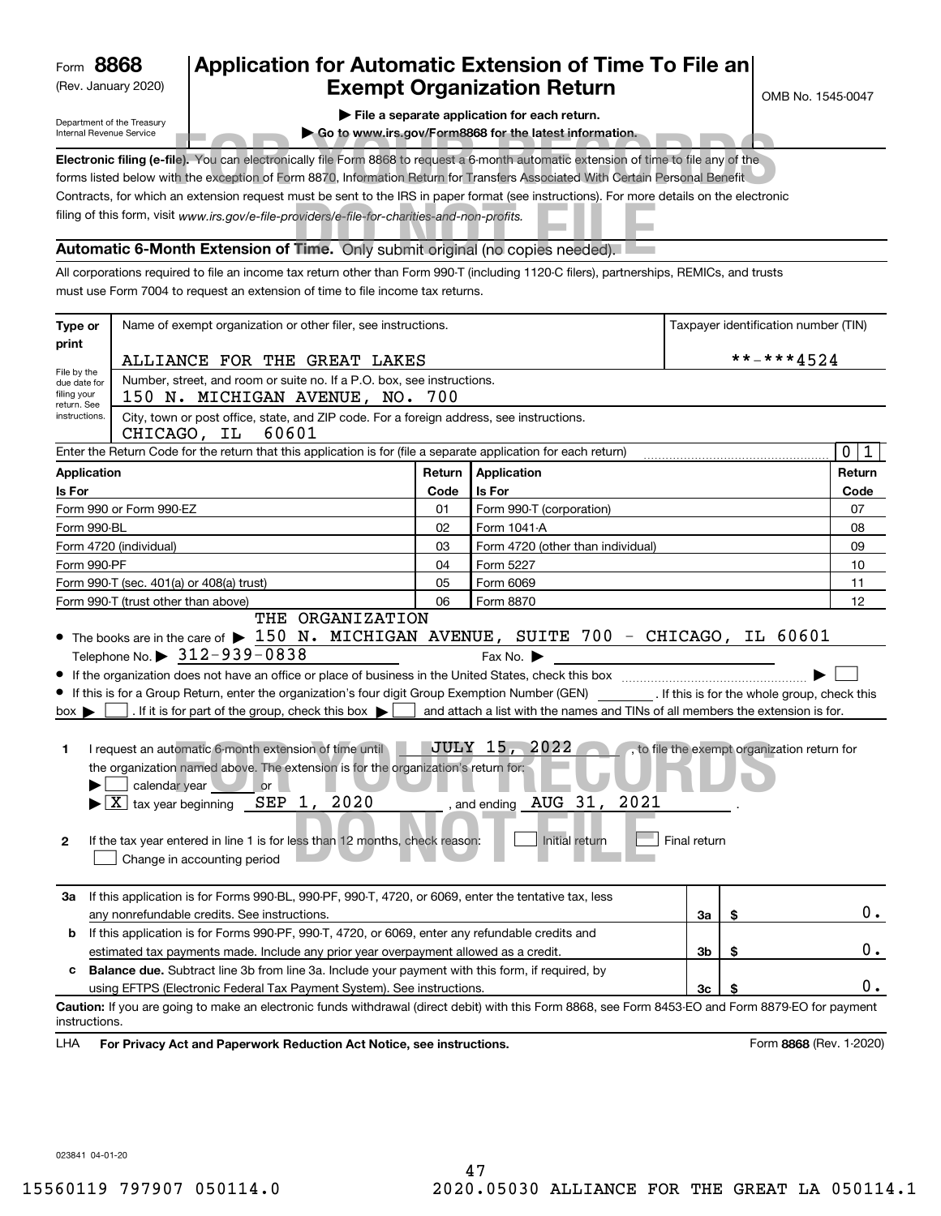Form **8868**
(Rev. January 2020)

Department of the Treasury
Internal Revenue Service

# Application for Automatic Extension of Time To File an Exempt Organization Return

OMB No. 1545-0047

▶ **File a separate application for each return.**

▶ **Go to www.irs.gov/Form8868 for the latest information.**

FOR YOUR RECORDS
DO NOT FILE

**Electronic filing (e-file).** You can electronically file Form 8868 to request a 6-month automatic extension of time to file any of the forms listed below with the exception of Form 8870, Information Return for Transfers Associated With Certain Personal Benefit Contracts, for which an extension request must be sent to the IRS in paper format (see instructions). For more details on the electronic filing of this form, visit *www.irs.gov/e-file-providers/e-file-for-charities-and-non-profits.*

**Automatic 6-Month Extension of Time.** Only submit original (no copies needed).

All corporations required to file an income tax return other than Form 990-T (including 1120-C filers), partnerships, REMICs, and trusts must use Form 7004 to request an extension of time to file income tax returns.

| | | |
|---|---|---|
| **Type or print** | Name of exempt organization or other filer, see instructions. ALLIANCE FOR THE GREAT LAKES | Taxpayer identification number (TIN) **-***4524 |
| File by the due date for filing your return. See instructions. | Number, street, and room or suite no. If a P.O. box, see instructions. 150 N. MICHIGAN AVENUE, NO. 700 | |
| | City, town or post office, state, and ZIP code. For a foreign address, see instructions. CHICAGO, IL 60601 | |

Enter the Return Code for the return that this application is for (file a separate application for each return) .......... 0 1

| Application Is For | Return Code | Application Is For | Return Code |
|---|---|---|---|
| Form 990 or Form 990-EZ | 01 | Form 990-T (corporation) | 07 |
| Form 990-BL | 02 | Form 1041-A | 08 |
| Form 4720 (individual) | 03 | Form 4720 (other than individual) | 09 |
| Form 990-PF | 04 | Form 5227 | 10 |
| Form 990-T (sec. 401(a) or 408(a) trust) | 05 | Form 6069 | 11 |
| Form 990-T (trust other than above) | 06 | Form 8870 | 12 |

- The books are in the care of ▶ THE ORGANIZATION 150 N. MICHIGAN AVENUE, SUITE 700 - CHICAGO, IL 60601
  Telephone No. ▶ 312-939-0838   Fax No. ▶
- If the organization does not have an office or place of business in the United States, check this box .......... ▶ ☐
- If this is for a Group Return, enter the organization's four digit Group Exemption Number (GEN) ________ . If this is for the whole group, check this box ▶ ☐ . If it is for part of the group, check this box ▶ ☐ and attach a list with the names and TINs of all members the extension is for.

**1** I request an automatic 6-month extension of time until JULY 15, 2022 , to file the exempt organization return for the organization named above. The extension is for the organization's return for:
▶ ☐ calendar year ______ or
▶ ☒ tax year beginning SEP 1, 2020 , and ending AUG 31, 2021 .

**2** If the tax year entered in line 1 is for less than 12 months, check reason: ☐ Initial return ☐ Final return
☐ Change in accounting period

| | | | | |
|---|---|---|---|---|
| **3a** | If this application is for Forms 990-BL, 990-PF, 990-T, 4720, or 6069, enter the tentative tax, less any nonrefundable credits. See instructions. | **3a** | $ | 0. |
| **b** | If this application is for Forms 990-PF, 990-T, 4720, or 6069, enter any refundable credits and estimated tax payments made. Include any prior year overpayment allowed as a credit. | **3b** | $ | 0. |
| **c** | **Balance due.** Subtract line 3b from line 3a. Include your payment with this form, if required, by using EFTPS (Electronic Federal Tax Payment System). See instructions. | **3c** | $ | 0. |

**Caution:** If you are going to make an electronic funds withdrawal (direct debit) with this Form 8868, see Form 8453-EO and Form 8879-EO for payment instructions.

LHA **For Privacy Act and Paperwork Reduction Act Notice, see instructions.** Form **8868** (Rev. 1-2020)

023841 04-01-20

15560119 797907 050114.0 2020.05030 ALLIANCE FOR THE GREAT LA 050114.1